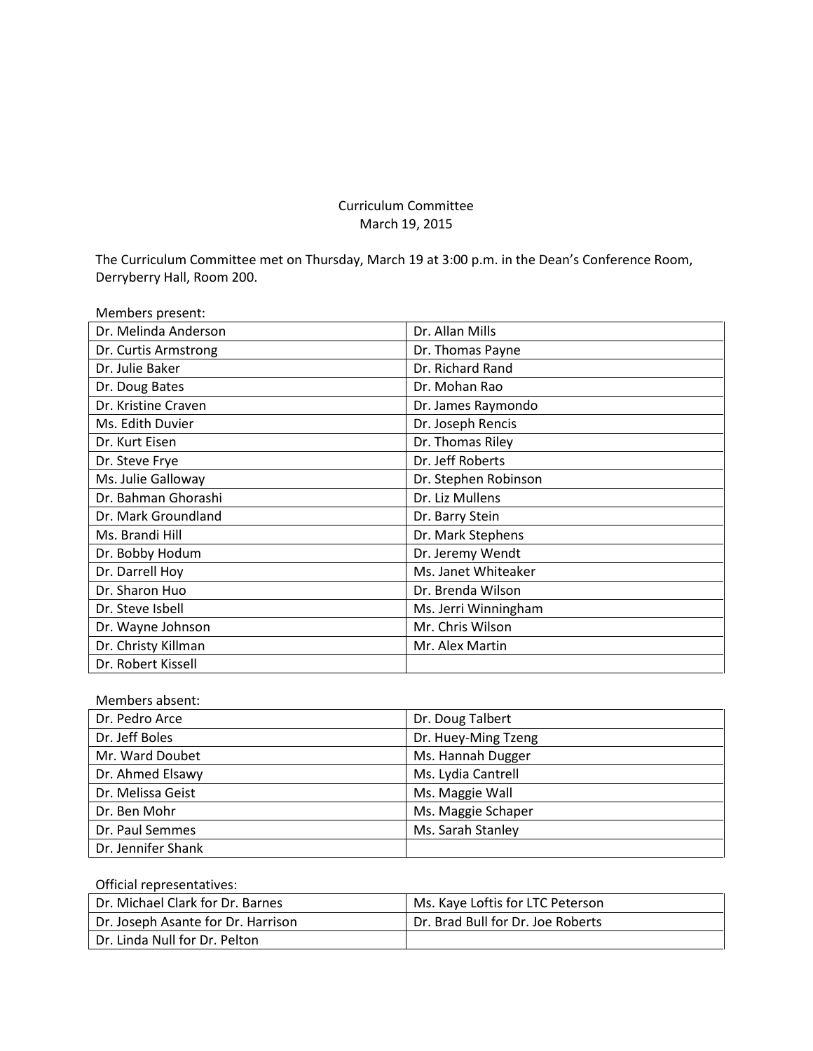# Curriculum Committee
March 19, 2015

The Curriculum Committee met on Thursday, March 19 at 3:00 p.m. in the Dean's Conference Room, Derryberry Hall, Room 200.

Members present:

| | |
|---|---|
| Dr. Melinda Anderson | Dr. Allan Mills |
| Dr. Curtis Armstrong | Dr. Thomas Payne |
| Dr. Julie Baker | Dr. Richard Rand |
| Dr. Doug Bates | Dr. Mohan Rao |
| Dr. Kristine Craven | Dr. James Raymondo |
| Ms. Edith Duvier | Dr. Joseph Rencis |
| Dr. Kurt Eisen | Dr. Thomas Riley |
| Dr. Steve Frye | Dr. Jeff Roberts |
| Ms. Julie Galloway | Dr. Stephen Robinson |
| Dr. Bahman Ghorashi | Dr. Liz Mullens |
| Dr. Mark Groundland | Dr. Barry Stein |
| Ms. Brandi Hill | Dr. Mark Stephens |
| Dr. Bobby Hodum | Dr. Jeremy Wendt |
| Dr. Darrell Hoy | Ms. Janet Whiteaker |
| Dr. Sharon Huo | Dr. Brenda Wilson |
| Dr. Steve Isbell | Ms. Jerri Winningham |
| Dr. Wayne Johnson | Mr. Chris Wilson |
| Dr. Christy Killman | Mr. Alex Martin |
| Dr. Robert Kissell | |

Members absent:

| | |
|---|---|
| Dr. Pedro Arce | Dr. Doug Talbert |
| Dr. Jeff Boles | Dr. Huey-Ming Tzeng |
| Mr. Ward Doubet | Ms. Hannah Dugger |
| Dr. Ahmed Elsawy | Ms. Lydia Cantrell |
| Dr. Melissa Geist | Ms. Maggie Wall |
| Dr. Ben Mohr | Ms. Maggie Schaper |
| Dr. Paul Semmes | Ms. Sarah Stanley |
| Dr. Jennifer Shank | |

Official representatives:

| | |
|---|---|
| Dr. Michael Clark for Dr. Barnes | Ms. Kaye Loftis for LTC Peterson |
| Dr. Joseph Asante for Dr. Harrison | Dr. Brad Bull for Dr. Joe Roberts |
| Dr. Linda Null for Dr. Pelton | |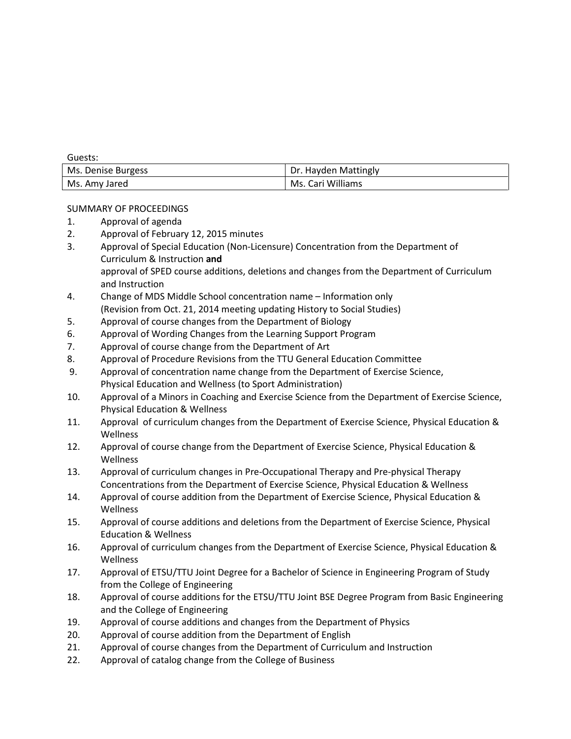Guests:

| Ms. Denise Burgess | Dr. Hayden Mattingly |
|---|---|
| Ms. Amy Jared | Ms. Cari Williams |

SUMMARY OF PROCEEDINGS

1. Approval of agenda
2. Approval of February 12, 2015 minutes
3. Approval of Special Education (Non-Licensure) Concentration from the Department of Curriculum & Instruction **and** approval of SPED course additions, deletions and changes from the Department of Curriculum and Instruction
4. Change of MDS Middle School concentration name – Information only (Revision from Oct. 21, 2014 meeting updating History to Social Studies)
5. Approval of course changes from the Department of Biology
6. Approval of Wording Changes from the Learning Support Program
7. Approval of course change from the Department of Art
8. Approval of Procedure Revisions from the TTU General Education Committee
9. Approval of concentration name change from the Department of Exercise Science, Physical Education and Wellness (to Sport Administration)
10. Approval of a Minors in Coaching and Exercise Science from the Department of Exercise Science, Physical Education & Wellness
11. Approval of curriculum changes from the Department of Exercise Science, Physical Education & Wellness
12. Approval of course change from the Department of Exercise Science, Physical Education & Wellness
13. Approval of curriculum changes in Pre-Occupational Therapy and Pre-physical Therapy Concentrations from the Department of Exercise Science, Physical Education & Wellness
14. Approval of course addition from the Department of Exercise Science, Physical Education & Wellness
15. Approval of course additions and deletions from the Department of Exercise Science, Physical Education & Wellness
16. Approval of curriculum changes from the Department of Exercise Science, Physical Education & Wellness
17. Approval of ETSU/TTU Joint Degree for a Bachelor of Science in Engineering Program of Study from the College of Engineering
18. Approval of course additions for the ETSU/TTU Joint BSE Degree Program from Basic Engineering and the College of Engineering
19. Approval of course additions and changes from the Department of Physics
20. Approval of course addition from the Department of English
21. Approval of course changes from the Department of Curriculum and Instruction
22. Approval of catalog change from the College of Business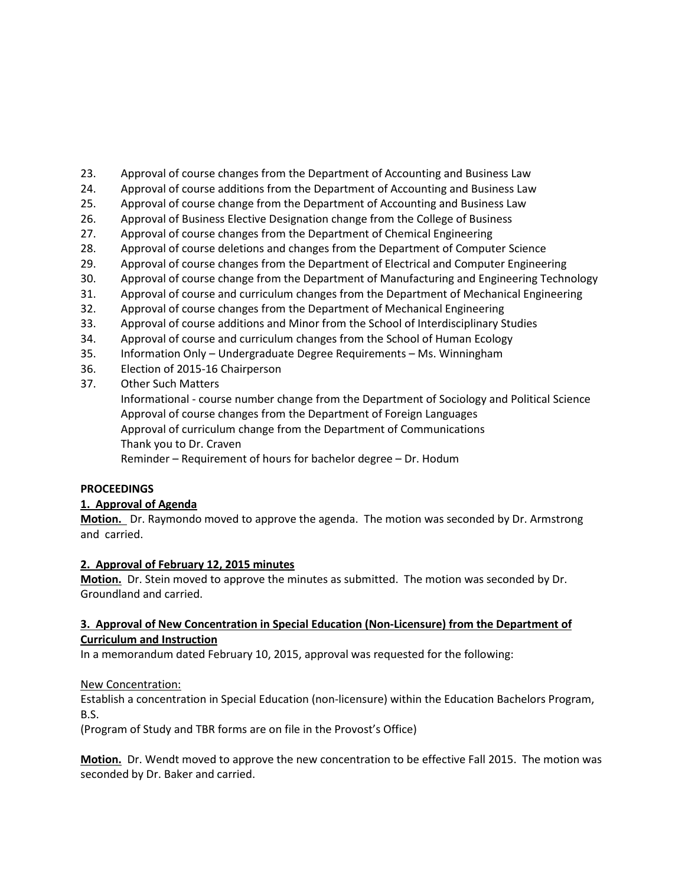23. Approval of course changes from the Department of Accounting and Business Law
24. Approval of course additions from the Department of Accounting and Business Law
25. Approval of course change from the Department of Accounting and Business Law
26. Approval of Business Elective Designation change from the College of Business
27. Approval of course changes from the Department of Chemical Engineering
28. Approval of course deletions and changes from the Department of Computer Science
29. Approval of course changes from the Department of Electrical and Computer Engineering
30. Approval of course change from the Department of Manufacturing and Engineering Technology
31. Approval of course and curriculum changes from the Department of Mechanical Engineering
32. Approval of course changes from the Department of Mechanical Engineering
33. Approval of course additions and Minor from the School of Interdisciplinary Studies
34. Approval of course and curriculum changes from the School of Human Ecology
35. Information Only – Undergraduate Degree Requirements – Ms. Winningham
36. Election of 2015-16 Chairperson
37. Other Such Matters
    Informational - course number change from the Department of Sociology and Political Science
    Approval of course changes from the Department of Foreign Languages
    Approval of curriculum change from the Department of Communications
    Thank you to Dr. Craven
    Reminder – Requirement of hours for bachelor degree – Dr. Hodum

**PROCEEDINGS**

**1. Approval of Agenda**

**Motion.** Dr. Raymondo moved to approve the agenda. The motion was seconded by Dr. Armstrong and carried.

**2. Approval of February 12, 2015 minutes**

**Motion.** Dr. Stein moved to approve the minutes as submitted. The motion was seconded by Dr. Groundland and carried.

**3. Approval of New Concentration in Special Education (Non-Licensure) from the Department of Curriculum and Instruction**

In a memorandum dated February 10, 2015, approval was requested for the following:

New Concentration:

Establish a concentration in Special Education (non-licensure) within the Education Bachelors Program, B.S.

(Program of Study and TBR forms are on file in the Provost's Office)

**Motion.** Dr. Wendt moved to approve the new concentration to be effective Fall 2015. The motion was seconded by Dr. Baker and carried.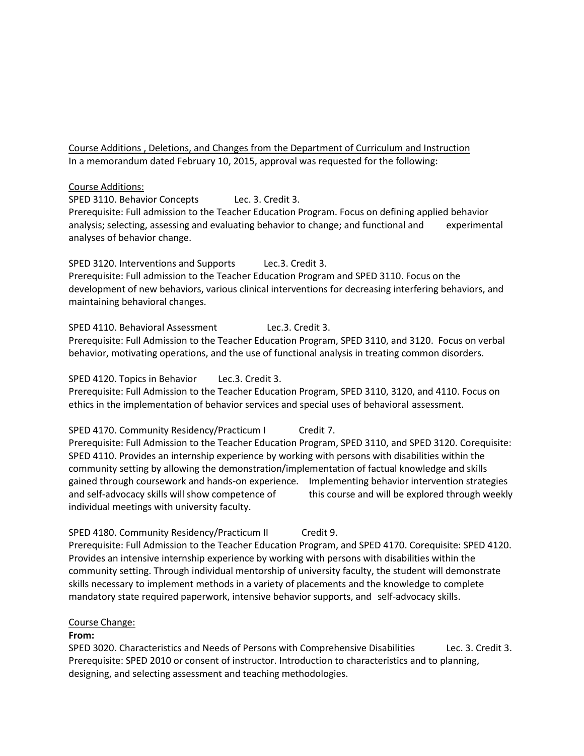<u>Course Additions , Deletions, and Changes from the Department of Curriculum and Instruction</u>

In a memorandum dated February 10, 2015, approval was requested for the following:

<u>Course Additions:</u>

SPED 3110. Behavior Concepts Lec. 3. Credit 3.
Prerequisite: Full admission to the Teacher Education Program. Focus on defining applied behavior analysis; selecting, assessing and evaluating behavior to change; and functional and experimental analyses of behavior change.

SPED 3120. Interventions and Supports Lec.3. Credit 3.
Prerequisite: Full admission to the Teacher Education Program and SPED 3110. Focus on the development of new behaviors, various clinical interventions for decreasing interfering behaviors, and maintaining behavioral changes.

SPED 4110. Behavioral Assessment Lec.3. Credit 3.
Prerequisite: Full Admission to the Teacher Education Program, SPED 3110, and 3120. Focus on verbal behavior, motivating operations, and the use of functional analysis in treating common disorders.

SPED 4120. Topics in Behavior Lec.3. Credit 3.
Prerequisite: Full Admission to the Teacher Education Program, SPED 3110, 3120, and 4110. Focus on ethics in the implementation of behavior services and special uses of behavioral assessment.

SPED 4170. Community Residency/Practicum I Credit 7.
Prerequisite: Full Admission to the Teacher Education Program, SPED 3110, and SPED 3120. Corequisite: SPED 4110. Provides an internship experience by working with persons with disabilities within the community setting by allowing the demonstration/implementation of factual knowledge and skills gained through coursework and hands-on experience. Implementing behavior intervention strategies and self-advocacy skills will show competence of this course and will be explored through weekly individual meetings with university faculty.

SPED 4180. Community Residency/Practicum II Credit 9.
Prerequisite: Full Admission to the Teacher Education Program, and SPED 4170. Corequisite: SPED 4120. Provides an intensive internship experience by working with persons with disabilities within the community setting. Through individual mentorship of university faculty, the student will demonstrate skills necessary to implement methods in a variety of placements and the knowledge to complete mandatory state required paperwork, intensive behavior supports, and self-advocacy skills.

<u>Course Change:</u>

**From:**

SPED 3020. Characteristics and Needs of Persons with Comprehensive Disabilities Lec. 3. Credit 3.
Prerequisite: SPED 2010 or consent of instructor. Introduction to characteristics and to planning, designing, and selecting assessment and teaching methodologies.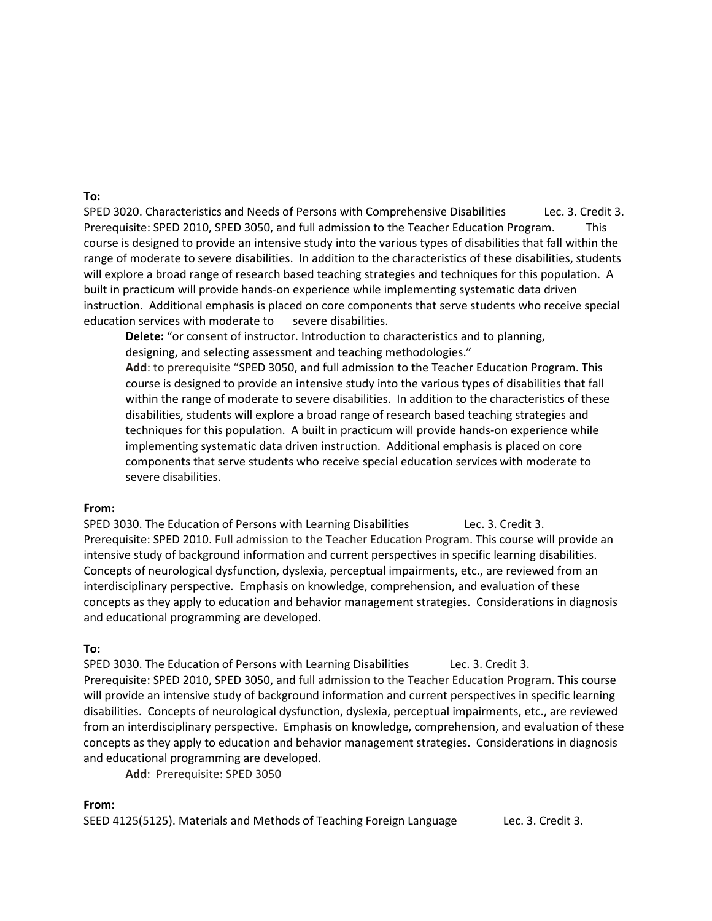**To:**

SPED 3020. Characteristics and Needs of Persons with Comprehensive Disabilities Lec. 3. Credit 3. Prerequisite: SPED 2010, SPED 3050, and full admission to the Teacher Education Program. This course is designed to provide an intensive study into the various types of disabilities that fall within the range of moderate to severe disabilities. In addition to the characteristics of these disabilities, students will explore a broad range of research based teaching strategies and techniques for this population. A built in practicum will provide hands-on experience while implementing systematic data driven instruction. Additional emphasis is placed on core components that serve students who receive special education services with moderate to severe disabilities.

> **Delete:** "or consent of instructor. Introduction to characteristics and to planning, designing, and selecting assessment and teaching methodologies."
>
> **Add**: to prerequisite "SPED 3050, and full admission to the Teacher Education Program. This course is designed to provide an intensive study into the various types of disabilities that fall within the range of moderate to severe disabilities. In addition to the characteristics of these disabilities, students will explore a broad range of research based teaching strategies and techniques for this population. A built in practicum will provide hands-on experience while implementing systematic data driven instruction. Additional emphasis is placed on core components that serve students who receive special education services with moderate to severe disabilities.

**From:**

SPED 3030. The Education of Persons with Learning Disabilities Lec. 3. Credit 3. Prerequisite: SPED 2010. Full admission to the Teacher Education Program. This course will provide an intensive study of background information and current perspectives in specific learning disabilities. Concepts of neurological dysfunction, dyslexia, perceptual impairments, etc., are reviewed from an interdisciplinary perspective. Emphasis on knowledge, comprehension, and evaluation of these concepts as they apply to education and behavior management strategies. Considerations in diagnosis and educational programming are developed.

**To:**

SPED 3030. The Education of Persons with Learning Disabilities Lec. 3. Credit 3. Prerequisite: SPED 2010, SPED 3050, and full admission to the Teacher Education Program. This course will provide an intensive study of background information and current perspectives in specific learning disabilities. Concepts of neurological dysfunction, dyslexia, perceptual impairments, etc., are reviewed from an interdisciplinary perspective. Emphasis on knowledge, comprehension, and evaluation of these concepts as they apply to education and behavior management strategies. Considerations in diagnosis and educational programming are developed.

> **Add**: Prerequisite: SPED 3050

**From:**

SEED 4125(5125). Materials and Methods of Teaching Foreign Language Lec. 3. Credit 3.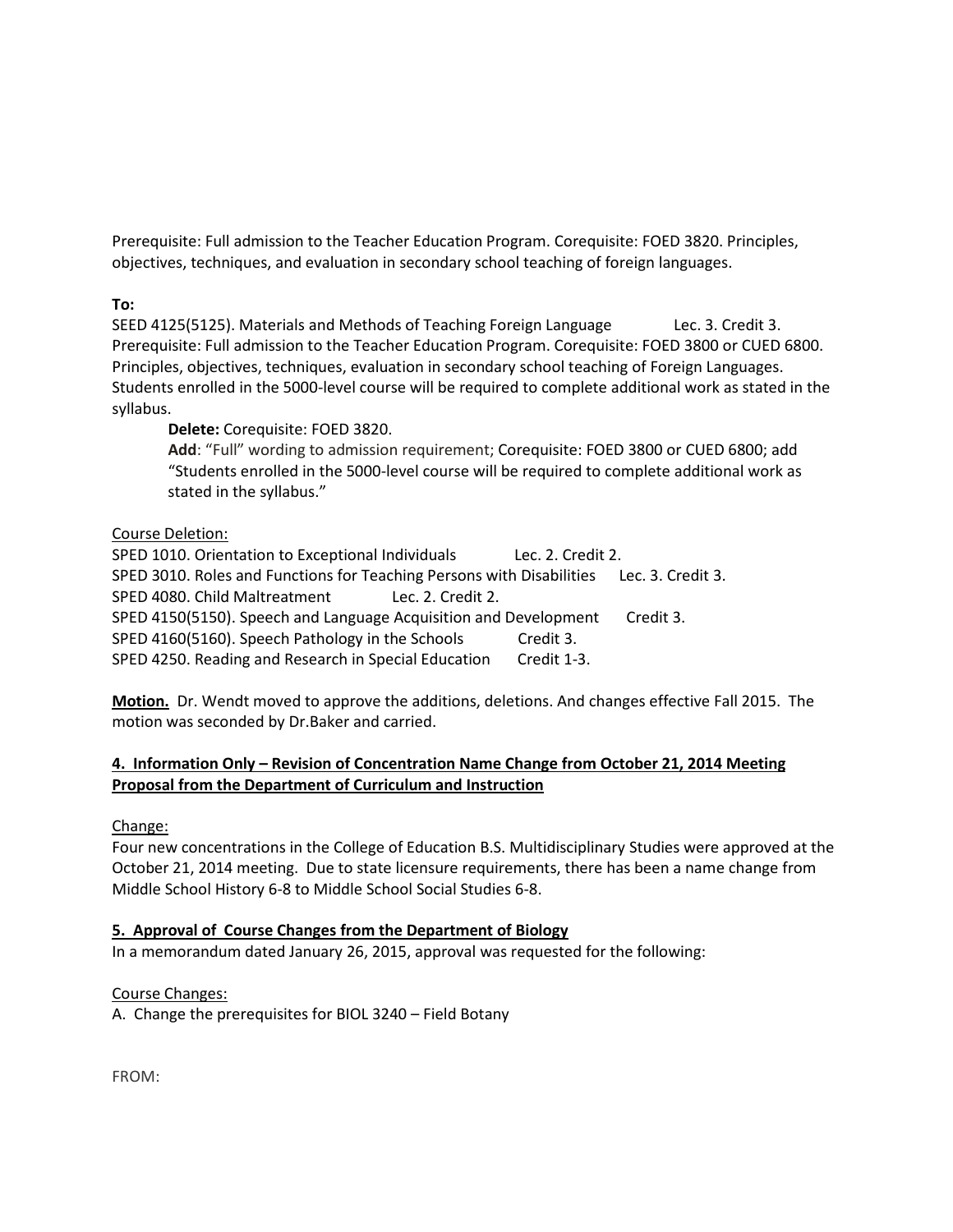Prerequisite: Full admission to the Teacher Education Program. Corequisite: FOED 3820. Principles, objectives, techniques, and evaluation in secondary school teaching of foreign languages.

**To:**

SEED 4125(5125). Materials and Methods of Teaching Foreign Language Lec. 3. Credit 3. Prerequisite: Full admission to the Teacher Education Program. Corequisite: FOED 3800 or CUED 6800. Principles, objectives, techniques, evaluation in secondary school teaching of Foreign Languages. Students enrolled in the 5000-level course will be required to complete additional work as stated in the syllabus.

> **Delete:** Corequisite: FOED 3820.
>
> **Add**: "Full" wording to admission requirement; Corequisite: FOED 3800 or CUED 6800; add "Students enrolled in the 5000-level course will be required to complete additional work as stated in the syllabus."

Course Deletion:

SPED 1010. Orientation to Exceptional Individuals Lec. 2. Credit 2.
SPED 3010. Roles and Functions for Teaching Persons with Disabilities Lec. 3. Credit 3.
SPED 4080. Child Maltreatment Lec. 2. Credit 2.
SPED 4150(5150). Speech and Language Acquisition and Development Credit 3.
SPED 4160(5160). Speech Pathology in the Schools Credit 3.
SPED 4250. Reading and Research in Special Education Credit 1-3.

**Motion.** Dr. Wendt moved to approve the additions, deletions. And changes effective Fall 2015. The motion was seconded by Dr.Baker and carried.

**4. Information Only – Revision of Concentration Name Change from October 21, 2014 Meeting Proposal from the Department of Curriculum and Instruction**

Change:

Four new concentrations in the College of Education B.S. Multidisciplinary Studies were approved at the October 21, 2014 meeting. Due to state licensure requirements, there has been a name change from Middle School History 6-8 to Middle School Social Studies 6-8.

**5. Approval of Course Changes from the Department of Biology**

In a memorandum dated January 26, 2015, approval was requested for the following:

Course Changes:

A. Change the prerequisites for BIOL 3240 – Field Botany

FROM: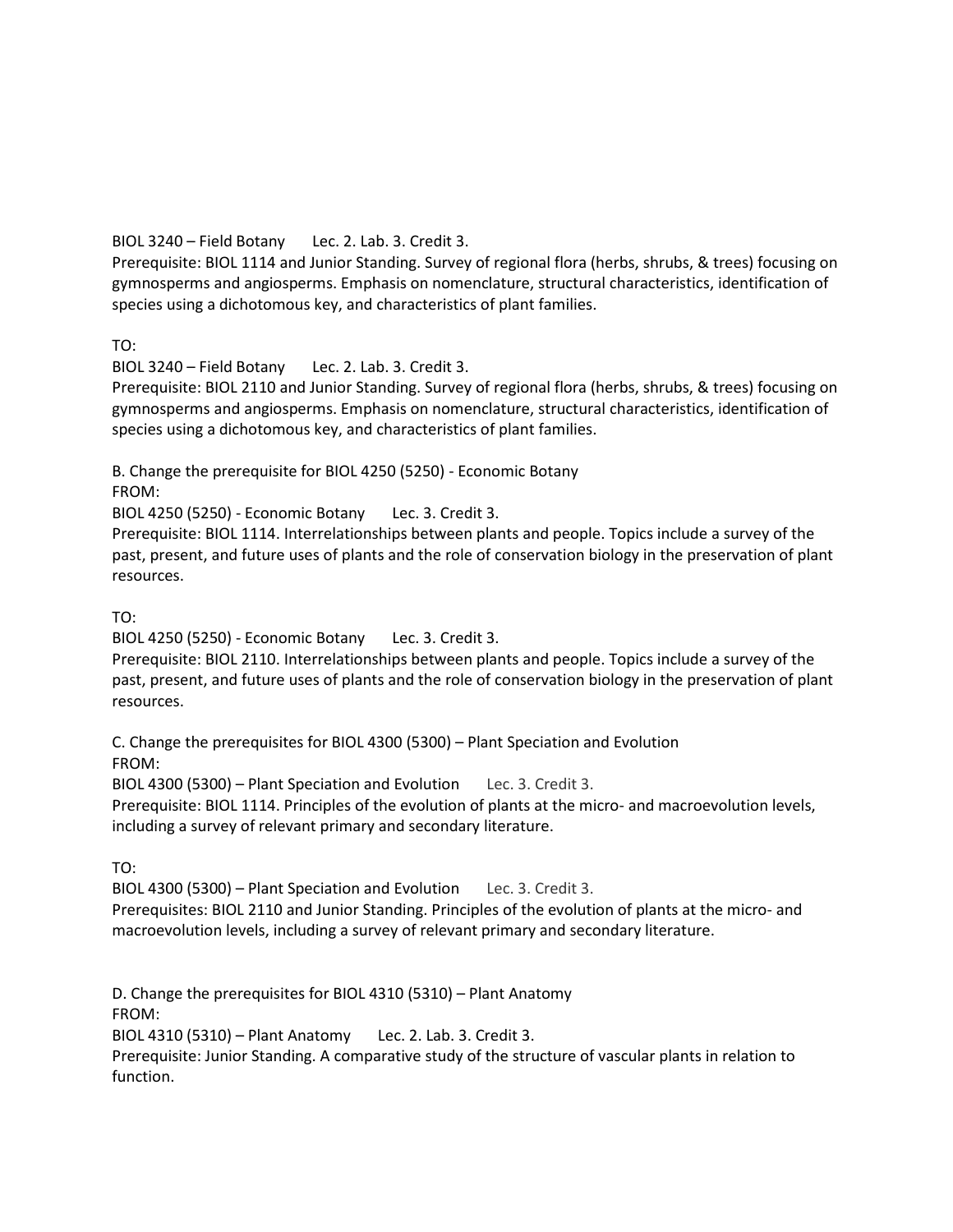BIOL 3240 – Field Botany Lec. 2. Lab. 3. Credit 3.
Prerequisite: BIOL 1114 and Junior Standing. Survey of regional flora (herbs, shrubs, & trees) focusing on gymnosperms and angiosperms. Emphasis on nomenclature, structural characteristics, identification of species using a dichotomous key, and characteristics of plant families.

TO:
BIOL 3240 – Field Botany Lec. 2. Lab. 3. Credit 3.
Prerequisite: BIOL 2110 and Junior Standing. Survey of regional flora (herbs, shrubs, & trees) focusing on gymnosperms and angiosperms. Emphasis on nomenclature, structural characteristics, identification of species using a dichotomous key, and characteristics of plant families.

B. Change the prerequisite for BIOL 4250 (5250) - Economic Botany
FROM:
BIOL 4250 (5250) - Economic Botany Lec. 3. Credit 3.
Prerequisite: BIOL 1114. Interrelationships between plants and people. Topics include a survey of the past, present, and future uses of plants and the role of conservation biology in the preservation of plant resources.

TO:
BIOL 4250 (5250) - Economic Botany Lec. 3. Credit 3.
Prerequisite: BIOL 2110. Interrelationships between plants and people. Topics include a survey of the past, present, and future uses of plants and the role of conservation biology in the preservation of plant resources.

C. Change the prerequisites for BIOL 4300 (5300) – Plant Speciation and Evolution
FROM:
BIOL 4300 (5300) – Plant Speciation and Evolution Lec. 3. Credit 3.
Prerequisite: BIOL 1114. Principles of the evolution of plants at the micro- and macroevolution levels, including a survey of relevant primary and secondary literature.

TO:
BIOL 4300 (5300) – Plant Speciation and Evolution Lec. 3. Credit 3.
Prerequisites: BIOL 2110 and Junior Standing. Principles of the evolution of plants at the micro- and macroevolution levels, including a survey of relevant primary and secondary literature.

D. Change the prerequisites for BIOL 4310 (5310) – Plant Anatomy
FROM:
BIOL 4310 (5310) – Plant Anatomy Lec. 2. Lab. 3. Credit 3.
Prerequisite: Junior Standing. A comparative study of the structure of vascular plants in relation to function.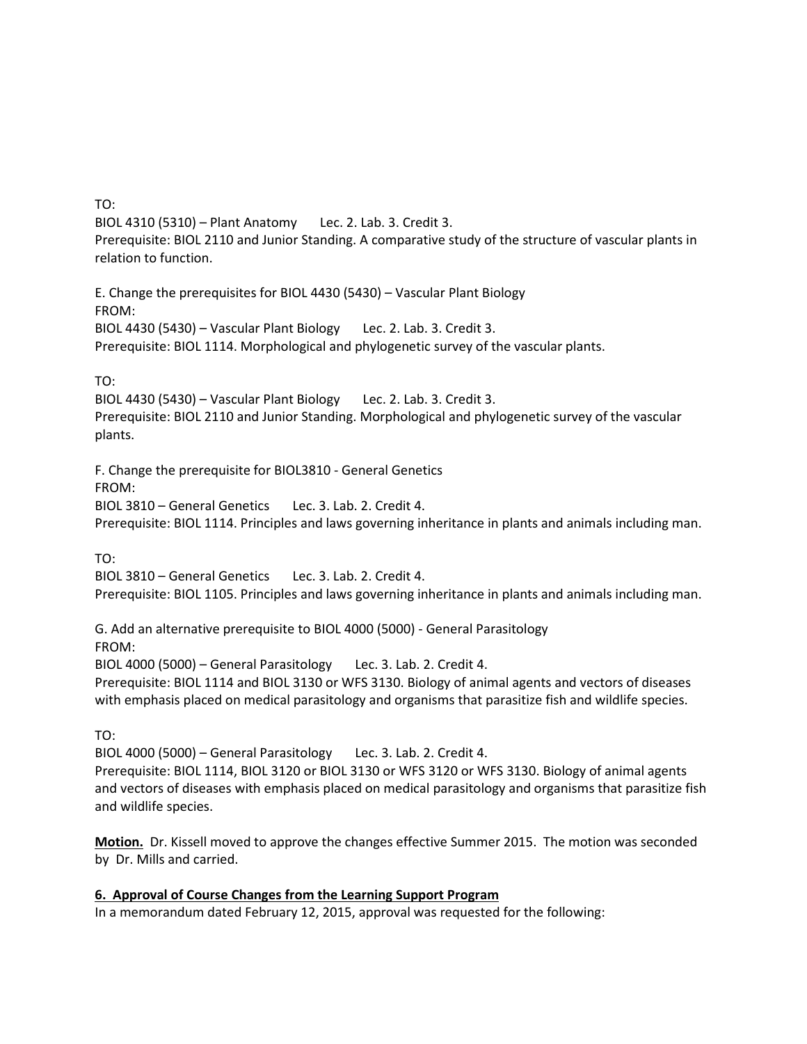TO:

BIOL 4310 (5310) – Plant Anatomy    Lec. 2. Lab. 3. Credit 3.
Prerequisite: BIOL 2110 and Junior Standing. A comparative study of the structure of vascular plants in relation to function.

E. Change the prerequisites for BIOL 4430 (5430) – Vascular Plant Biology
FROM:
BIOL 4430 (5430) – Vascular Plant Biology    Lec. 2. Lab. 3. Credit 3.
Prerequisite: BIOL 1114. Morphological and phylogenetic survey of the vascular plants.

TO:
BIOL 4430 (5430) – Vascular Plant Biology    Lec. 2. Lab. 3. Credit 3.
Prerequisite: BIOL 2110 and Junior Standing. Morphological and phylogenetic survey of the vascular plants.

F. Change the prerequisite for BIOL3810 - General Genetics
FROM:
BIOL 3810 – General Genetics    Lec. 3. Lab. 2. Credit 4.
Prerequisite: BIOL 1114. Principles and laws governing inheritance in plants and animals including man.

TO:
BIOL 3810 – General Genetics    Lec. 3. Lab. 2. Credit 4.
Prerequisite: BIOL 1105. Principles and laws governing inheritance in plants and animals including man.

G. Add an alternative prerequisite to BIOL 4000 (5000) - General Parasitology
FROM:
BIOL 4000 (5000) – General Parasitology    Lec. 3. Lab. 2. Credit 4.
Prerequisite: BIOL 1114 and BIOL 3130 or WFS 3130. Biology of animal agents and vectors of diseases with emphasis placed on medical parasitology and organisms that parasitize fish and wildlife species.

TO:
BIOL 4000 (5000) – General Parasitology    Lec. 3. Lab. 2. Credit 4.
Prerequisite: BIOL 1114, BIOL 3120 or BIOL 3130 or WFS 3120 or WFS 3130. Biology of animal agents and vectors of diseases with emphasis placed on medical parasitology and organisms that parasitize fish and wildlife species.

**Motion.** Dr. Kissell moved to approve the changes effective Summer 2015. The motion was seconded by Dr. Mills and carried.

**6. Approval of Course Changes from the Learning Support Program**

In a memorandum dated February 12, 2015, approval was requested for the following: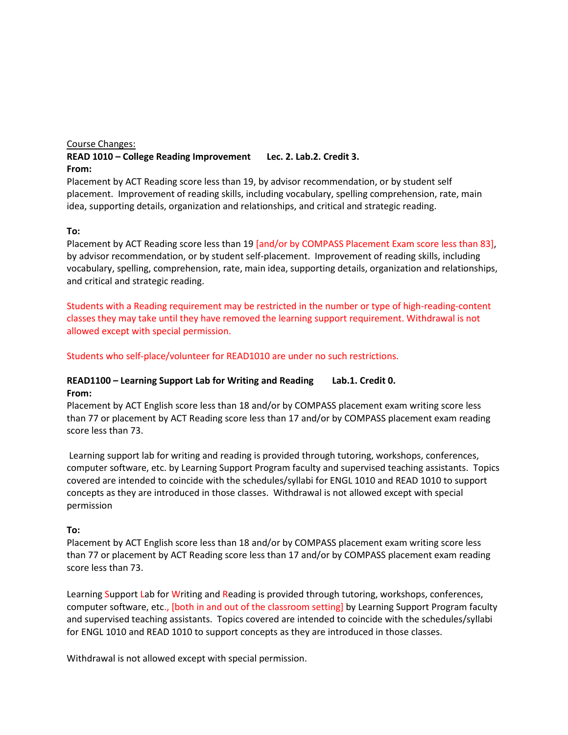Course Changes:

**READ 1010 – College Reading Improvement    Lec. 2. Lab.2. Credit 3.**

**From:**

Placement by ACT Reading score less than 19, by advisor recommendation, or by student self placement. Improvement of reading skills, including vocabulary, spelling comprehension, rate, main idea, supporting details, organization and relationships, and critical and strategic reading.

**To:**

Placement by ACT Reading score less than 19 [and/or by COMPASS Placement Exam score less than 83], by advisor recommendation, or by student self-placement. Improvement of reading skills, including vocabulary, spelling, comprehension, rate, main idea, supporting details, organization and relationships, and critical and strategic reading.

Students with a Reading requirement may be restricted in the number or type of high-reading-content classes they may take until they have removed the learning support requirement. Withdrawal is not allowed except with special permission.

Students who self-place/volunteer for READ1010 are under no such restrictions.

**READ1100 – Learning Support Lab for Writing and Reading    Lab.1. Credit 0.**

**From:**

Placement by ACT English score less than 18 and/or by COMPASS placement exam writing score less than 77 or placement by ACT Reading score less than 17 and/or by COMPASS placement exam reading score less than 73.

Learning support lab for writing and reading is provided through tutoring, workshops, conferences, computer software, etc. by Learning Support Program faculty and supervised teaching assistants. Topics covered are intended to coincide with the schedules/syllabi for ENGL 1010 and READ 1010 to support concepts as they are introduced in those classes. Withdrawal is not allowed except with special permission

**To:**

Placement by ACT English score less than 18 and/or by COMPASS placement exam writing score less than 77 or placement by ACT Reading score less than 17 and/or by COMPASS placement exam reading score less than 73.

Learning Support Lab for Writing and Reading is provided through tutoring, workshops, conferences, computer software, etc., [both in and out of the classroom setting] by Learning Support Program faculty and supervised teaching assistants. Topics covered are intended to coincide with the schedules/syllabi for ENGL 1010 and READ 1010 to support concepts as they are introduced in those classes.

Withdrawal is not allowed except with special permission.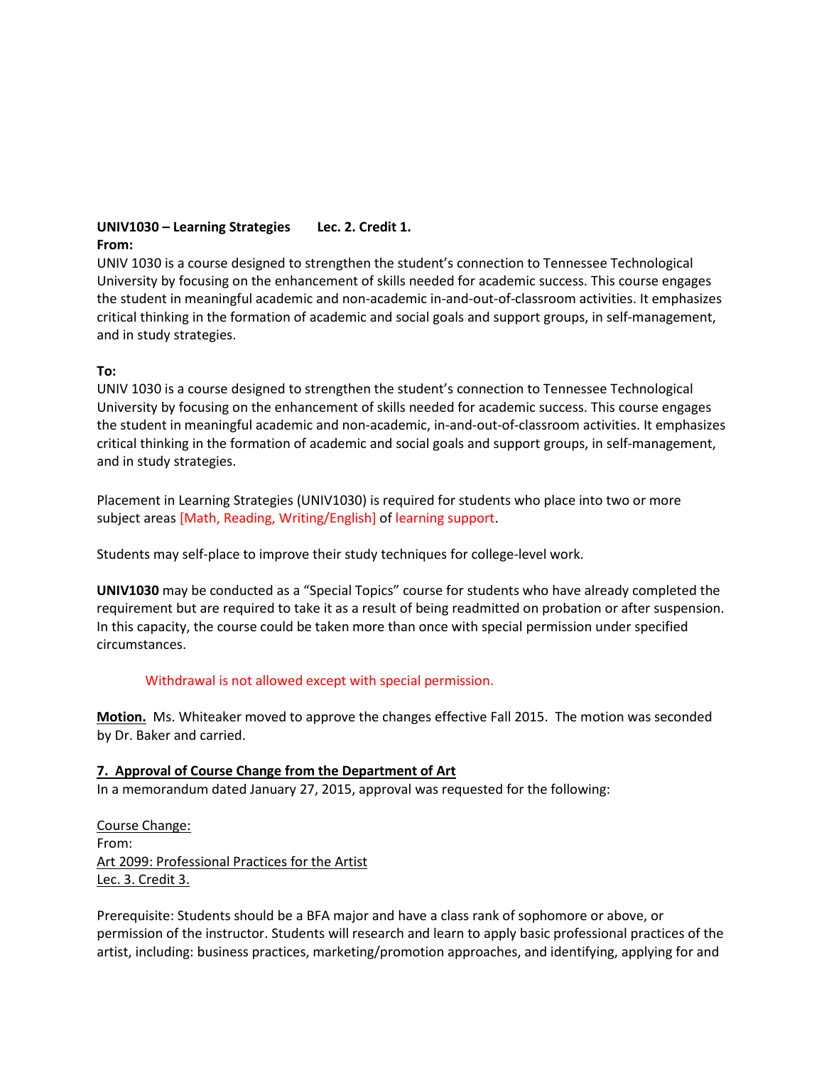**UNIV1030 – Learning Strategies Lec. 2. Credit 1.**
**From:**
UNIV 1030 is a course designed to strengthen the student's connection to Tennessee Technological University by focusing on the enhancement of skills needed for academic success. This course engages the student in meaningful academic and non-academic in-and-out-of-classroom activities. It emphasizes critical thinking in the formation of academic and social goals and support groups, in self-management, and in study strategies.

**To:**
UNIV 1030 is a course designed to strengthen the student's connection to Tennessee Technological University by focusing on the enhancement of skills needed for academic success. This course engages the student in meaningful academic and non-academic, in-and-out-of-classroom activities. It emphasizes critical thinking in the formation of academic and social goals and support groups, in self-management, and in study strategies.

Placement in Learning Strategies (UNIV1030) is required for students who place into two or more subject areas [Math, Reading, Writing/English] of learning support.

Students may self-place to improve their study techniques for college-level work.

**UNIV1030** may be conducted as a "Special Topics" course for students who have already completed the requirement but are required to take it as a result of being readmitted on probation or after suspension. In this capacity, the course could be taken more than once with special permission under specified circumstances.

Withdrawal is not allowed except with special permission.

**Motion.** Ms. Whiteaker moved to approve the changes effective Fall 2015. The motion was seconded by Dr. Baker and carried.

**7. Approval of Course Change from the Department of Art**
In a memorandum dated January 27, 2015, approval was requested for the following:

Course Change:
From:
Art 2099: Professional Practices for the Artist
Lec. 3. Credit 3.

Prerequisite: Students should be a BFA major and have a class rank of sophomore or above, or permission of the instructor. Students will research and learn to apply basic professional practices of the artist, including: business practices, marketing/promotion approaches, and identifying, applying for and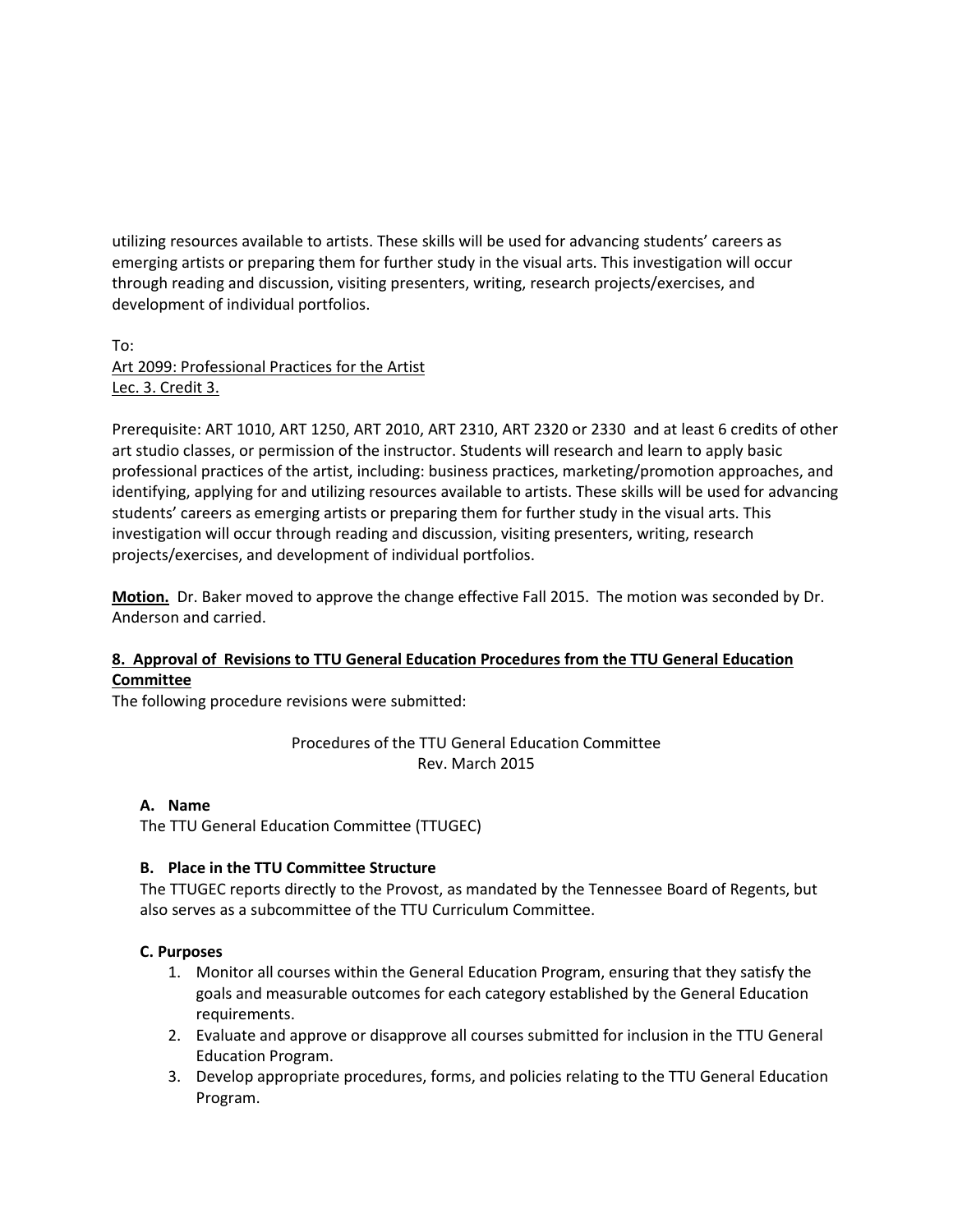utilizing resources available to artists. These skills will be used for advancing students' careers as emerging artists or preparing them for further study in the visual arts. This investigation will occur through reading and discussion, visiting presenters, writing, research projects/exercises, and development of individual portfolios.

To:
<u>Art 2099: Professional Practices for the Artist</u>
<u>Lec. 3. Credit 3.</u>

Prerequisite: ART 1010, ART 1250, ART 2010, ART 2310, ART 2320 or 2330 and at least 6 credits of other art studio classes, or permission of the instructor. Students will research and learn to apply basic professional practices of the artist, including: business practices, marketing/promotion approaches, and identifying, applying for and utilizing resources available to artists. These skills will be used for advancing students' careers as emerging artists or preparing them for further study in the visual arts. This investigation will occur through reading and discussion, visiting presenters, writing, research projects/exercises, and development of individual portfolios.

**<u>Motion.</u>** Dr. Baker moved to approve the change effective Fall 2015. The motion was seconded by Dr. Anderson and carried.

**<u>8. Approval of Revisions to TTU General Education Procedures from the TTU General Education Committee</u>**

The following procedure revisions were submitted:

Procedures of the TTU General Education Committee
Rev. March 2015

**A. Name**

The TTU General Education Committee (TTUGEC)

**B. Place in the TTU Committee Structure**

The TTUGEC reports directly to the Provost, as mandated by the Tennessee Board of Regents, but also serves as a subcommittee of the TTU Curriculum Committee.

**C. Purposes**

1. Monitor all courses within the General Education Program, ensuring that they satisfy the goals and measurable outcomes for each category established by the General Education requirements.
2. Evaluate and approve or disapprove all courses submitted for inclusion in the TTU General Education Program.
3. Develop appropriate procedures, forms, and policies relating to the TTU General Education Program.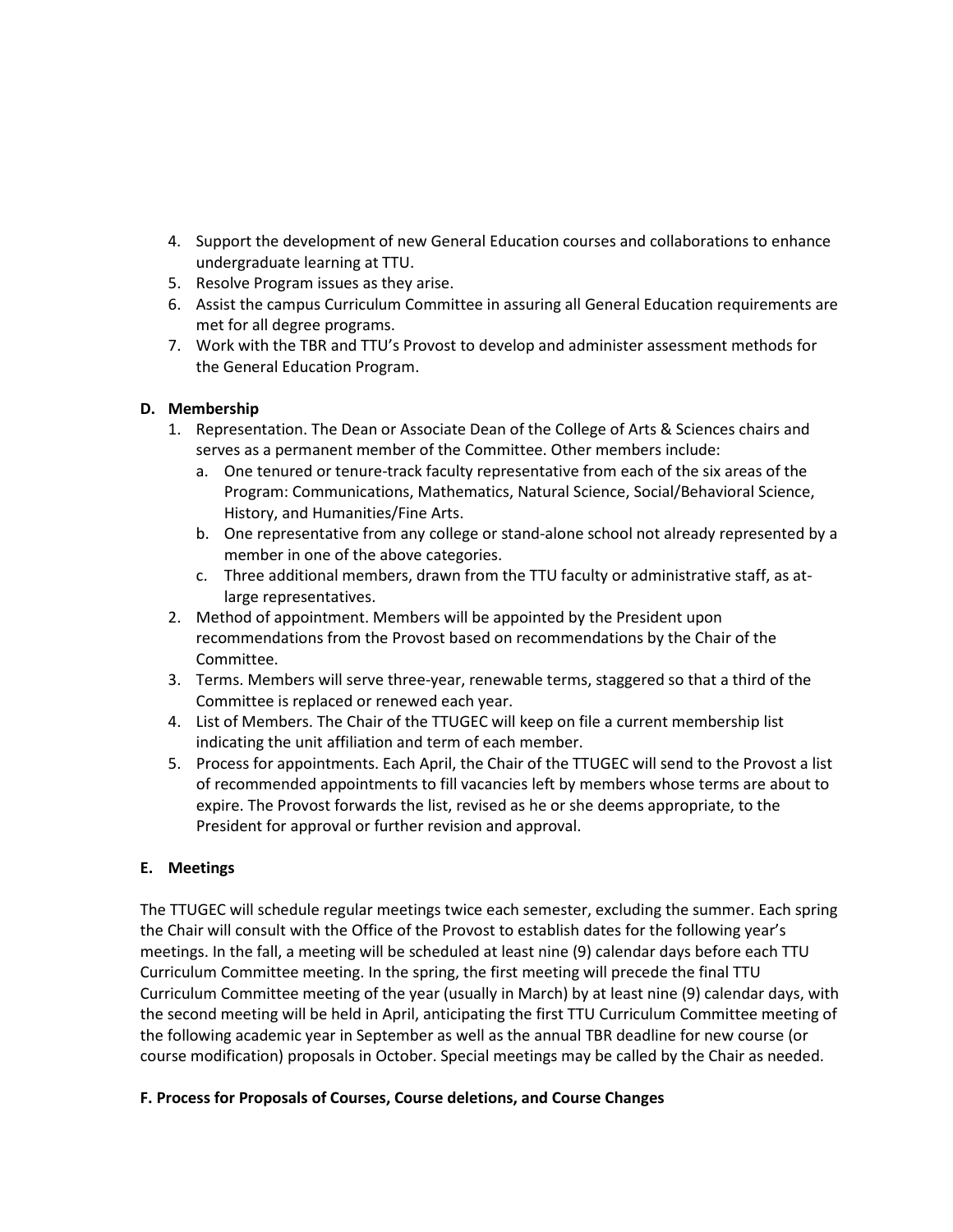4. Support the development of new General Education courses and collaborations to enhance undergraduate learning at TTU.
5. Resolve Program issues as they arise.
6. Assist the campus Curriculum Committee in assuring all General Education requirements are met for all degree programs.
7. Work with the TBR and TTU's Provost to develop and administer assessment methods for the General Education Program.

**D. Membership**

1. Representation. The Dean or Associate Dean of the College of Arts & Sciences chairs and serves as a permanent member of the Committee. Other members include:
   a. One tenured or tenure-track faculty representative from each of the six areas of the Program: Communications, Mathematics, Natural Science, Social/Behavioral Science, History, and Humanities/Fine Arts.
   b. One representative from any college or stand-alone school not already represented by a member in one of the above categories.
   c. Three additional members, drawn from the TTU faculty or administrative staff, as at-large representatives.
2. Method of appointment. Members will be appointed by the President upon recommendations from the Provost based on recommendations by the Chair of the Committee.
3. Terms. Members will serve three-year, renewable terms, staggered so that a third of the Committee is replaced or renewed each year.
4. List of Members. The Chair of the TTUGEC will keep on file a current membership list indicating the unit affiliation and term of each member.
5. Process for appointments. Each April, the Chair of the TTUGEC will send to the Provost a list of recommended appointments to fill vacancies left by members whose terms are about to expire. The Provost forwards the list, revised as he or she deems appropriate, to the President for approval or further revision and approval.

**E. Meetings**

The TTUGEC will schedule regular meetings twice each semester, excluding the summer. Each spring the Chair will consult with the Office of the Provost to establish dates for the following year's meetings. In the fall, a meeting will be scheduled at least nine (9) calendar days before each TTU Curriculum Committee meeting. In the spring, the first meeting will precede the final TTU Curriculum Committee meeting of the year (usually in March) by at least nine (9) calendar days, with the second meeting will be held in April, anticipating the first TTU Curriculum Committee meeting of the following academic year in September as well as the annual TBR deadline for new course (or course modification) proposals in October. Special meetings may be called by the Chair as needed.

**F. Process for Proposals of Courses, Course deletions, and Course Changes**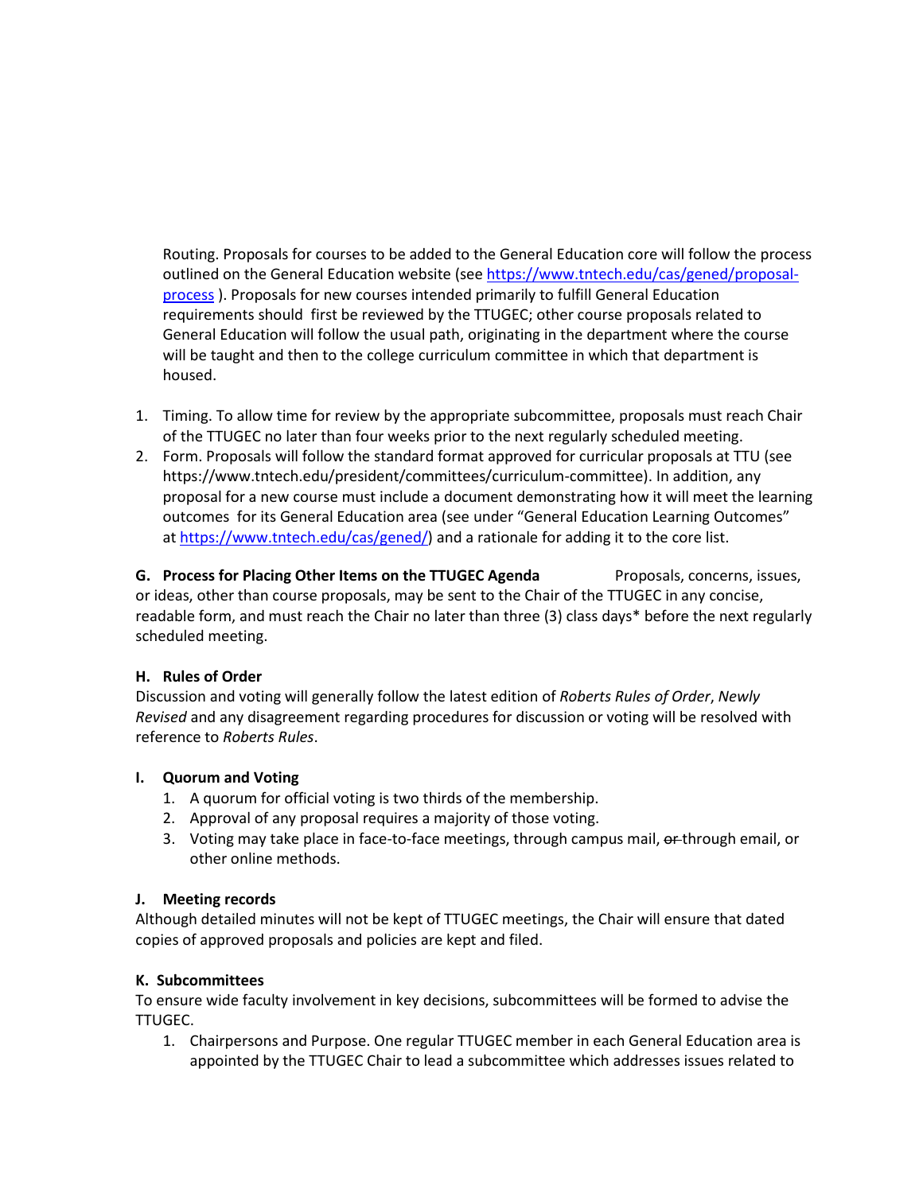Routing. Proposals for courses to be added to the General Education core will follow the process outlined on the General Education website (see [https://www.tntech.edu/cas/gened/proposal-process](https://www.tntech.edu/cas/gened/proposal-process) ). Proposals for new courses intended primarily to fulfill General Education requirements should first be reviewed by the TTUGEC; other course proposals related to General Education will follow the usual path, originating in the department where the course will be taught and then to the college curriculum committee in which that department is housed.

1. Timing. To allow time for review by the appropriate subcommittee, proposals must reach Chair of the TTUGEC no later than four weeks prior to the next regularly scheduled meeting.
2. Form. Proposals will follow the standard format approved for curricular proposals at TTU (see https://www.tntech.edu/president/committees/curriculum-committee). In addition, any proposal for a new course must include a document demonstrating how it will meet the learning outcomes for its General Education area (see under "General Education Learning Outcomes" at [https://www.tntech.edu/cas/gened/](https://www.tntech.edu/cas/gened/)) and a rationale for adding it to the core list.

**G. Process for Placing Other Items on the TTUGEC Agenda** Proposals, concerns, issues, or ideas, other than course proposals, may be sent to the Chair of the TTUGEC in any concise, readable form, and must reach the Chair no later than three (3) class days* before the next regularly scheduled meeting.

**H. Rules of Order**

Discussion and voting will generally follow the latest edition of *Roberts Rules of Order*, *Newly Revised* and any disagreement regarding procedures for discussion or voting will be resolved with reference to *Roberts Rules*.

**I. Quorum and Voting**

1. A quorum for official voting is two thirds of the membership.
2. Approval of any proposal requires a majority of those voting.
3. Voting may take place in face-to-face meetings, through campus mail, ~~or~~ through email, or other online methods.

**J. Meeting records**

Although detailed minutes will not be kept of TTUGEC meetings, the Chair will ensure that dated copies of approved proposals and policies are kept and filed.

**K. Subcommittees**

To ensure wide faculty involvement in key decisions, subcommittees will be formed to advise the TTUGEC.

1. Chairpersons and Purpose. One regular TTUGEC member in each General Education area is appointed by the TTUGEC Chair to lead a subcommittee which addresses issues related to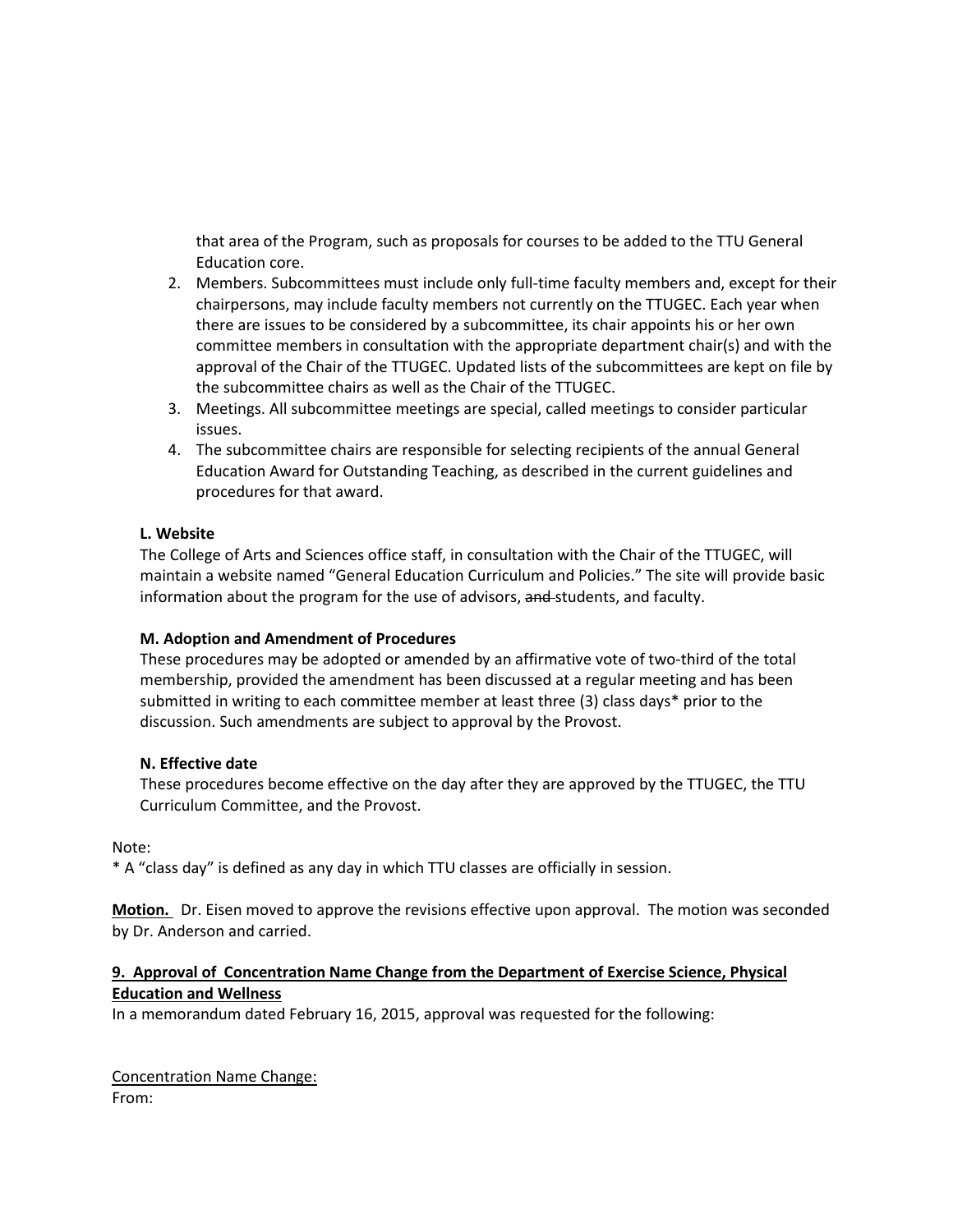that area of the Program, such as proposals for courses to be added to the TTU General Education core.

2. Members. Subcommittees must include only full-time faculty members and, except for their chairpersons, may include faculty members not currently on the TTUGEC. Each year when there are issues to be considered by a subcommittee, its chair appoints his or her own committee members in consultation with the appropriate department chair(s) and with the approval of the Chair of the TTUGEC. Updated lists of the subcommittees are kept on file by the subcommittee chairs as well as the Chair of the TTUGEC.
3. Meetings. All subcommittee meetings are special, called meetings to consider particular issues.
4. The subcommittee chairs are responsible for selecting recipients of the annual General Education Award for Outstanding Teaching, as described in the current guidelines and procedures for that award.

**L. Website**

The College of Arts and Sciences office staff, in consultation with the Chair of the TTUGEC, will maintain a website named "General Education Curriculum and Policies." The site will provide basic information about the program for the use of advisors, ~~and~~ students, and faculty.

**M. Adoption and Amendment of Procedures**

These procedures may be adopted or amended by an affirmative vote of two-third of the total membership, provided the amendment has been discussed at a regular meeting and has been submitted in writing to each committee member at least three (3) class days* prior to the discussion. Such amendments are subject to approval by the Provost.

**N. Effective date**

These procedures become effective on the day after they are approved by the TTUGEC, the TTU Curriculum Committee, and the Provost.

Note:
* A "class day" is defined as any day in which TTU classes are officially in session.

**Motion.** Dr. Eisen moved to approve the revisions effective upon approval. The motion was seconded by Dr. Anderson and carried.

**9. Approval of Concentration Name Change from the Department of Exercise Science, Physical Education and Wellness**

In a memorandum dated February 16, 2015, approval was requested for the following:

Concentration Name Change:
From: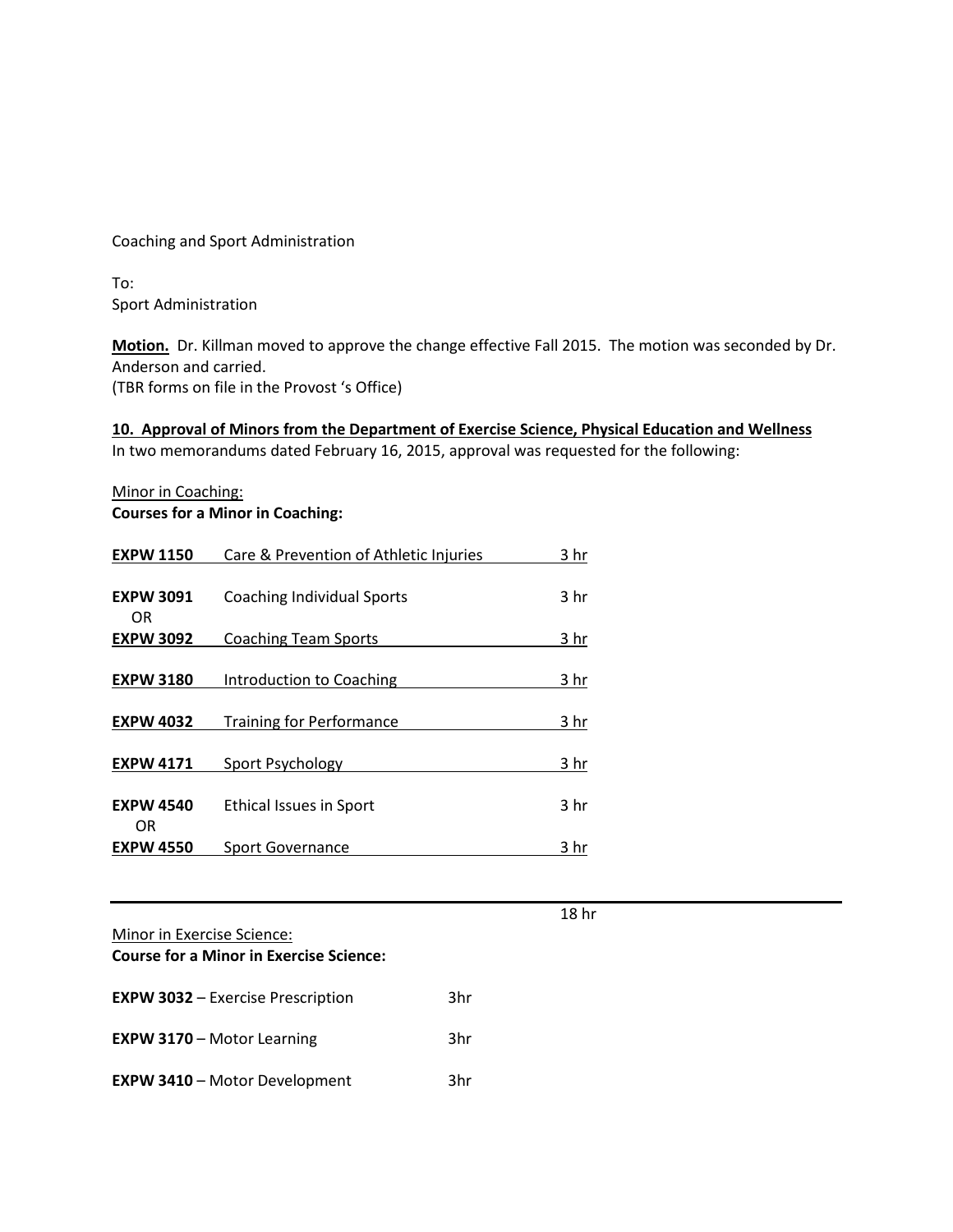Coaching and Sport Administration

To:
Sport Administration

**Motion.** Dr. Killman moved to approve the change effective Fall 2015. The motion was seconded by Dr. Anderson and carried.
(TBR forms on file in the Provost 's Office)

**10. Approval of Minors from the Department of Exercise Science, Physical Education and Wellness**
In two memorandums dated February 16, 2015, approval was requested for the following:

Minor in Coaching:
**Courses for a Minor in Coaching:**

| Course | Title | Hours |
|---|---|---|
| **EXPW 1150** | Care & Prevention of Athletic Injuries | 3 hr |
| **EXPW 3091** OR | Coaching Individual Sports | 3 hr |
| **EXPW 3092** | Coaching Team Sports | 3 hr |
| **EXPW 3180** | Introduction to Coaching | 3 hr |
| **EXPW 4032** | Training for Performance | 3 hr |
| **EXPW 4171** | Sport Psychology | 3 hr |
| **EXPW 4540** OR | Ethical Issues in Sport | 3 hr |
| **EXPW 4550** | Sport Governance | 3 hr |
| | | 18 hr |

Minor in Exercise Science:
**Course for a Minor in Exercise Science:**

**EXPW 3032** – Exercise Prescription 3hr

**EXPW 3170** – Motor Learning 3hr

**EXPW 3410** – Motor Development 3hr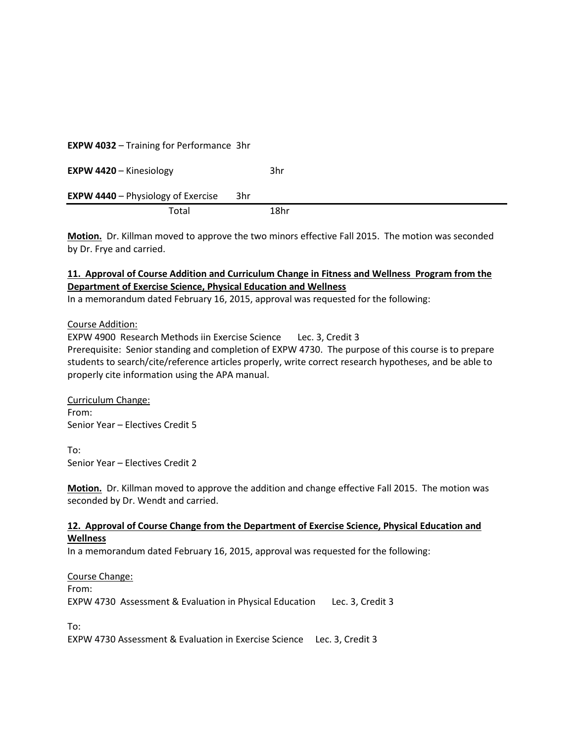| | |
|---|---|
| **EXPW 4032** – Training for Performance | 3hr |
| **EXPW 4420** – Kinesiology | 3hr |
| **EXPW 4440** – Physiology of Exercise | 3hr |
| Total | 18hr |

**Motion.** Dr. Killman moved to approve the two minors effective Fall 2015. The motion was seconded by Dr. Frye and carried.

**11. Approval of Course Addition and Curriculum Change in Fitness and Wellness Program from the Department of Exercise Science, Physical Education and Wellness**

In a memorandum dated February 16, 2015, approval was requested for the following:

Course Addition:
EXPW 4900 Research Methods iin Exercise Science Lec. 3, Credit 3
Prerequisite: Senior standing and completion of EXPW 4730. The purpose of this course is to prepare students to search/cite/reference articles properly, write correct research hypotheses, and be able to properly cite information using the APA manual.

Curriculum Change:
From:
Senior Year – Electives Credit 5

To:
Senior Year – Electives Credit 2

**Motion.** Dr. Killman moved to approve the addition and change effective Fall 2015. The motion was seconded by Dr. Wendt and carried.

**12. Approval of Course Change from the Department of Exercise Science, Physical Education and Wellness**

In a memorandum dated February 16, 2015, approval was requested for the following:

Course Change:
From:
EXPW 4730 Assessment & Evaluation in Physical Education Lec. 3, Credit 3

To:
EXPW 4730 Assessment & Evaluation in Exercise Science Lec. 3, Credit 3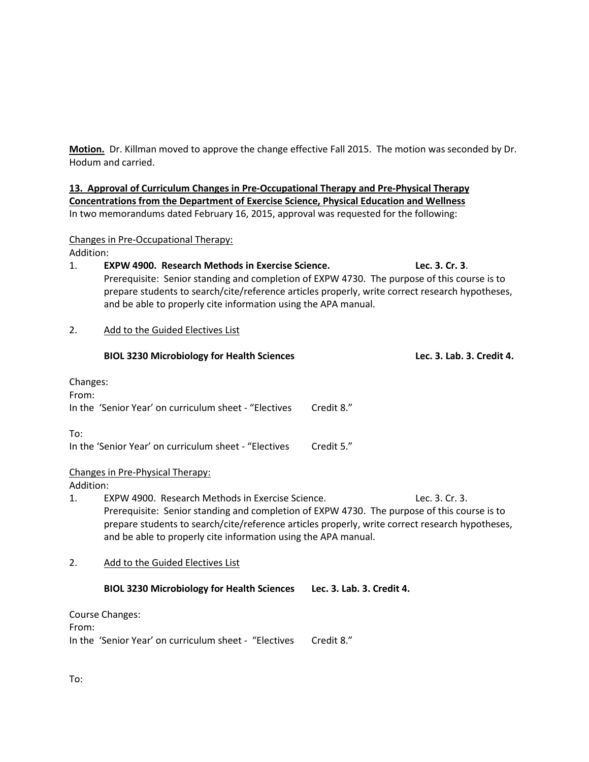**Motion.** Dr. Killman moved to approve the change effective Fall 2015. The motion was seconded by Dr. Hodum and carried.

**13. Approval of Curriculum Changes in Pre-Occupational Therapy and Pre-Physical Therapy Concentrations from the Department of Exercise Science, Physical Education and Wellness**

In two memorandums dated February 16, 2015, approval was requested for the following:

Changes in Pre-Occupational Therapy:

Addition:

1. **EXPW 4900. Research Methods in Exercise Science.** **Lec. 3. Cr. 3**.
   Prerequisite: Senior standing and completion of EXPW 4730. The purpose of this course is to prepare students to search/cite/reference articles properly, write correct research hypotheses, and be able to properly cite information using the APA manual.

2. Add to the Guided Electives List

   **BIOL 3230 Microbiology for Health Sciences** **Lec. 3. Lab. 3. Credit 4.**

Changes:

From:

In the 'Senior Year' on curriculum sheet - "Electives Credit 8."

To:

In the 'Senior Year' on curriculum sheet - "Electives Credit 5."

Changes in Pre-Physical Therapy:

Addition:

1. EXPW 4900. Research Methods in Exercise Science. Lec. 3. Cr. 3.
   Prerequisite: Senior standing and completion of EXPW 4730. The purpose of this course is to prepare students to search/cite/reference articles properly, write correct research hypotheses, and be able to properly cite information using the APA manual.

2. Add to the Guided Electives List

   **BIOL 3230 Microbiology for Health Sciences** **Lec. 3. Lab. 3. Credit 4.**

Course Changes:

From:

In the 'Senior Year' on curriculum sheet - "Electives Credit 8."

To: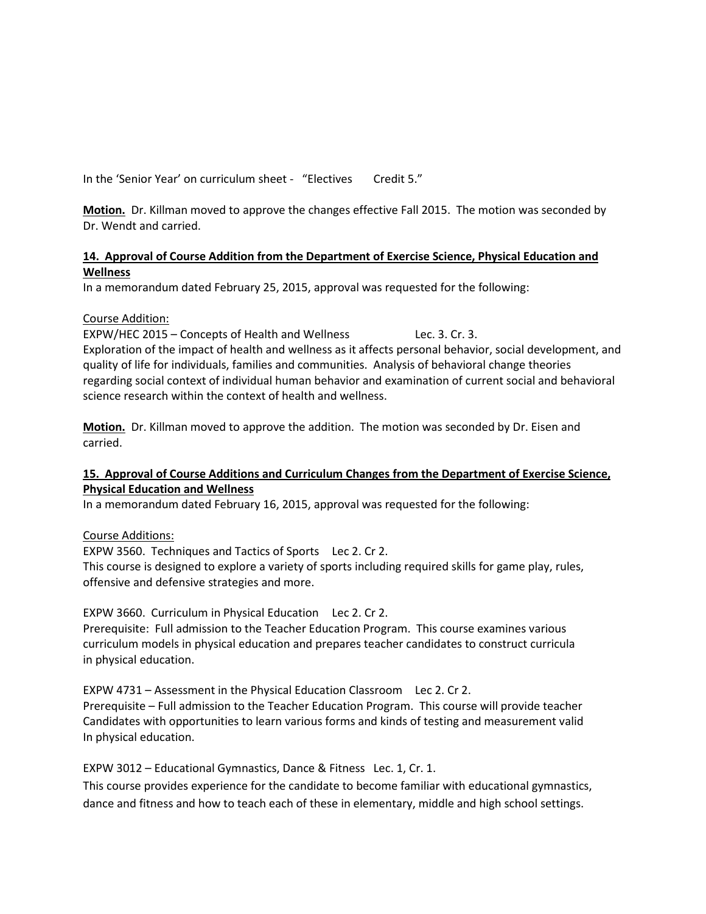In the 'Senior Year' on curriculum sheet - "Electives Credit 5."

**Motion.** Dr. Killman moved to approve the changes effective Fall 2015. The motion was seconded by Dr. Wendt and carried.

**14. Approval of Course Addition from the Department of Exercise Science, Physical Education and Wellness**

In a memorandum dated February 25, 2015, approval was requested for the following:

Course Addition:

EXPW/HEC 2015 – Concepts of Health and Wellness Lec. 3. Cr. 3.
Exploration of the impact of health and wellness as it affects personal behavior, social development, and quality of life for individuals, families and communities. Analysis of behavioral change theories regarding social context of individual human behavior and examination of current social and behavioral science research within the context of health and wellness.

**Motion.** Dr. Killman moved to approve the addition. The motion was seconded by Dr. Eisen and carried.

**15. Approval of Course Additions and Curriculum Changes from the Department of Exercise Science, Physical Education and Wellness**

In a memorandum dated February 16, 2015, approval was requested for the following:

Course Additions:

EXPW 3560. Techniques and Tactics of Sports Lec 2. Cr 2.
This course is designed to explore a variety of sports including required skills for game play, rules, offensive and defensive strategies and more.

EXPW 3660. Curriculum in Physical Education Lec 2. Cr 2.
Prerequisite: Full admission to the Teacher Education Program. This course examines various curriculum models in physical education and prepares teacher candidates to construct curricula in physical education.

EXPW 4731 – Assessment in the Physical Education Classroom Lec 2. Cr 2.
Prerequisite – Full admission to the Teacher Education Program. This course will provide teacher Candidates with opportunities to learn various forms and kinds of testing and measurement valid In physical education.

EXPW 3012 – Educational Gymnastics, Dance & Fitness Lec. 1, Cr. 1.
This course provides experience for the candidate to become familiar with educational gymnastics, dance and fitness and how to teach each of these in elementary, middle and high school settings.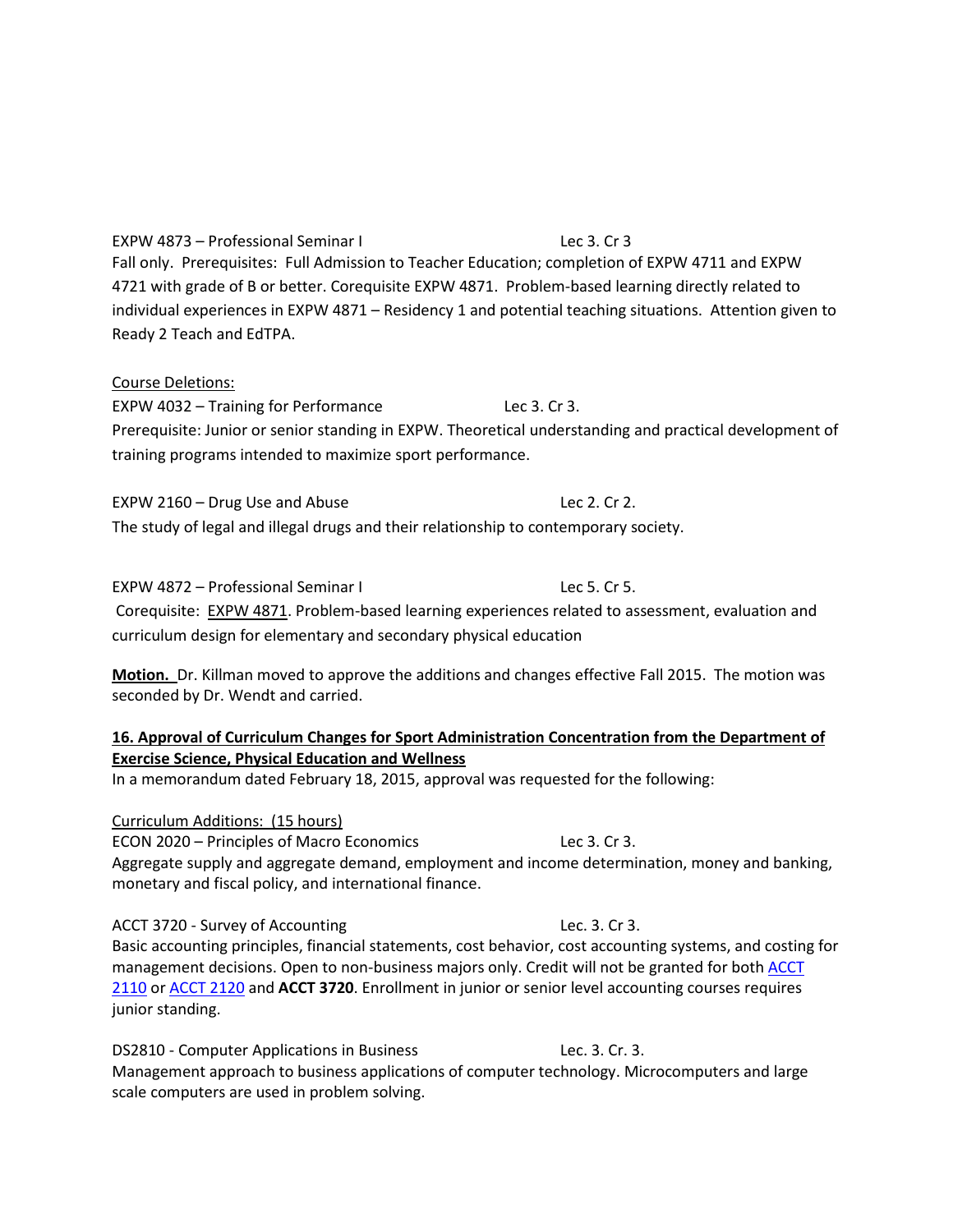EXPW 4873 – Professional Seminar I Lec 3. Cr 3

Fall only. Prerequisites: Full Admission to Teacher Education; completion of EXPW 4711 and EXPW 4721 with grade of B or better. Corequisite EXPW 4871. Problem-based learning directly related to individual experiences in EXPW 4871 – Residency 1 and potential teaching situations. Attention given to Ready 2 Teach and EdTPA.

Course Deletions:

EXPW 4032 – Training for Performance Lec 3. Cr 3.

Prerequisite: Junior or senior standing in EXPW. Theoretical understanding and practical development of training programs intended to maximize sport performance.

EXPW 2160 – Drug Use and Abuse Lec 2. Cr 2.

The study of legal and illegal drugs and their relationship to contemporary society.

EXPW 4872 – Professional Seminar I Lec 5. Cr 5.

Corequisite: EXPW 4871. Problem-based learning experiences related to assessment, evaluation and curriculum design for elementary and secondary physical education

**Motion.** Dr. Killman moved to approve the additions and changes effective Fall 2015. The motion was seconded by Dr. Wendt and carried.

**16. Approval of Curriculum Changes for Sport Administration Concentration from the Department of Exercise Science, Physical Education and Wellness**

In a memorandum dated February 18, 2015, approval was requested for the following:

Curriculum Additions: (15 hours)

ECON 2020 – Principles of Macro Economics Lec 3. Cr 3.

Aggregate supply and aggregate demand, employment and income determination, money and banking, monetary and fiscal policy, and international finance.

ACCT 3720 - Survey of Accounting Lec. 3. Cr 3.

Basic accounting principles, financial statements, cost behavior, cost accounting systems, and costing for management decisions. Open to non-business majors only. Credit will not be granted for both ACCT 2110 or ACCT 2120 and **ACCT 3720**. Enrollment in junior or senior level accounting courses requires junior standing.

DS2810 - Computer Applications in Business Lec. 3. Cr. 3.

Management approach to business applications of computer technology. Microcomputers and large scale computers are used in problem solving.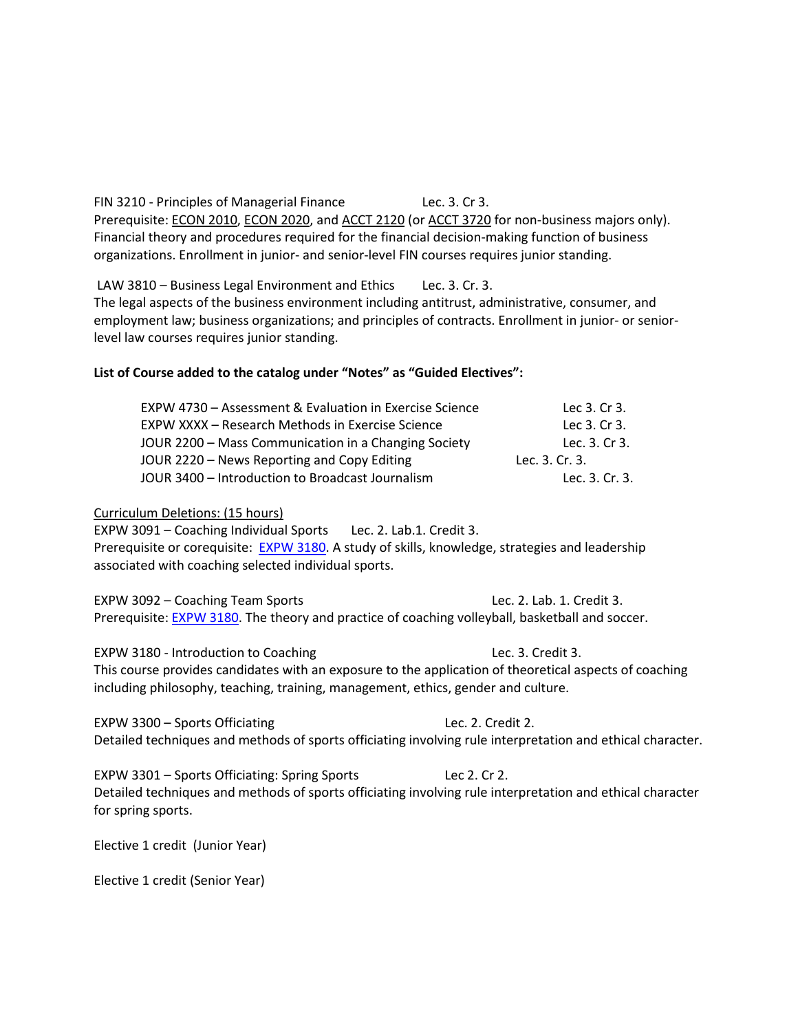FIN 3210 - Principles of Managerial Finance Lec. 3. Cr 3.
Prerequisite: ECON 2010, ECON 2020, and ACCT 2120 (or ACCT 3720 for non-business majors only). Financial theory and procedures required for the financial decision-making function of business organizations. Enrollment in junior- and senior-level FIN courses requires junior standing.

LAW 3810 – Business Legal Environment and Ethics Lec. 3. Cr. 3.
The legal aspects of the business environment including antitrust, administrative, consumer, and employment law; business organizations; and principles of contracts. Enrollment in junior- or senior-level law courses requires junior standing.

**List of Course added to the catalog under "Notes" as "Guided Electives":**

| Course | Hours |
| --- | --- |
| EXPW 4730 – Assessment & Evaluation in Exercise Science | Lec 3. Cr 3. |
| EXPW XXXX – Research Methods in Exercise Science | Lec 3. Cr 3. |
| JOUR 2200 – Mass Communication in a Changing Society | Lec. 3. Cr 3. |
| JOUR 2220 – News Reporting and Copy Editing | Lec. 3. Cr. 3. |
| JOUR 3400 – Introduction to Broadcast Journalism | Lec. 3. Cr. 3. |

Curriculum Deletions: (15 hours)

EXPW 3091 – Coaching Individual Sports Lec. 2. Lab.1. Credit 3.
Prerequisite or corequisite: EXPW 3180. A study of skills, knowledge, strategies and leadership associated with coaching selected individual sports.

EXPW 3092 – Coaching Team Sports Lec. 2. Lab. 1. Credit 3.
Prerequisite: EXPW 3180. The theory and practice of coaching volleyball, basketball and soccer.

EXPW 3180 - Introduction to Coaching Lec. 3. Credit 3.
This course provides candidates with an exposure to the application of theoretical aspects of coaching including philosophy, teaching, training, management, ethics, gender and culture.

EXPW 3300 – Sports Officiating Lec. 2. Credit 2.
Detailed techniques and methods of sports officiating involving rule interpretation and ethical character.

EXPW 3301 – Sports Officiating: Spring Sports Lec 2. Cr 2.
Detailed techniques and methods of sports officiating involving rule interpretation and ethical character for spring sports.

Elective 1 credit (Junior Year)

Elective 1 credit (Senior Year)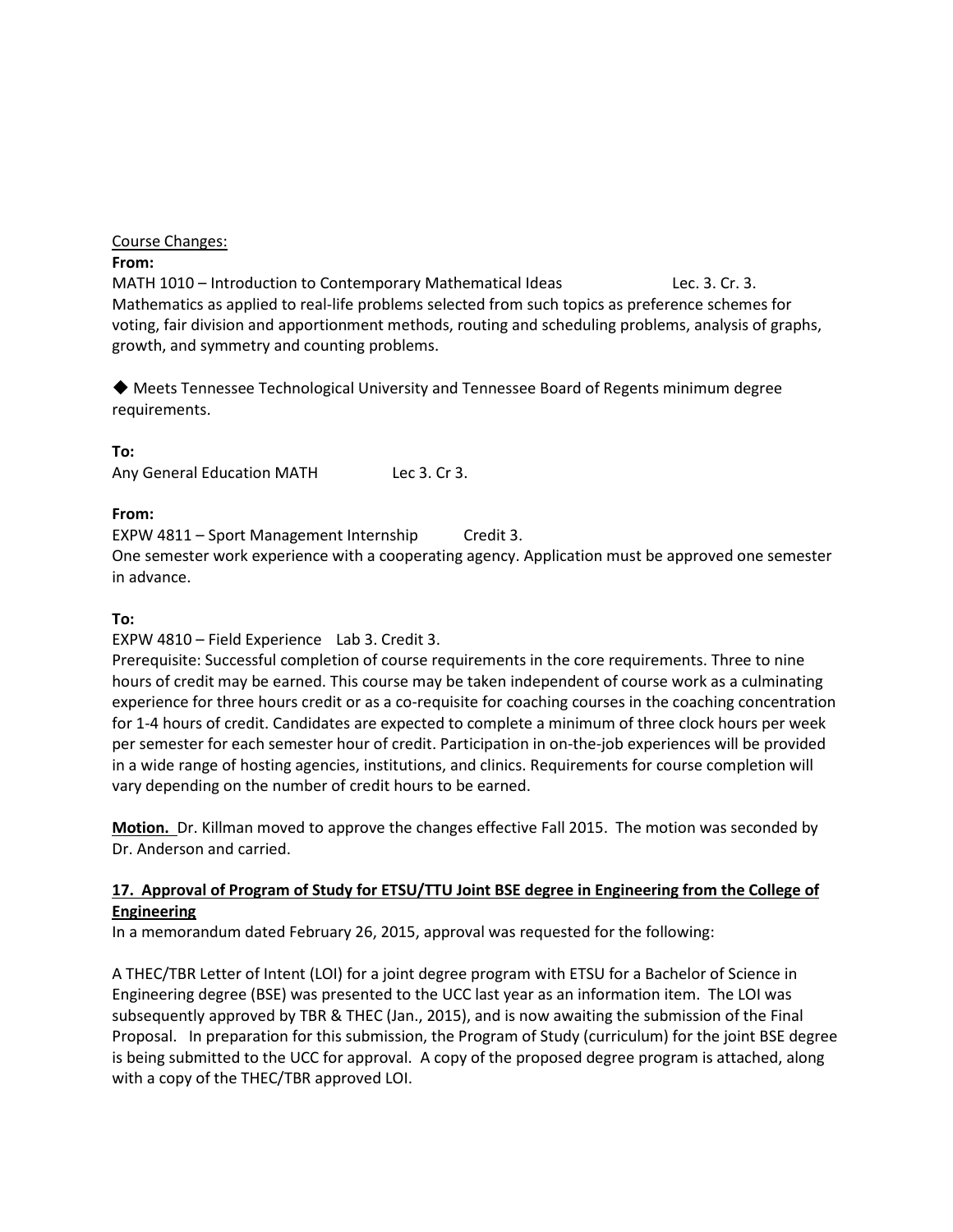Course Changes:

**From:**

MATH 1010 – Introduction to Contemporary Mathematical Ideas Lec. 3. Cr. 3.
Mathematics as applied to real-life problems selected from such topics as preference schemes for voting, fair division and apportionment methods, routing and scheduling problems, analysis of graphs, growth, and symmetry and counting problems.

◆ Meets Tennessee Technological University and Tennessee Board of Regents minimum degree requirements.

**To:**

Any General Education MATH Lec 3. Cr 3.

**From:**

EXPW 4811 – Sport Management Internship Credit 3.
One semester work experience with a cooperating agency. Application must be approved one semester in advance.

**To:**

EXPW 4810 – Field Experience Lab 3. Credit 3.
Prerequisite: Successful completion of course requirements in the core requirements. Three to nine hours of credit may be earned. This course may be taken independent of course work as a culminating experience for three hours credit or as a co-requisite for coaching courses in the coaching concentration for 1-4 hours of credit. Candidates are expected to complete a minimum of three clock hours per week per semester for each semester hour of credit. Participation in on-the-job experiences will be provided in a wide range of hosting agencies, institutions, and clinics. Requirements for course completion will vary depending on the number of credit hours to be earned.

**Motion.** Dr. Killman moved to approve the changes effective Fall 2015. The motion was seconded by Dr. Anderson and carried.

**17. Approval of Program of Study for ETSU/TTU Joint BSE degree in Engineering from the College of Engineering**

In a memorandum dated February 26, 2015, approval was requested for the following:

A THEC/TBR Letter of Intent (LOI) for a joint degree program with ETSU for a Bachelor of Science in Engineering degree (BSE) was presented to the UCC last year as an information item. The LOI was subsequently approved by TBR & THEC (Jan., 2015), and is now awaiting the submission of the Final Proposal. In preparation for this submission, the Program of Study (curriculum) for the joint BSE degree is being submitted to the UCC for approval. A copy of the proposed degree program is attached, along with a copy of the THEC/TBR approved LOI.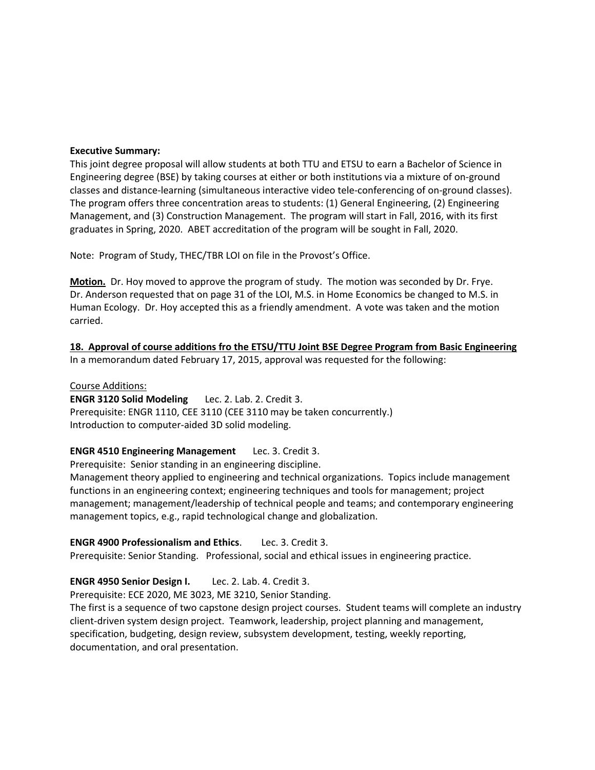**Executive Summary:**
This joint degree proposal will allow students at both TTU and ETSU to earn a Bachelor of Science in Engineering degree (BSE) by taking courses at either or both institutions via a mixture of on-ground classes and distance-learning (simultaneous interactive video tele-conferencing of on-ground classes). The program offers three concentration areas to students: (1) General Engineering, (2) Engineering Management, and (3) Construction Management. The program will start in Fall, 2016, with its first graduates in Spring, 2020. ABET accreditation of the program will be sought in Fall, 2020.

Note: Program of Study, THEC/TBR LOI on file in the Provost's Office.

**Motion.** Dr. Hoy moved to approve the program of study. The motion was seconded by Dr. Frye. Dr. Anderson requested that on page 31 of the LOI, M.S. in Home Economics be changed to M.S. in Human Ecology. Dr. Hoy accepted this as a friendly amendment. A vote was taken and the motion carried.

**18. Approval of course additions fro the ETSU/TTU Joint BSE Degree Program from Basic Engineering**
In a memorandum dated February 17, 2015, approval was requested for the following:

Course Additions:
**ENGR 3120 Solid Modeling** Lec. 2. Lab. 2. Credit 3.
Prerequisite: ENGR 1110, CEE 3110 (CEE 3110 may be taken concurrently.)
Introduction to computer-aided 3D solid modeling.

**ENGR 4510 Engineering Management** Lec. 3. Credit 3.
Prerequisite: Senior standing in an engineering discipline.
Management theory applied to engineering and technical organizations. Topics include management functions in an engineering context; engineering techniques and tools for management; project management; management/leadership of technical people and teams; and contemporary engineering management topics, e.g., rapid technological change and globalization.

**ENGR 4900 Professionalism and Ethics**. Lec. 3. Credit 3.
Prerequisite: Senior Standing. Professional, social and ethical issues in engineering practice.

**ENGR 4950 Senior Design I.** Lec. 2. Lab. 4. Credit 3.
Prerequisite: ECE 2020, ME 3023, ME 3210, Senior Standing.
The first is a sequence of two capstone design project courses. Student teams will complete an industry client-driven system design project. Teamwork, leadership, project planning and management, specification, budgeting, design review, subsystem development, testing, weekly reporting, documentation, and oral presentation.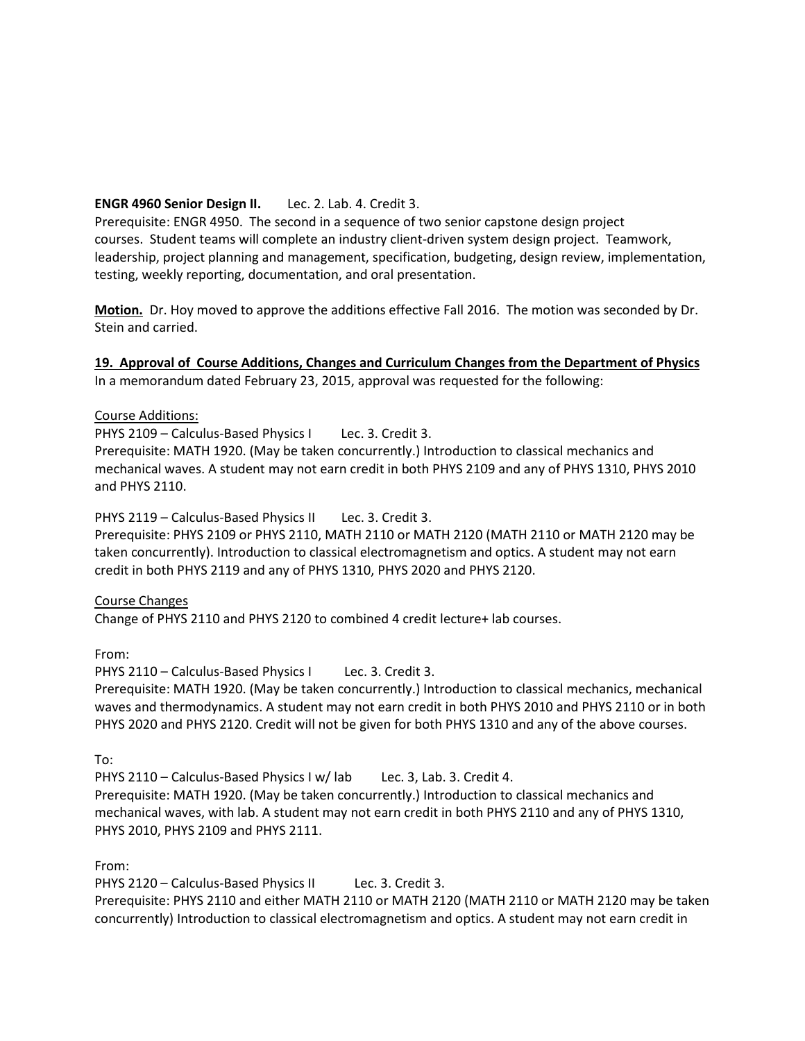**ENGR 4960 Senior Design II.** Lec. 2. Lab. 4. Credit 3.
Prerequisite: ENGR 4950. The second in a sequence of two senior capstone design project courses. Student teams will complete an industry client-driven system design project. Teamwork, leadership, project planning and management, specification, budgeting, design review, implementation, testing, weekly reporting, documentation, and oral presentation.

**Motion.** Dr. Hoy moved to approve the additions effective Fall 2016. The motion was seconded by Dr. Stein and carried.

**19. Approval of Course Additions, Changes and Curriculum Changes from the Department of Physics**
In a memorandum dated February 23, 2015, approval was requested for the following:

Course Additions:
PHYS 2109 – Calculus-Based Physics I Lec. 3. Credit 3.
Prerequisite: MATH 1920. (May be taken concurrently.) Introduction to classical mechanics and mechanical waves. A student may not earn credit in both PHYS 2109 and any of PHYS 1310, PHYS 2010 and PHYS 2110.

PHYS 2119 – Calculus-Based Physics II Lec. 3. Credit 3.
Prerequisite: PHYS 2109 or PHYS 2110, MATH 2110 or MATH 2120 (MATH 2110 or MATH 2120 may be taken concurrently). Introduction to classical electromagnetism and optics. A student may not earn credit in both PHYS 2119 and any of PHYS 1310, PHYS 2020 and PHYS 2120.

Course Changes
Change of PHYS 2110 and PHYS 2120 to combined 4 credit lecture+ lab courses.

From:
PHYS 2110 – Calculus-Based Physics I Lec. 3. Credit 3.
Prerequisite: MATH 1920. (May be taken concurrently.) Introduction to classical mechanics, mechanical waves and thermodynamics. A student may not earn credit in both PHYS 2010 and PHYS 2110 or in both PHYS 2020 and PHYS 2120. Credit will not be given for both PHYS 1310 and any of the above courses.

To:
PHYS 2110 – Calculus-Based Physics I w/ lab Lec. 3, Lab. 3. Credit 4.
Prerequisite: MATH 1920. (May be taken concurrently.) Introduction to classical mechanics and mechanical waves, with lab. A student may not earn credit in both PHYS 2110 and any of PHYS 1310, PHYS 2010, PHYS 2109 and PHYS 2111.

From:
PHYS 2120 – Calculus-Based Physics II Lec. 3. Credit 3.
Prerequisite: PHYS 2110 and either MATH 2110 or MATH 2120 (MATH 2110 or MATH 2120 may be taken concurrently) Introduction to classical electromagnetism and optics. A student may not earn credit in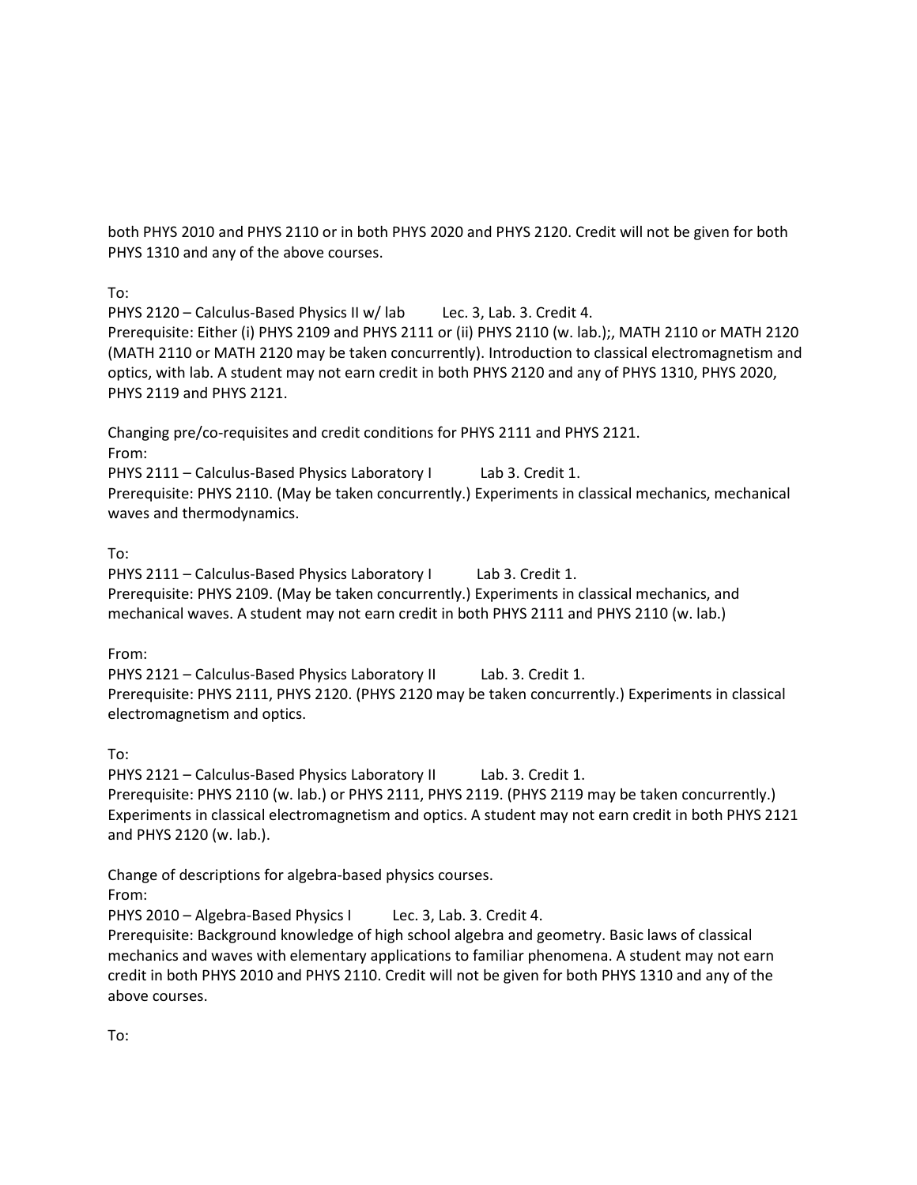both PHYS 2010 and PHYS 2110 or in both PHYS 2020 and PHYS 2120. Credit will not be given for both PHYS 1310 and any of the above courses.

To:

PHYS 2120 – Calculus-Based Physics II w/ lab Lec. 3, Lab. 3. Credit 4.

Prerequisite: Either (i) PHYS 2109 and PHYS 2111 or (ii) PHYS 2110 (w. lab.);, MATH 2110 or MATH 2120 (MATH 2110 or MATH 2120 may be taken concurrently). Introduction to classical electromagnetism and optics, with lab. A student may not earn credit in both PHYS 2120 and any of PHYS 1310, PHYS 2020, PHYS 2119 and PHYS 2121.

Changing pre/co-requisites and credit conditions for PHYS 2111 and PHYS 2121.

From:

PHYS 2111 – Calculus-Based Physics Laboratory I Lab 3. Credit 1.

Prerequisite: PHYS 2110. (May be taken concurrently.) Experiments in classical mechanics, mechanical waves and thermodynamics.

To:

PHYS 2111 – Calculus-Based Physics Laboratory I Lab 3. Credit 1.

Prerequisite: PHYS 2109. (May be taken concurrently.) Experiments in classical mechanics, and mechanical waves. A student may not earn credit in both PHYS 2111 and PHYS 2110 (w. lab.)

From:

PHYS 2121 – Calculus-Based Physics Laboratory II Lab. 3. Credit 1.

Prerequisite: PHYS 2111, PHYS 2120. (PHYS 2120 may be taken concurrently.) Experiments in classical electromagnetism and optics.

To:

PHYS 2121 – Calculus-Based Physics Laboratory II Lab. 3. Credit 1.

Prerequisite: PHYS 2110 (w. lab.) or PHYS 2111, PHYS 2119. (PHYS 2119 may be taken concurrently.) Experiments in classical electromagnetism and optics. A student may not earn credit in both PHYS 2121 and PHYS 2120 (w. lab.).

Change of descriptions for algebra-based physics courses.

From:

PHYS 2010 – Algebra-Based Physics I Lec. 3, Lab. 3. Credit 4.

Prerequisite: Background knowledge of high school algebra and geometry. Basic laws of classical mechanics and waves with elementary applications to familiar phenomena. A student may not earn credit in both PHYS 2010 and PHYS 2110. Credit will not be given for both PHYS 1310 and any of the above courses.

To: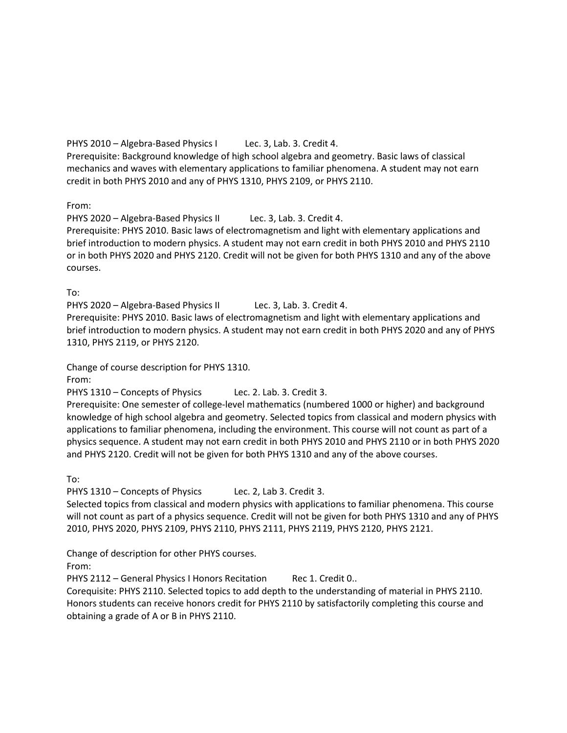PHYS 2010 – Algebra-Based Physics I    Lec. 3, Lab. 3. Credit 4.
Prerequisite: Background knowledge of high school algebra and geometry. Basic laws of classical mechanics and waves with elementary applications to familiar phenomena. A student may not earn credit in both PHYS 2010 and any of PHYS 1310, PHYS 2109, or PHYS 2110.

From:
PHYS 2020 – Algebra-Based Physics II    Lec. 3, Lab. 3. Credit 4.
Prerequisite: PHYS 2010. Basic laws of electromagnetism and light with elementary applications and brief introduction to modern physics. A student may not earn credit in both PHYS 2010 and PHYS 2110 or in both PHYS 2020 and PHYS 2120. Credit will not be given for both PHYS 1310 and any of the above courses.

To:
PHYS 2020 – Algebra-Based Physics II    Lec. 3, Lab. 3. Credit 4.
Prerequisite: PHYS 2010. Basic laws of electromagnetism and light with elementary applications and brief introduction to modern physics. A student may not earn credit in both PHYS 2020 and any of PHYS 1310, PHYS 2119, or PHYS 2120.

Change of course description for PHYS 1310.
From:
PHYS 1310 – Concepts of Physics    Lec. 2. Lab. 3. Credit 3.
Prerequisite: One semester of college-level mathematics (numbered 1000 or higher) and background knowledge of high school algebra and geometry. Selected topics from classical and modern physics with applications to familiar phenomena, including the environment. This course will not count as part of a physics sequence. A student may not earn credit in both PHYS 2010 and PHYS 2110 or in both PHYS 2020 and PHYS 2120. Credit will not be given for both PHYS 1310 and any of the above courses.

To:
PHYS 1310 – Concepts of Physics    Lec. 2, Lab 3. Credit 3.
Selected topics from classical and modern physics with applications to familiar phenomena. This course will not count as part of a physics sequence. Credit will not be given for both PHYS 1310 and any of PHYS 2010, PHYS 2020, PHYS 2109, PHYS 2110, PHYS 2111, PHYS 2119, PHYS 2120, PHYS 2121.

Change of description for other PHYS courses.
From:
PHYS 2112 – General Physics I Honors Recitation    Rec 1. Credit 0..
Corequisite: PHYS 2110. Selected topics to add depth to the understanding of material in PHYS 2110. Honors students can receive honors credit for PHYS 2110 by satisfactorily completing this course and obtaining a grade of A or B in PHYS 2110.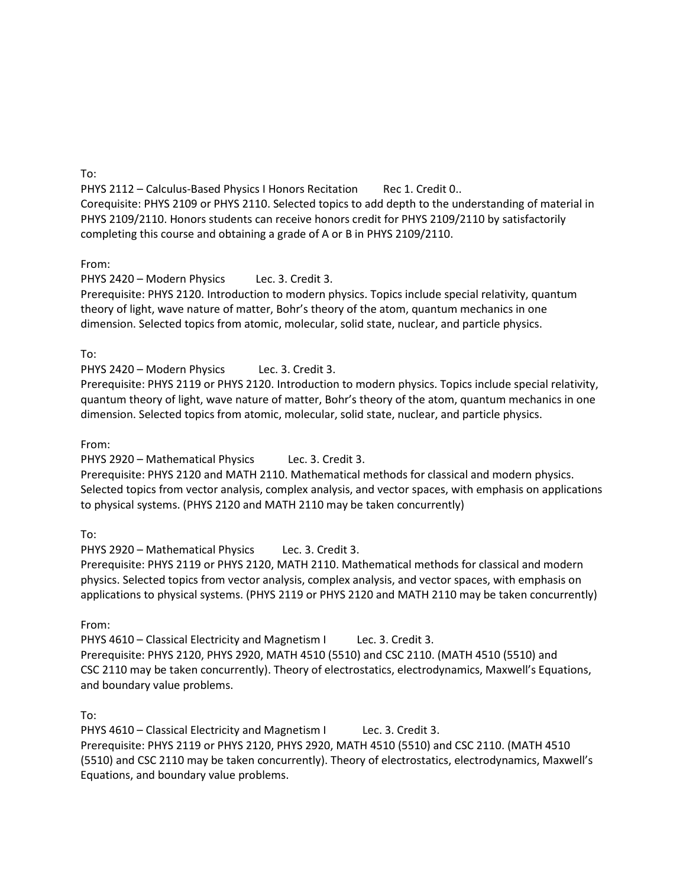To:

PHYS 2112 – Calculus-Based Physics I Honors Recitation  Rec 1. Credit 0..

Corequisite: PHYS 2109 or PHYS 2110. Selected topics to add depth to the understanding of material in PHYS 2109/2110. Honors students can receive honors credit for PHYS 2109/2110 by satisfactorily completing this course and obtaining a grade of A or B in PHYS 2109/2110.

From:

PHYS 2420 – Modern Physics  Lec. 3. Credit 3.

Prerequisite: PHYS 2120. Introduction to modern physics. Topics include special relativity, quantum theory of light, wave nature of matter, Bohr's theory of the atom, quantum mechanics in one dimension. Selected topics from atomic, molecular, solid state, nuclear, and particle physics.

To:

PHYS 2420 – Modern Physics  Lec. 3. Credit 3.

Prerequisite: PHYS 2119 or PHYS 2120. Introduction to modern physics. Topics include special relativity, quantum theory of light, wave nature of matter, Bohr's theory of the atom, quantum mechanics in one dimension. Selected topics from atomic, molecular, solid state, nuclear, and particle physics.

From:

PHYS 2920 – Mathematical Physics  Lec. 3. Credit 3.

Prerequisite: PHYS 2120 and MATH 2110. Mathematical methods for classical and modern physics. Selected topics from vector analysis, complex analysis, and vector spaces, with emphasis on applications to physical systems. (PHYS 2120 and MATH 2110 may be taken concurrently)

To:

PHYS 2920 – Mathematical Physics  Lec. 3. Credit 3.

Prerequisite: PHYS 2119 or PHYS 2120, MATH 2110. Mathematical methods for classical and modern physics. Selected topics from vector analysis, complex analysis, and vector spaces, with emphasis on applications to physical systems. (PHYS 2119 or PHYS 2120 and MATH 2110 may be taken concurrently)

From:

PHYS 4610 – Classical Electricity and Magnetism I  Lec. 3. Credit 3.

Prerequisite: PHYS 2120, PHYS 2920, MATH 4510 (5510) and CSC 2110. (MATH 4510 (5510) and CSC 2110 may be taken concurrently). Theory of electrostatics, electrodynamics, Maxwell's Equations, and boundary value problems.

To:

PHYS 4610 – Classical Electricity and Magnetism I  Lec. 3. Credit 3.

Prerequisite: PHYS 2119 or PHYS 2120, PHYS 2920, MATH 4510 (5510) and CSC 2110. (MATH 4510 (5510) and CSC 2110 may be taken concurrently). Theory of electrostatics, electrodynamics, Maxwell's Equations, and boundary value problems.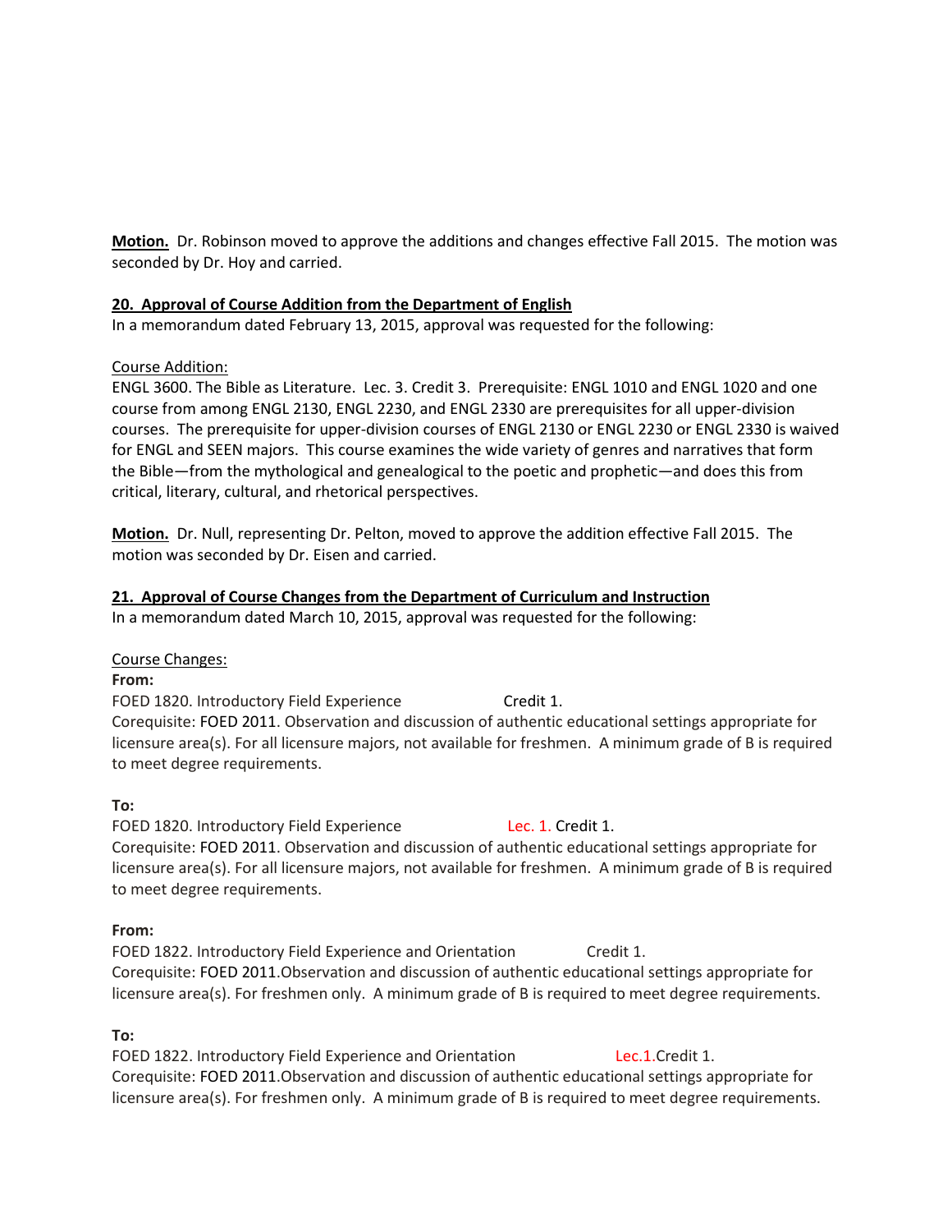**Motion.** Dr. Robinson moved to approve the additions and changes effective Fall 2015. The motion was seconded by Dr. Hoy and carried.

**20. Approval of Course Addition from the Department of English**

In a memorandum dated February 13, 2015, approval was requested for the following:

Course Addition:

ENGL 3600. The Bible as Literature. Lec. 3. Credit 3. Prerequisite: ENGL 1010 and ENGL 1020 and one course from among ENGL 2130, ENGL 2230, and ENGL 2330 are prerequisites for all upper-division courses. The prerequisite for upper-division courses of ENGL 2130 or ENGL 2230 or ENGL 2330 is waived for ENGL and SEEN majors. This course examines the wide variety of genres and narratives that form the Bible—from the mythological and genealogical to the poetic and prophetic—and does this from critical, literary, cultural, and rhetorical perspectives.

**Motion.** Dr. Null, representing Dr. Pelton, moved to approve the addition effective Fall 2015. The motion was seconded by Dr. Eisen and carried.

**21. Approval of Course Changes from the Department of Curriculum and Instruction**

In a memorandum dated March 10, 2015, approval was requested for the following:

Course Changes:

**From:**

FOED 1820. Introductory Field Experience Credit 1.
Corequisite: FOED 2011. Observation and discussion of authentic educational settings appropriate for licensure area(s). For all licensure majors, not available for freshmen. A minimum grade of B is required to meet degree requirements.

**To:**

FOED 1820. Introductory Field Experience Lec. 1. Credit 1.
Corequisite: FOED 2011. Observation and discussion of authentic educational settings appropriate for licensure area(s). For all licensure majors, not available for freshmen. A minimum grade of B is required to meet degree requirements.

**From:**

FOED 1822. Introductory Field Experience and Orientation Credit 1.
Corequisite: FOED 2011.Observation and discussion of authentic educational settings appropriate for licensure area(s). For freshmen only. A minimum grade of B is required to meet degree requirements.

**To:**

FOED 1822. Introductory Field Experience and Orientation Lec.1.Credit 1.
Corequisite: FOED 2011.Observation and discussion of authentic educational settings appropriate for licensure area(s). For freshmen only. A minimum grade of B is required to meet degree requirements.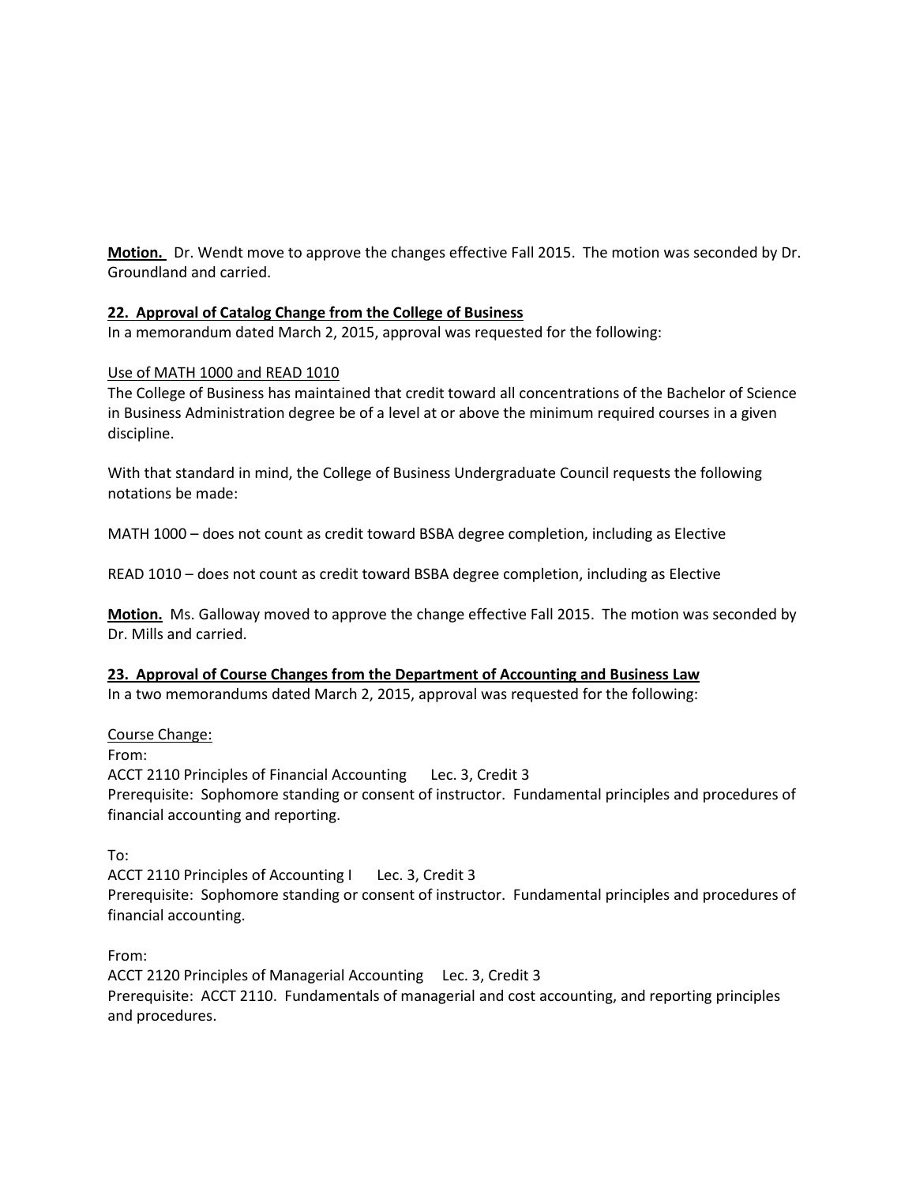**Motion.** Dr. Wendt move to approve the changes effective Fall 2015. The motion was seconded by Dr. Groundland and carried.

**22. Approval of Catalog Change from the College of Business**

In a memorandum dated March 2, 2015, approval was requested for the following:

Use of MATH 1000 and READ 1010

The College of Business has maintained that credit toward all concentrations of the Bachelor of Science in Business Administration degree be of a level at or above the minimum required courses in a given discipline.

With that standard in mind, the College of Business Undergraduate Council requests the following notations be made:

MATH 1000 – does not count as credit toward BSBA degree completion, including as Elective

READ 1010 – does not count as credit toward BSBA degree completion, including as Elective

**Motion.** Ms. Galloway moved to approve the change effective Fall 2015. The motion was seconded by Dr. Mills and carried.

**23. Approval of Course Changes from the Department of Accounting and Business Law**

In a two memorandums dated March 2, 2015, approval was requested for the following:

Course Change:

From:
ACCT 2110 Principles of Financial Accounting Lec. 3, Credit 3
Prerequisite: Sophomore standing or consent of instructor. Fundamental principles and procedures of financial accounting and reporting.

To:
ACCT 2110 Principles of Accounting I Lec. 3, Credit 3
Prerequisite: Sophomore standing or consent of instructor. Fundamental principles and procedures of financial accounting.

From:
ACCT 2120 Principles of Managerial Accounting Lec. 3, Credit 3
Prerequisite: ACCT 2110. Fundamentals of managerial and cost accounting, and reporting principles and procedures.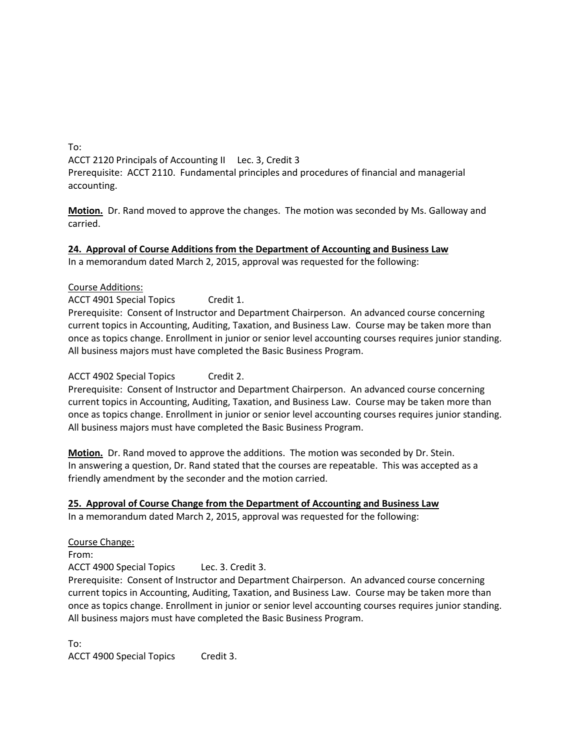To:
ACCT 2120 Principals of Accounting II     Lec. 3, Credit 3
Prerequisite:  ACCT 2110.  Fundamental principles and procedures of financial and managerial accounting.

**Motion.** Dr. Rand moved to approve the changes.  The motion was seconded by Ms. Galloway and carried.

**24.  Approval of Course Additions from the Department of Accounting and Business Law**

In a memorandum dated March 2, 2015, approval was requested for the following:

Course Additions:
ACCT 4901 Special Topics          Credit 1.
Prerequisite:  Consent of Instructor and Department Chairperson.  An advanced course concerning current topics in Accounting, Auditing, Taxation, and Business Law.  Course may be taken more than once as topics change. Enrollment in junior or senior level accounting courses requires junior standing. All business majors must have completed the Basic Business Program.

ACCT 4902 Special Topics          Credit 2.
Prerequisite:  Consent of Instructor and Department Chairperson.  An advanced course concerning current topics in Accounting, Auditing, Taxation, and Business Law.  Course may be taken more than once as topics change. Enrollment in junior or senior level accounting courses requires junior standing. All business majors must have completed the Basic Business Program.

**Motion.** Dr. Rand moved to approve the additions.  The motion was seconded by Dr. Stein.
In answering a question, Dr. Rand stated that the courses are repeatable.  This was accepted as a friendly amendment by the seconder and the motion carried.

**25.  Approval of Course Change from the Department of Accounting and Business Law**

In a memorandum dated March 2, 2015, approval was requested for the following:

Course Change:
From:
ACCT 4900 Special Topics        Lec. 3. Credit 3.
Prerequisite:  Consent of Instructor and Department Chairperson.  An advanced course concerning current topics in Accounting, Auditing, Taxation, and Business Law.  Course may be taken more than once as topics change. Enrollment in junior or senior level accounting courses requires junior standing. All business majors must have completed the Basic Business Program.

To:
ACCT 4900 Special Topics        Credit 3.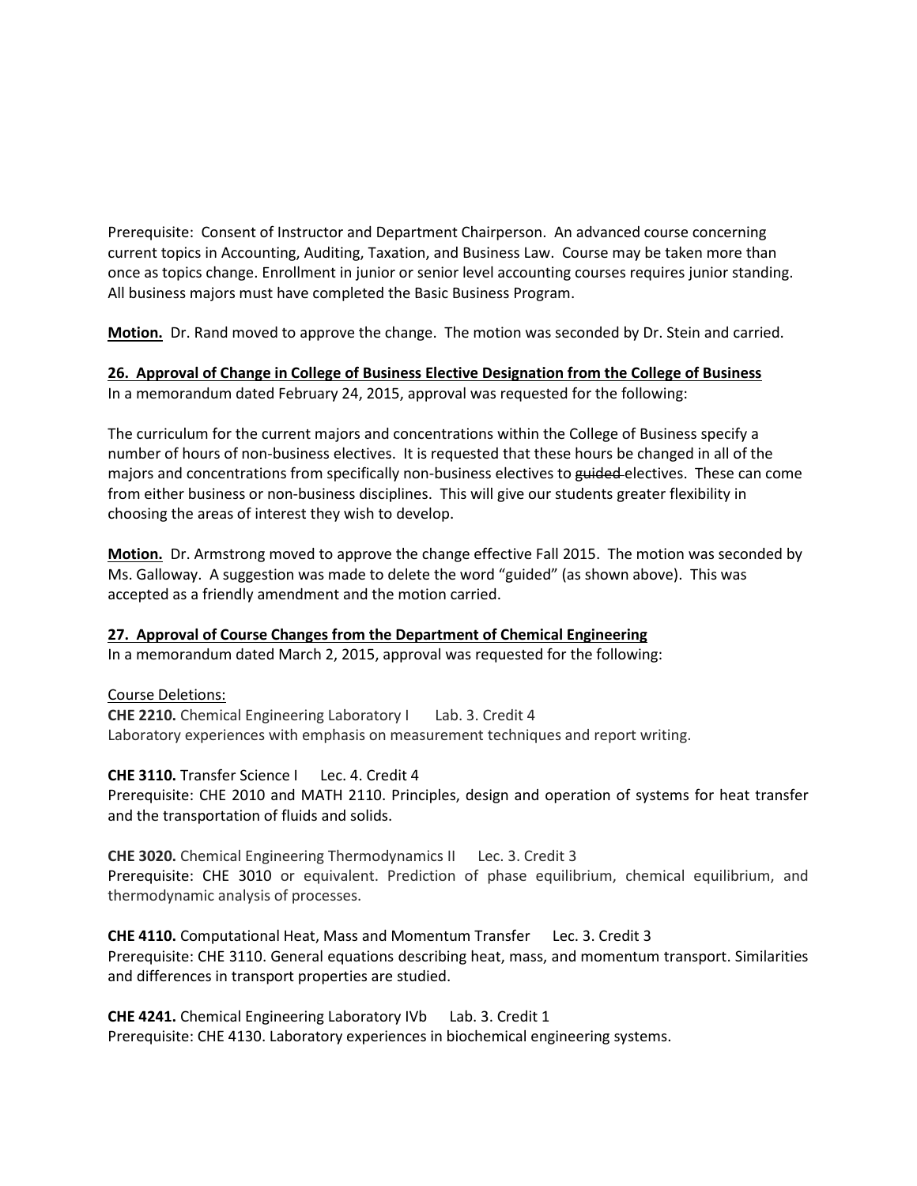Prerequisite: Consent of Instructor and Department Chairperson. An advanced course concerning current topics in Accounting, Auditing, Taxation, and Business Law. Course may be taken more than once as topics change. Enrollment in junior or senior level accounting courses requires junior standing. All business majors must have completed the Basic Business Program.

**Motion.** Dr. Rand moved to approve the change. The motion was seconded by Dr. Stein and carried.

**26. Approval of Change in College of Business Elective Designation from the College of Business**

In a memorandum dated February 24, 2015, approval was requested for the following:

The curriculum for the current majors and concentrations within the College of Business specify a number of hours of non-business electives. It is requested that these hours be changed in all of the majors and concentrations from specifically non-business electives to ~~guided~~ electives. These can come from either business or non-business disciplines. This will give our students greater flexibility in choosing the areas of interest they wish to develop.

**Motion.** Dr. Armstrong moved to approve the change effective Fall 2015. The motion was seconded by Ms. Galloway. A suggestion was made to delete the word "guided" (as shown above). This was accepted as a friendly amendment and the motion carried.

**27. Approval of Course Changes from the Department of Chemical Engineering**

In a memorandum dated March 2, 2015, approval was requested for the following:

Course Deletions:

**CHE 2210.** Chemical Engineering Laboratory I Lab. 3. Credit 4
Laboratory experiences with emphasis on measurement techniques and report writing.

**CHE 3110.** Transfer Science I Lec. 4. Credit 4
Prerequisite: CHE 2010 and MATH 2110. Principles, design and operation of systems for heat transfer and the transportation of fluids and solids.

**CHE 3020.** Chemical Engineering Thermodynamics II Lec. 3. Credit 3
Prerequisite: CHE 3010 or equivalent. Prediction of phase equilibrium, chemical equilibrium, and thermodynamic analysis of processes.

**CHE 4110.** Computational Heat, Mass and Momentum Transfer Lec. 3. Credit 3
Prerequisite: CHE 3110. General equations describing heat, mass, and momentum transport. Similarities and differences in transport properties are studied.

**CHE 4241.** Chemical Engineering Laboratory IVb Lab. 3. Credit 1
Prerequisite: CHE 4130. Laboratory experiences in biochemical engineering systems.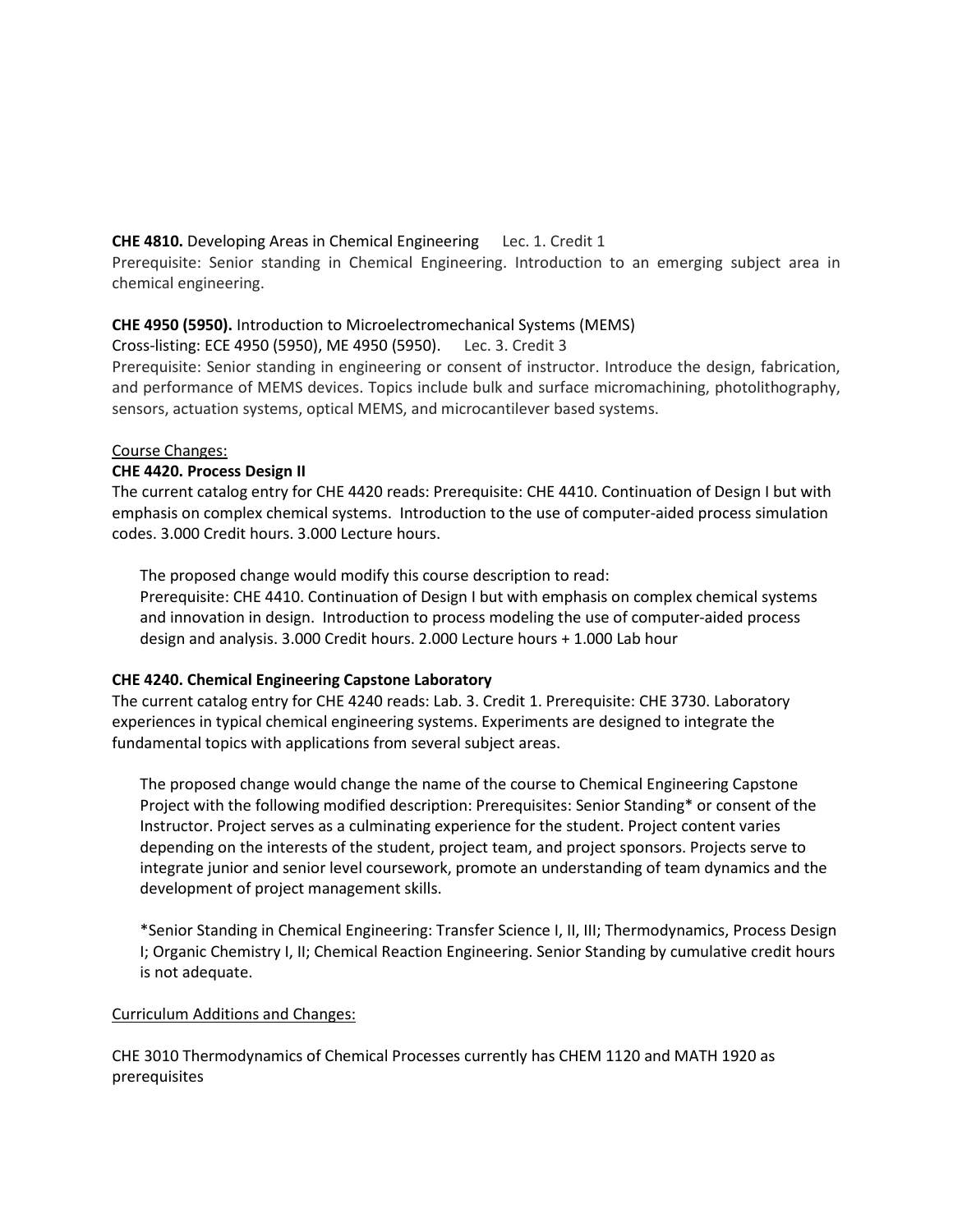**CHE 4810.** Developing Areas in Chemical Engineering Lec. 1. Credit 1

Prerequisite: Senior standing in Chemical Engineering. Introduction to an emerging subject area in chemical engineering.

**CHE 4950 (5950).** Introduction to Microelectromechanical Systems (MEMS)

Cross-listing: ECE 4950 (5950), ME 4950 (5950). Lec. 3. Credit 3

Prerequisite: Senior standing in engineering or consent of instructor. Introduce the design, fabrication, and performance of MEMS devices. Topics include bulk and surface micromachining, photolithography, sensors, actuation systems, optical MEMS, and microcantilever based systems.

Course Changes:

**CHE 4420. Process Design II**

The current catalog entry for CHE 4420 reads: Prerequisite: CHE 4410. Continuation of Design I but with emphasis on complex chemical systems. Introduction to the use of computer-aided process simulation codes. 3.000 Credit hours. 3.000 Lecture hours.

> The proposed change would modify this course description to read:
> Prerequisite: CHE 4410. Continuation of Design I but with emphasis on complex chemical systems and innovation in design. Introduction to process modeling the use of computer-aided process design and analysis. 3.000 Credit hours. 2.000 Lecture hours + 1.000 Lab hour

**CHE 4240. Chemical Engineering Capstone Laboratory**

The current catalog entry for CHE 4240 reads: Lab. 3. Credit 1. Prerequisite: CHE 3730. Laboratory experiences in typical chemical engineering systems. Experiments are designed to integrate the fundamental topics with applications from several subject areas.

> The proposed change would change the name of the course to Chemical Engineering Capstone Project with the following modified description: Prerequisites: Senior Standing* or consent of the Instructor. Project serves as a culminating experience for the student. Project content varies depending on the interests of the student, project team, and project sponsors. Projects serve to integrate junior and senior level coursework, promote an understanding of team dynamics and the development of project management skills.
>
> *Senior Standing in Chemical Engineering: Transfer Science I, II, III; Thermodynamics, Process Design I; Organic Chemistry I, II; Chemical Reaction Engineering. Senior Standing by cumulative credit hours is not adequate.

Curriculum Additions and Changes:

CHE 3010 Thermodynamics of Chemical Processes currently has CHEM 1120 and MATH 1920 as prerequisites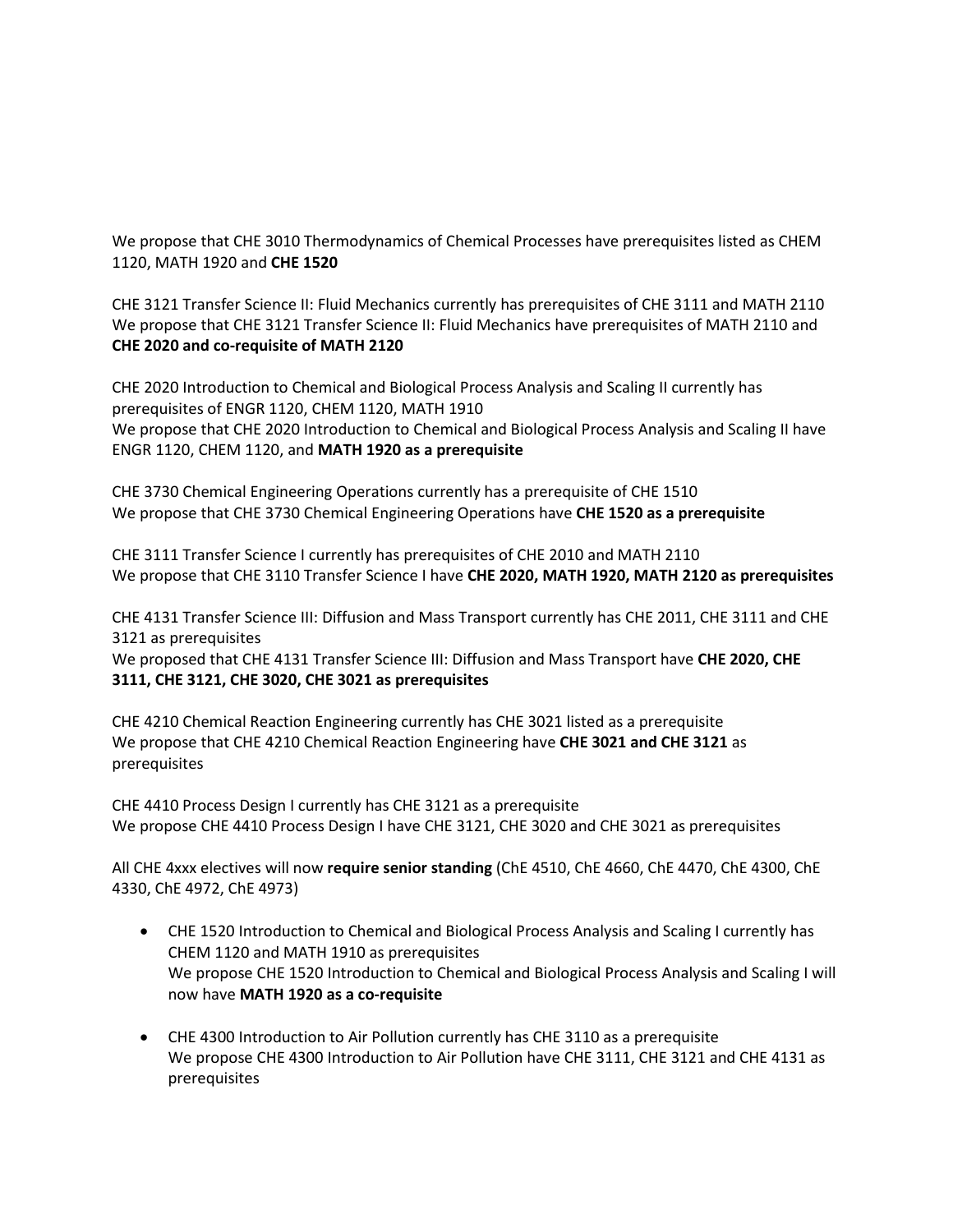We propose that CHE 3010 Thermodynamics of Chemical Processes have prerequisites listed as CHEM 1120, MATH 1920 and **CHE 1520**

CHE 3121 Transfer Science II: Fluid Mechanics currently has prerequisites of CHE 3111 and MATH 2110
We propose that CHE 3121 Transfer Science II: Fluid Mechanics have prerequisites of MATH 2110 and **CHE 2020 and co-requisite of MATH 2120**

CHE 2020 Introduction to Chemical and Biological Process Analysis and Scaling II currently has prerequisites of ENGR 1120, CHEM 1120, MATH 1910
We propose that CHE 2020 Introduction to Chemical and Biological Process Analysis and Scaling II have ENGR 1120, CHEM 1120, and **MATH 1920 as a prerequisite**

CHE 3730 Chemical Engineering Operations currently has a prerequisite of CHE 1510
We propose that CHE 3730 Chemical Engineering Operations have **CHE 1520 as a prerequisite**

CHE 3111 Transfer Science I currently has prerequisites of CHE 2010 and MATH 2110
We propose that CHE 3110 Transfer Science I have **CHE 2020, MATH 1920, MATH 2120 as prerequisites**

CHE 4131 Transfer Science III: Diffusion and Mass Transport currently has CHE 2011, CHE 3111 and CHE 3121 as prerequisites
We proposed that CHE 4131 Transfer Science III: Diffusion and Mass Transport have **CHE 2020, CHE 3111, CHE 3121, CHE 3020, CHE 3021 as prerequisites**

CHE 4210 Chemical Reaction Engineering currently has CHE 3021 listed as a prerequisite
We propose that CHE 4210 Chemical Reaction Engineering have **CHE 3021 and CHE 3121** as prerequisites

CHE 4410 Process Design I currently has CHE 3121 as a prerequisite
We propose CHE 4410 Process Design I have CHE 3121, CHE 3020 and CHE 3021 as prerequisites

All CHE 4xxx electives will now **require senior standing** (ChE 4510, ChE 4660, ChE 4470, ChE 4300, ChE 4330, ChE 4972, ChE 4973)

- CHE 1520 Introduction to Chemical and Biological Process Analysis and Scaling I currently has CHEM 1120 and MATH 1910 as prerequisites
  We propose CHE 1520 Introduction to Chemical and Biological Process Analysis and Scaling I will now have **MATH 1920 as a co-requisite**

- CHE 4300 Introduction to Air Pollution currently has CHE 3110 as a prerequisite
  We propose CHE 4300 Introduction to Air Pollution have CHE 3111, CHE 3121 and CHE 4131 as prerequisites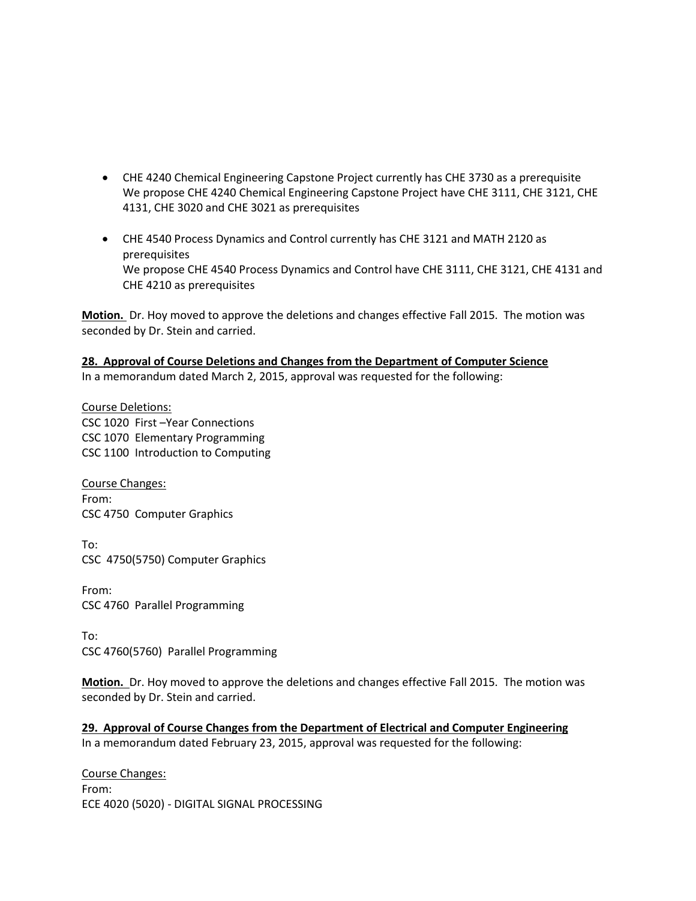- CHE 4240 Chemical Engineering Capstone Project currently has CHE 3730 as a prerequisite
  We propose CHE 4240 Chemical Engineering Capstone Project have CHE 3111, CHE 3121, CHE 4131, CHE 3020 and CHE 3021 as prerequisites

- CHE 4540 Process Dynamics and Control currently has CHE 3121 and MATH 2120 as prerequisites
  We propose CHE 4540 Process Dynamics and Control have CHE 3111, CHE 3121, CHE 4131 and CHE 4210 as prerequisites

**Motion.** Dr. Hoy moved to approve the deletions and changes effective Fall 2015. The motion was seconded by Dr. Stein and carried.

**28. Approval of Course Deletions and Changes from the Department of Computer Science**

In a memorandum dated March 2, 2015, approval was requested for the following:

Course Deletions:
CSC 1020 First –Year Connections
CSC 1070 Elementary Programming
CSC 1100 Introduction to Computing

Course Changes:
From:
CSC 4750 Computer Graphics

To:
CSC 4750(5750) Computer Graphics

From:
CSC 4760 Parallel Programming

To:
CSC 4760(5760) Parallel Programming

**Motion.** Dr. Hoy moved to approve the deletions and changes effective Fall 2015. The motion was seconded by Dr. Stein and carried.

**29. Approval of Course Changes from the Department of Electrical and Computer Engineering**

In a memorandum dated February 23, 2015, approval was requested for the following:

Course Changes:
From:
ECE 4020 (5020) - DIGITAL SIGNAL PROCESSING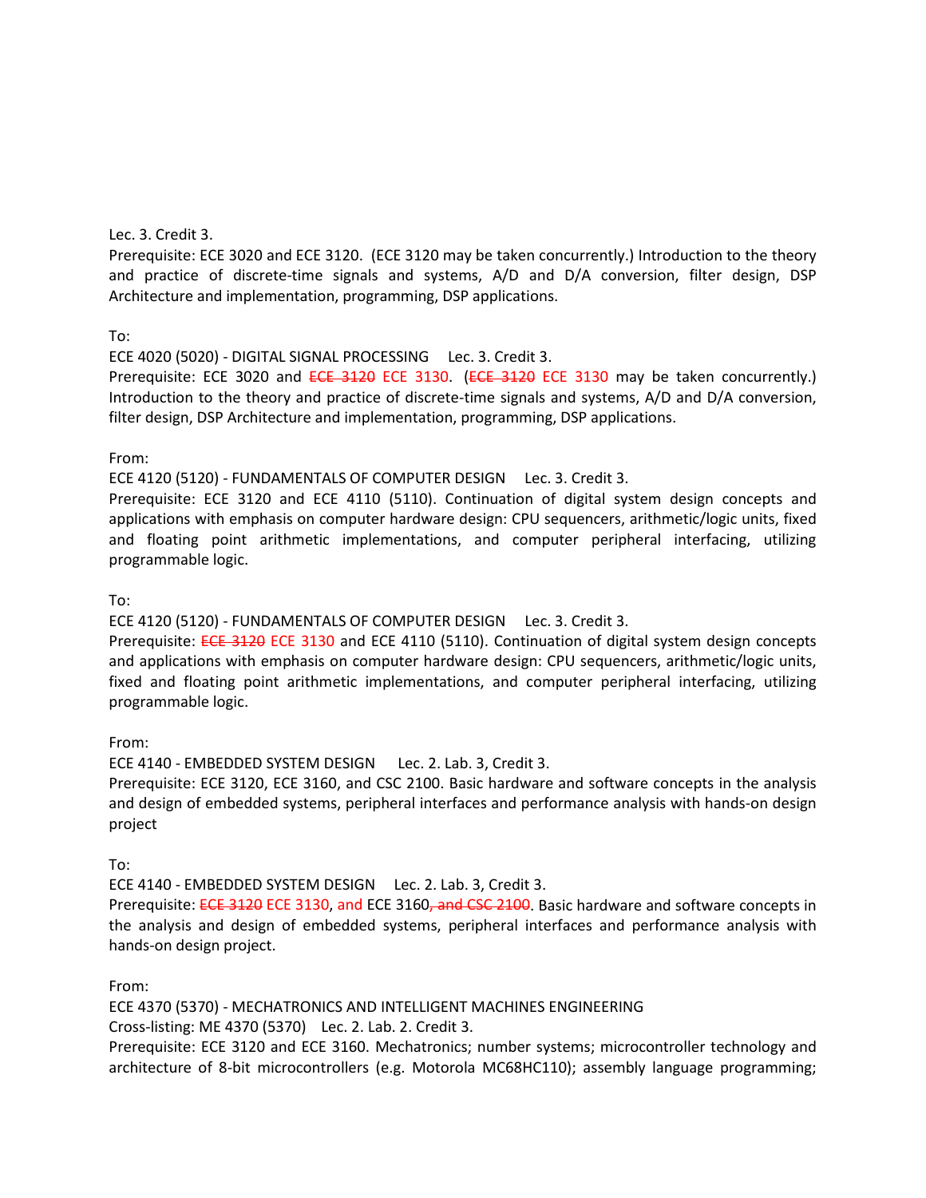Lec. 3. Credit 3.
Prerequisite: ECE 3020 and ECE 3120. (ECE 3120 may be taken concurrently.) Introduction to the theory and practice of discrete-time signals and systems, A/D and D/A conversion, filter design, DSP Architecture and implementation, programming, DSP applications.

To:
ECE 4020 (5020) - DIGITAL SIGNAL PROCESSING Lec. 3. Credit 3.
Prerequisite: ECE 3020 and ~~ECE 3120~~ ECE 3130. (~~ECE 3120~~ ECE 3130 may be taken concurrently.) Introduction to the theory and practice of discrete-time signals and systems, A/D and D/A conversion, filter design, DSP Architecture and implementation, programming, DSP applications.

From:
ECE 4120 (5120) - FUNDAMENTALS OF COMPUTER DESIGN Lec. 3. Credit 3.
Prerequisite: ECE 3120 and ECE 4110 (5110). Continuation of digital system design concepts and applications with emphasis on computer hardware design: CPU sequencers, arithmetic/logic units, fixed and floating point arithmetic implementations, and computer peripheral interfacing, utilizing programmable logic.

To:
ECE 4120 (5120) - FUNDAMENTALS OF COMPUTER DESIGN Lec. 3. Credit 3.
Prerequisite: ~~ECE 3120~~ ECE 3130 and ECE 4110 (5110). Continuation of digital system design concepts and applications with emphasis on computer hardware design: CPU sequencers, arithmetic/logic units, fixed and floating point arithmetic implementations, and computer peripheral interfacing, utilizing programmable logic.

From:
ECE 4140 - EMBEDDED SYSTEM DESIGN Lec. 2. Lab. 3, Credit 3.
Prerequisite: ECE 3120, ECE 3160, and CSC 2100. Basic hardware and software concepts in the analysis and design of embedded systems, peripheral interfaces and performance analysis with hands-on design project

To:
ECE 4140 - EMBEDDED SYSTEM DESIGN Lec. 2. Lab. 3, Credit 3.
Prerequisite: ~~ECE 3120~~ ECE 3130, and ECE 3160~~, and CSC 2100~~. Basic hardware and software concepts in the analysis and design of embedded systems, peripheral interfaces and performance analysis with hands-on design project.

From:
ECE 4370 (5370) - MECHATRONICS AND INTELLIGENT MACHINES ENGINEERING
Cross-listing: ME 4370 (5370) Lec. 2. Lab. 2. Credit 3.
Prerequisite: ECE 3120 and ECE 3160. Mechatronics; number systems; microcontroller technology and architecture of 8-bit microcontrollers (e.g. Motorola MC68HC110); assembly language programming;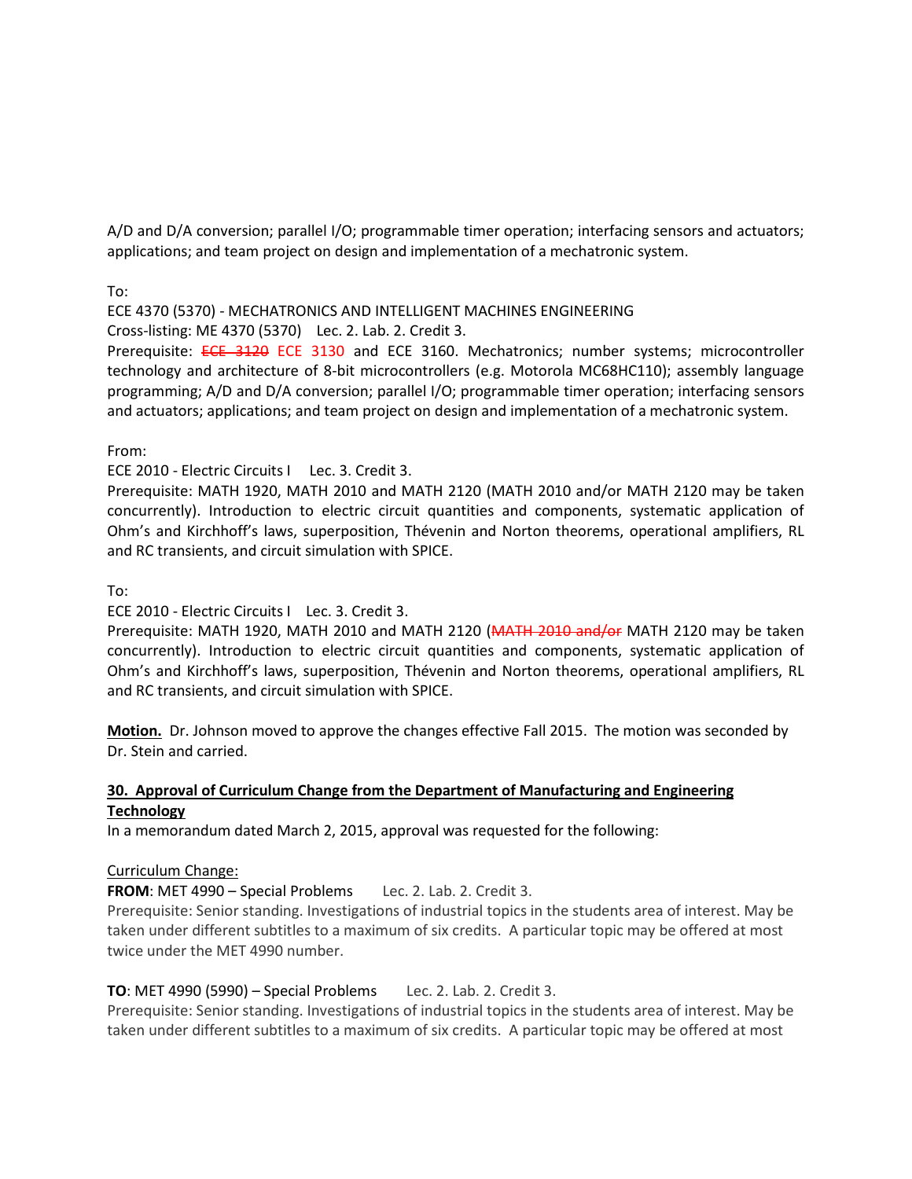A/D and D/A conversion; parallel I/O; programmable timer operation; interfacing sensors and actuators; applications; and team project on design and implementation of a mechatronic system.

To:

ECE 4370 (5370) - MECHATRONICS AND INTELLIGENT MACHINES ENGINEERING

Cross-listing: ME 4370 (5370) Lec. 2. Lab. 2. Credit 3.

Prerequisite: ~~ECE 3120~~ ECE 3130 and ECE 3160. Mechatronics; number systems; microcontroller technology and architecture of 8-bit microcontrollers (e.g. Motorola MC68HC110); assembly language programming; A/D and D/A conversion; parallel I/O; programmable timer operation; interfacing sensors and actuators; applications; and team project on design and implementation of a mechatronic system.

From:

ECE 2010 - Electric Circuits I Lec. 3. Credit 3.

Prerequisite: MATH 1920, MATH 2010 and MATH 2120 (MATH 2010 and/or MATH 2120 may be taken concurrently). Introduction to electric circuit quantities and components, systematic application of Ohm's and Kirchhoff's laws, superposition, Thévenin and Norton theorems, operational amplifiers, RL and RC transients, and circuit simulation with SPICE.

To:

ECE 2010 - Electric Circuits I Lec. 3. Credit 3.

Prerequisite: MATH 1920, MATH 2010 and MATH 2120 (~~MATH 2010 and/or~~ MATH 2120 may be taken concurrently). Introduction to electric circuit quantities and components, systematic application of Ohm's and Kirchhoff's laws, superposition, Thévenin and Norton theorems, operational amplifiers, RL and RC transients, and circuit simulation with SPICE.

**Motion.** Dr. Johnson moved to approve the changes effective Fall 2015. The motion was seconded by Dr. Stein and carried.

**30. Approval of Curriculum Change from the Department of Manufacturing and Engineering Technology**

In a memorandum dated March 2, 2015, approval was requested for the following:

Curriculum Change:

**FROM**: MET 4990 – Special Problems Lec. 2. Lab. 2. Credit 3.

Prerequisite: Senior standing. Investigations of industrial topics in the students area of interest. May be taken under different subtitles to a maximum of six credits. A particular topic may be offered at most twice under the MET 4990 number.

**TO**: MET 4990 (5990) – Special Problems Lec. 2. Lab. 2. Credit 3.

Prerequisite: Senior standing. Investigations of industrial topics in the students area of interest. May be taken under different subtitles to a maximum of six credits. A particular topic may be offered at most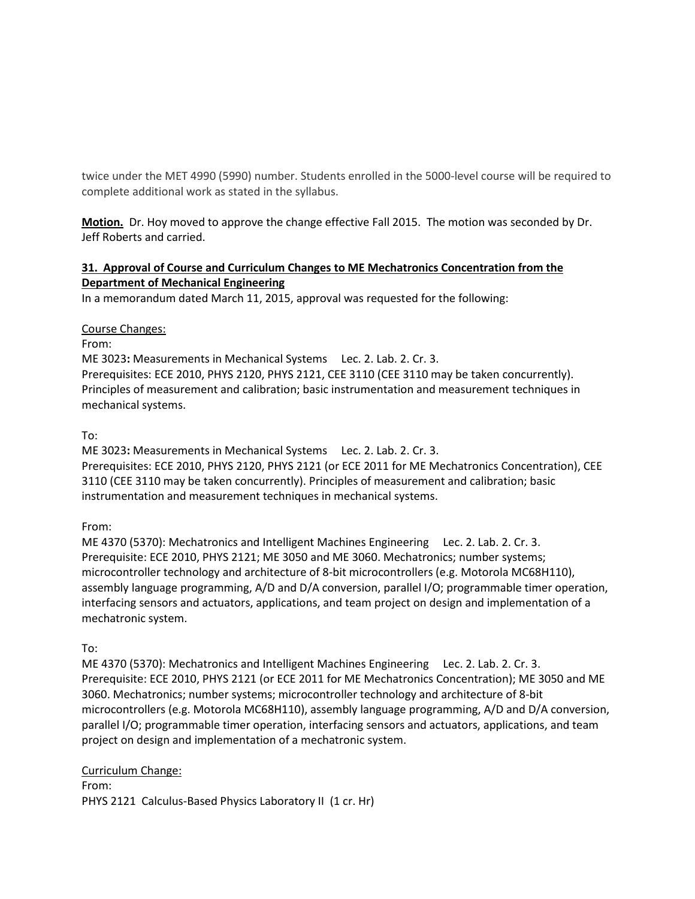twice under the MET 4990 (5990) number. Students enrolled in the 5000-level course will be required to complete additional work as stated in the syllabus.

**Motion.** Dr. Hoy moved to approve the change effective Fall 2015. The motion was seconded by Dr. Jeff Roberts and carried.

**31. Approval of Course and Curriculum Changes to ME Mechatronics Concentration from the Department of Mechanical Engineering**

In a memorandum dated March 11, 2015, approval was requested for the following:

Course Changes:

From:

ME 3023**:** Measurements in Mechanical Systems Lec. 2. Lab. 2. Cr. 3.
Prerequisites: ECE 2010, PHYS 2120, PHYS 2121, CEE 3110 (CEE 3110 may be taken concurrently). Principles of measurement and calibration; basic instrumentation and measurement techniques in mechanical systems.

To:

ME 3023**:** Measurements in Mechanical Systems Lec. 2. Lab. 2. Cr. 3.
Prerequisites: ECE 2010, PHYS 2120, PHYS 2121 (or ECE 2011 for ME Mechatronics Concentration), CEE 3110 (CEE 3110 may be taken concurrently). Principles of measurement and calibration; basic instrumentation and measurement techniques in mechanical systems.

From:

ME 4370 (5370): Mechatronics and Intelligent Machines Engineering Lec. 2. Lab. 2. Cr. 3.
Prerequisite: ECE 2010, PHYS 2121; ME 3050 and ME 3060. Mechatronics; number systems; microcontroller technology and architecture of 8-bit microcontrollers (e.g. Motorola MC68H110), assembly language programming, A/D and D/A conversion, parallel I/O; programmable timer operation, interfacing sensors and actuators, applications, and team project on design and implementation of a mechatronic system.

To:

ME 4370 (5370): Mechatronics and Intelligent Machines Engineering Lec. 2. Lab. 2. Cr. 3.
Prerequisite: ECE 2010, PHYS 2121 (or ECE 2011 for ME Mechatronics Concentration); ME 3050 and ME 3060. Mechatronics; number systems; microcontroller technology and architecture of 8-bit microcontrollers (e.g. Motorola MC68H110), assembly language programming, A/D and D/A conversion, parallel I/O; programmable timer operation, interfacing sensors and actuators, applications, and team project on design and implementation of a mechatronic system.

Curriculum Change:

From:

PHYS 2121 Calculus-Based Physics Laboratory II (1 cr. Hr)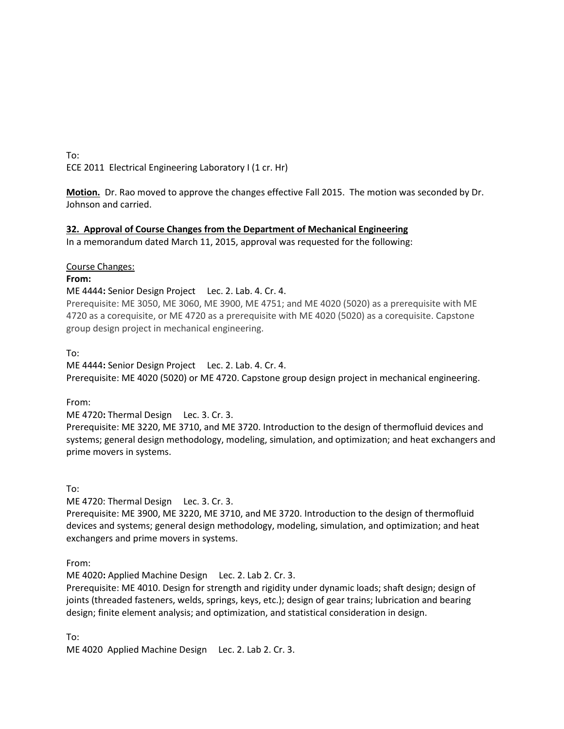To:
ECE 2011 Electrical Engineering Laboratory I (1 cr. Hr)

**Motion.** Dr. Rao moved to approve the changes effective Fall 2015. The motion was seconded by Dr. Johnson and carried.

**32. Approval of Course Changes from the Department of Mechanical Engineering**

In a memorandum dated March 11, 2015, approval was requested for the following:

Course Changes:

**From:**

ME 4444**:** Senior Design Project Lec. 2. Lab. 4. Cr. 4.
Prerequisite: ME 3050, ME 3060, ME 3900, ME 4751; and ME 4020 (5020) as a prerequisite with ME 4720 as a corequisite, or ME 4720 as a prerequisite with ME 4020 (5020) as a corequisite. Capstone group design project in mechanical engineering.

To:
ME 4444**:** Senior Design Project Lec. 2. Lab. 4. Cr. 4.
Prerequisite: ME 4020 (5020) or ME 4720. Capstone group design project in mechanical engineering.

From:
ME 4720**:** Thermal Design Lec. 3. Cr. 3.
Prerequisite: ME 3220, ME 3710, and ME 3720. Introduction to the design of thermofluid devices and systems; general design methodology, modeling, simulation, and optimization; and heat exchangers and prime movers in systems.

To:
ME 4720: Thermal Design Lec. 3. Cr. 3.
Prerequisite: ME 3900, ME 3220, ME 3710, and ME 3720. Introduction to the design of thermofluid devices and systems; general design methodology, modeling, simulation, and optimization; and heat exchangers and prime movers in systems.

From:
ME 4020**:** Applied Machine Design Lec. 2. Lab 2. Cr. 3.
Prerequisite: ME 4010. Design for strength and rigidity under dynamic loads; shaft design; design of joints (threaded fasteners, welds, springs, keys, etc.); design of gear trains; lubrication and bearing design; finite element analysis; and optimization, and statistical consideration in design.

To:
ME 4020 Applied Machine Design Lec. 2. Lab 2. Cr. 3.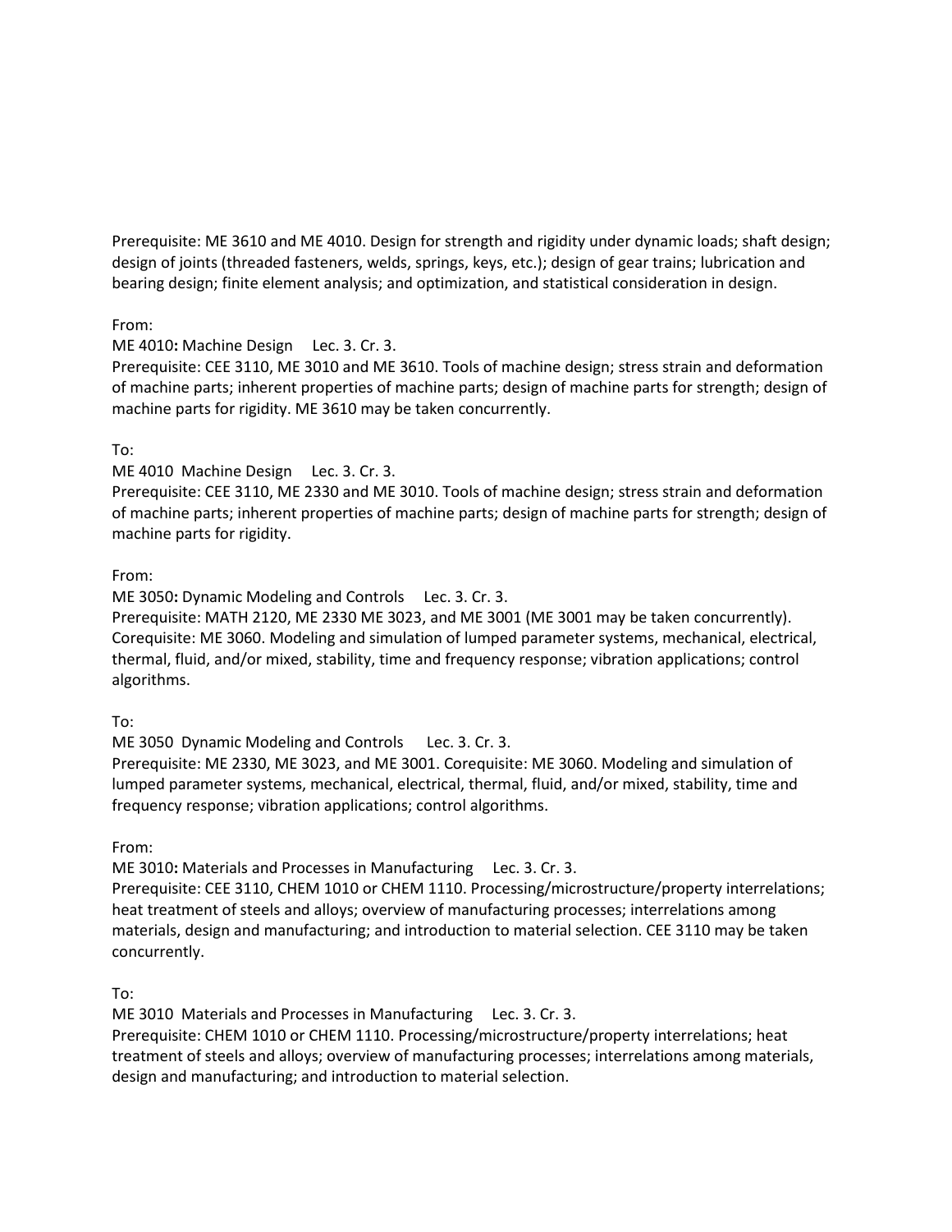Prerequisite: ME 3610 and ME 4010. Design for strength and rigidity under dynamic loads; shaft design; design of joints (threaded fasteners, welds, springs, keys, etc.); design of gear trains; lubrication and bearing design; finite element analysis; and optimization, and statistical consideration in design.

From:

ME 4010**:** Machine Design Lec. 3. Cr. 3.

Prerequisite: CEE 3110, ME 3010 and ME 3610. Tools of machine design; stress strain and deformation of machine parts; inherent properties of machine parts; design of machine parts for strength; design of machine parts for rigidity. ME 3610 may be taken concurrently.

To:

ME 4010 Machine Design Lec. 3. Cr. 3.

Prerequisite: CEE 3110, ME 2330 and ME 3010. Tools of machine design; stress strain and deformation of machine parts; inherent properties of machine parts; design of machine parts for strength; design of machine parts for rigidity.

From:

ME 3050**:** Dynamic Modeling and Controls Lec. 3. Cr. 3.

Prerequisite: MATH 2120, ME 2330 ME 3023, and ME 3001 (ME 3001 may be taken concurrently). Corequisite: ME 3060. Modeling and simulation of lumped parameter systems, mechanical, electrical, thermal, fluid, and/or mixed, stability, time and frequency response; vibration applications; control algorithms.

To:

ME 3050 Dynamic Modeling and Controls Lec. 3. Cr. 3.

Prerequisite: ME 2330, ME 3023, and ME 3001. Corequisite: ME 3060. Modeling and simulation of lumped parameter systems, mechanical, electrical, thermal, fluid, and/or mixed, stability, time and frequency response; vibration applications; control algorithms.

From:

ME 3010**:** Materials and Processes in Manufacturing Lec. 3. Cr. 3.

Prerequisite: CEE 3110, CHEM 1010 or CHEM 1110. Processing/microstructure/property interrelations; heat treatment of steels and alloys; overview of manufacturing processes; interrelations among materials, design and manufacturing; and introduction to material selection. CEE 3110 may be taken concurrently.

To:

ME 3010 Materials and Processes in Manufacturing Lec. 3. Cr. 3.

Prerequisite: CHEM 1010 or CHEM 1110. Processing/microstructure/property interrelations; heat treatment of steels and alloys; overview of manufacturing processes; interrelations among materials, design and manufacturing; and introduction to material selection.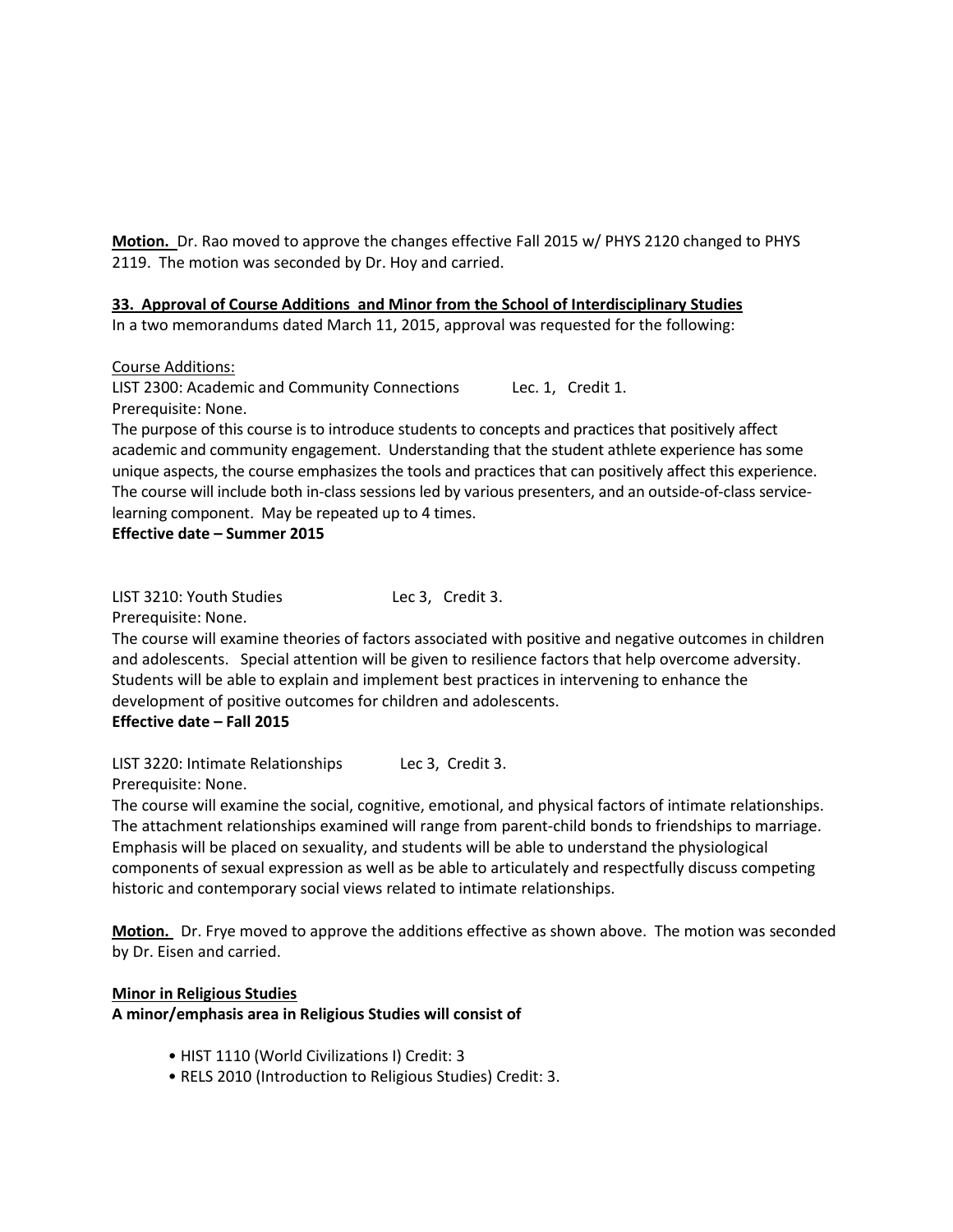**Motion.** Dr. Rao moved to approve the changes effective Fall 2015 w/ PHYS 2120 changed to PHYS 2119. The motion was seconded by Dr. Hoy and carried.

**33. Approval of Course Additions and Minor from the School of Interdisciplinary Studies**

In a two memorandums dated March 11, 2015, approval was requested for the following:

Course Additions:

LIST 2300: Academic and Community Connections    Lec. 1, Credit 1.
Prerequisite: None.
The purpose of this course is to introduce students to concepts and practices that positively affect academic and community engagement. Understanding that the student athlete experience has some unique aspects, the course emphasizes the tools and practices that can positively affect this experience. The course will include both in-class sessions led by various presenters, and an outside-of-class service-learning component. May be repeated up to 4 times.
**Effective date – Summer 2015**

LIST 3210: Youth Studies    Lec 3, Credit 3.
Prerequisite: None.
The course will examine theories of factors associated with positive and negative outcomes in children and adolescents. Special attention will be given to resilience factors that help overcome adversity. Students will be able to explain and implement best practices in intervening to enhance the development of positive outcomes for children and adolescents.
**Effective date – Fall 2015**

LIST 3220: Intimate Relationships    Lec 3, Credit 3.
Prerequisite: None.
The course will examine the social, cognitive, emotional, and physical factors of intimate relationships. The attachment relationships examined will range from parent-child bonds to friendships to marriage. Emphasis will be placed on sexuality, and students will be able to understand the physiological components of sexual expression as well as be able to articulately and respectfully discuss competing historic and contemporary social views related to intimate relationships.

**Motion.** Dr. Frye moved to approve the additions effective as shown above. The motion was seconded by Dr. Eisen and carried.

**Minor in Religious Studies**

**A minor/emphasis area in Religious Studies will consist of**

- HIST 1110 (World Civilizations I) Credit: 3
- RELS 2010 (Introduction to Religious Studies) Credit: 3.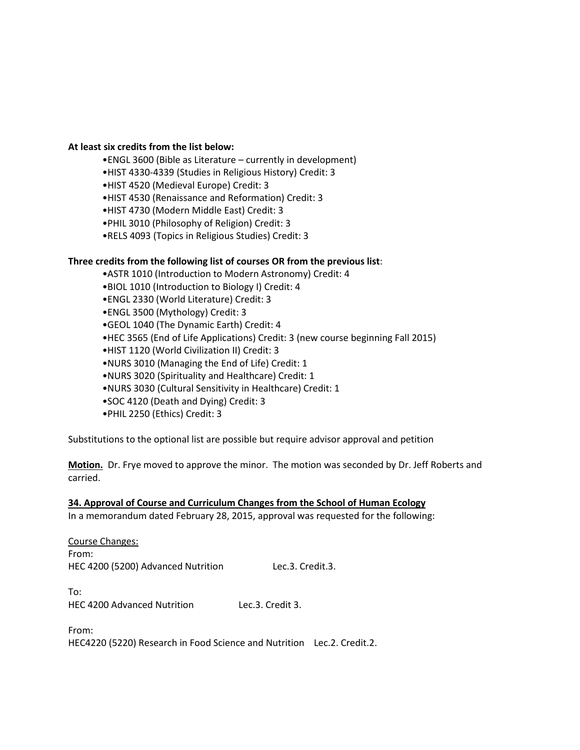**At least six credits from the list below:**

- ENGL 3600 (Bible as Literature – currently in development)
- HIST 4330-4339 (Studies in Religious History) Credit: 3
- HIST 4520 (Medieval Europe) Credit: 3
- HIST 4530 (Renaissance and Reformation) Credit: 3
- HIST 4730 (Modern Middle East) Credit: 3
- PHIL 3010 (Philosophy of Religion) Credit: 3
- RELS 4093 (Topics in Religious Studies) Credit: 3

**Three credits from the following list of courses OR from the previous list**:

- ASTR 1010 (Introduction to Modern Astronomy) Credit: 4
- BIOL 1010 (Introduction to Biology I) Credit: 4
- ENGL 2330 (World Literature) Credit: 3
- ENGL 3500 (Mythology) Credit: 3
- GEOL 1040 (The Dynamic Earth) Credit: 4
- HEC 3565 (End of Life Applications) Credit: 3 (new course beginning Fall 2015)
- HIST 1120 (World Civilization II) Credit: 3
- NURS 3010 (Managing the End of Life) Credit: 1
- NURS 3020 (Spirituality and Healthcare) Credit: 1
- NURS 3030 (Cultural Sensitivity in Healthcare) Credit: 1
- SOC 4120 (Death and Dying) Credit: 3
- PHIL 2250 (Ethics) Credit: 3

Substitutions to the optional list are possible but require advisor approval and petition

**Motion.** Dr. Frye moved to approve the minor. The motion was seconded by Dr. Jeff Roberts and carried.

**34. Approval of Course and Curriculum Changes from the School of Human Ecology**

In a memorandum dated February 28, 2015, approval was requested for the following:

Course Changes:

From:
HEC 4200 (5200) Advanced Nutrition Lec.3. Credit.3.

To:
HEC 4200 Advanced Nutrition Lec.3. Credit 3.

From:
HEC4220 (5220) Research in Food Science and Nutrition Lec.2. Credit.2.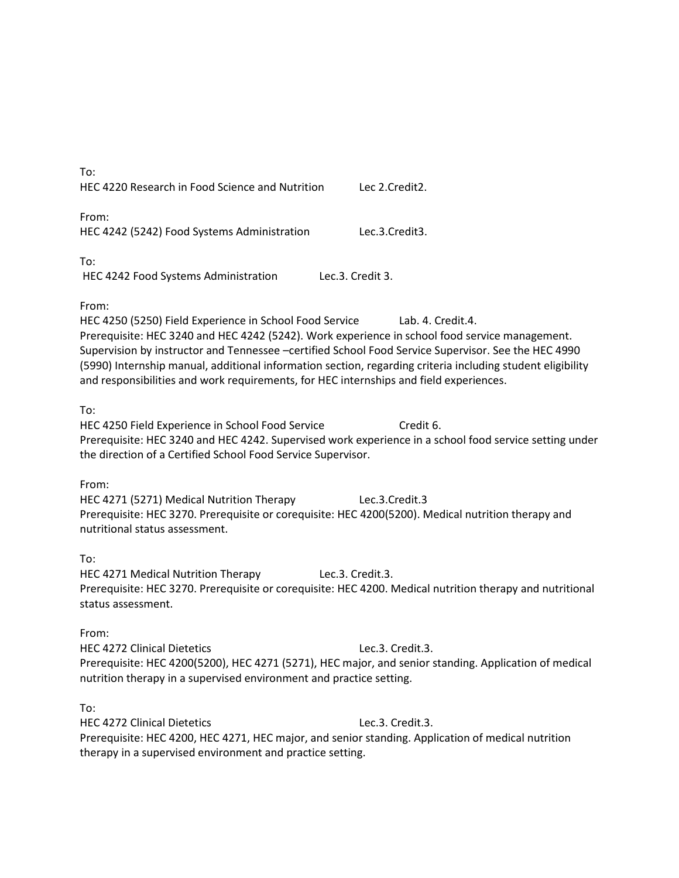To:
HEC 4220 Research in Food Science and Nutrition Lec 2.Credit2.

From:
HEC 4242 (5242) Food Systems Administration Lec.3.Credit3.

To:
HEC 4242 Food Systems Administration Lec.3. Credit 3.

From:
HEC 4250 (5250) Field Experience in School Food Service Lab. 4. Credit.4.
Prerequisite: HEC 3240 and HEC 4242 (5242). Work experience in school food service management. Supervision by instructor and Tennessee –certified School Food Service Supervisor. See the HEC 4990 (5990) Internship manual, additional information section, regarding criteria including student eligibility and responsibilities and work requirements, for HEC internships and field experiences.

To:
HEC 4250 Field Experience in School Food Service Credit 6.
Prerequisite: HEC 3240 and HEC 4242. Supervised work experience in a school food service setting under the direction of a Certified School Food Service Supervisor.

From:
HEC 4271 (5271) Medical Nutrition Therapy Lec.3.Credit.3
Prerequisite: HEC 3270. Prerequisite or corequisite: HEC 4200(5200). Medical nutrition therapy and nutritional status assessment.

To:
HEC 4271 Medical Nutrition Therapy Lec.3. Credit.3.
Prerequisite: HEC 3270. Prerequisite or corequisite: HEC 4200. Medical nutrition therapy and nutritional status assessment.

From:
HEC 4272 Clinical Dietetics Lec.3. Credit.3.
Prerequisite: HEC 4200(5200), HEC 4271 (5271), HEC major, and senior standing. Application of medical nutrition therapy in a supervised environment and practice setting.

To:
HEC 4272 Clinical Dietetics Lec.3. Credit.3.
Prerequisite: HEC 4200, HEC 4271, HEC major, and senior standing. Application of medical nutrition therapy in a supervised environment and practice setting.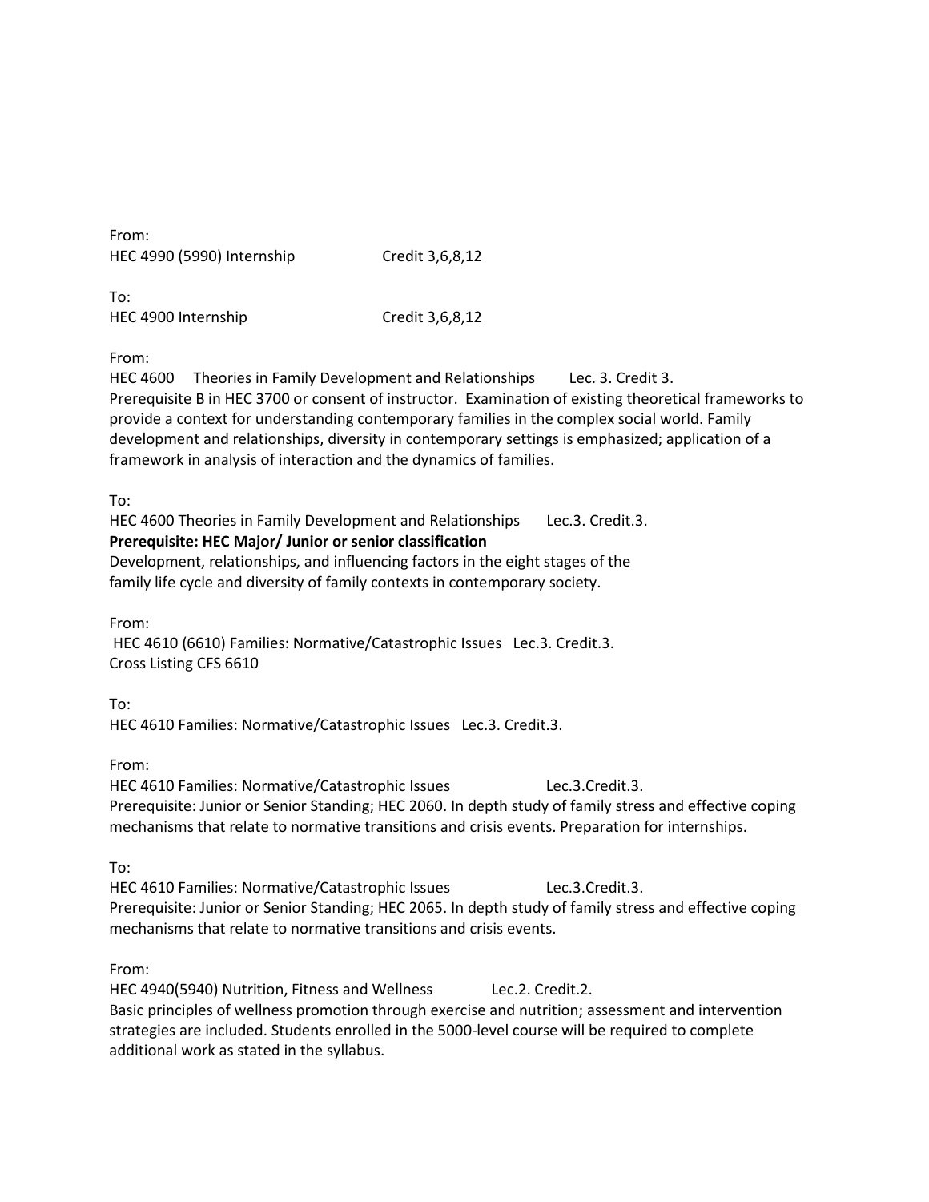From:
HEC 4990 (5990) Internship Credit 3,6,8,12

To:
HEC 4900 Internship Credit 3,6,8,12

From:
HEC 4600 Theories in Family Development and Relationships Lec. 3. Credit 3.
Prerequisite B in HEC 3700 or consent of instructor. Examination of existing theoretical frameworks to provide a context for understanding contemporary families in the complex social world. Family development and relationships, diversity in contemporary settings is emphasized; application of a framework in analysis of interaction and the dynamics of families.

To:
HEC 4600 Theories in Family Development and Relationships Lec.3. Credit.3.
**Prerequisite: HEC Major/ Junior or senior classification**
Development, relationships, and influencing factors in the eight stages of the family life cycle and diversity of family contexts in contemporary society.

From:
HEC 4610 (6610) Families: Normative/Catastrophic Issues Lec.3. Credit.3.
Cross Listing CFS 6610

To:
HEC 4610 Families: Normative/Catastrophic Issues Lec.3. Credit.3.

From:
HEC 4610 Families: Normative/Catastrophic Issues Lec.3.Credit.3.
Prerequisite: Junior or Senior Standing; HEC 2060. In depth study of family stress and effective coping mechanisms that relate to normative transitions and crisis events. Preparation for internships.

To:
HEC 4610 Families: Normative/Catastrophic Issues Lec.3.Credit.3.
Prerequisite: Junior or Senior Standing; HEC 2065. In depth study of family stress and effective coping mechanisms that relate to normative transitions and crisis events.

From:
HEC 4940(5940) Nutrition, Fitness and Wellness Lec.2. Credit.2.
Basic principles of wellness promotion through exercise and nutrition; assessment and intervention strategies are included. Students enrolled in the 5000-level course will be required to complete additional work as stated in the syllabus.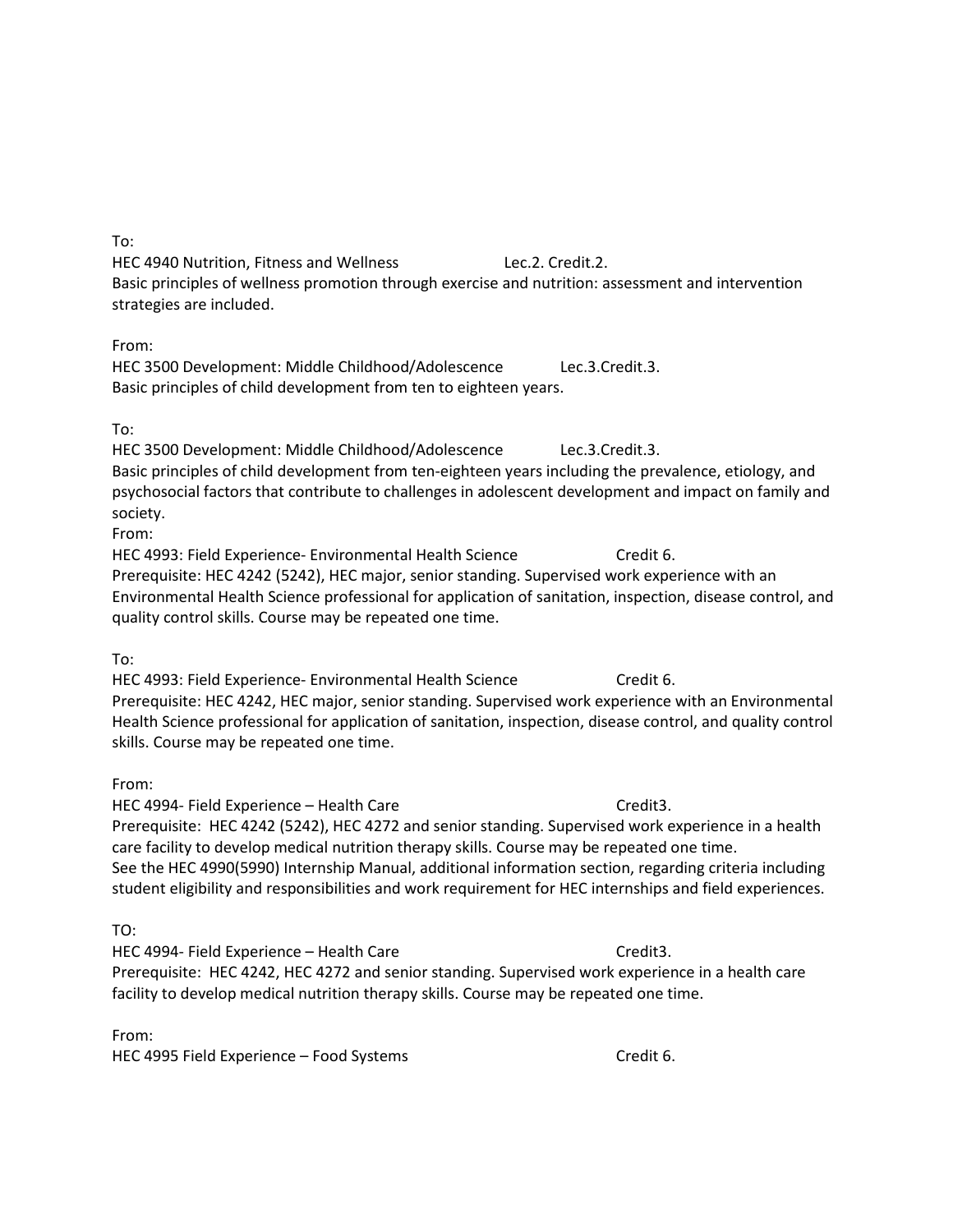To:

HEC 4940 Nutrition, Fitness and Wellness Lec.2. Credit.2.

Basic principles of wellness promotion through exercise and nutrition: assessment and intervention strategies are included.

From:

HEC 3500 Development: Middle Childhood/Adolescence Lec.3.Credit.3.

Basic principles of child development from ten to eighteen years.

To:

HEC 3500 Development: Middle Childhood/Adolescence Lec.3.Credit.3.

Basic principles of child development from ten-eighteen years including the prevalence, etiology, and psychosocial factors that contribute to challenges in adolescent development and impact on family and society.

From:

HEC 4993: Field Experience- Environmental Health Science Credit 6.

Prerequisite: HEC 4242 (5242), HEC major, senior standing. Supervised work experience with an Environmental Health Science professional for application of sanitation, inspection, disease control, and quality control skills. Course may be repeated one time.

To:

HEC 4993: Field Experience- Environmental Health Science Credit 6.

Prerequisite: HEC 4242, HEC major, senior standing. Supervised work experience with an Environmental Health Science professional for application of sanitation, inspection, disease control, and quality control skills. Course may be repeated one time.

From:

HEC 4994- Field Experience – Health Care Credit3.

Prerequisite: HEC 4242 (5242), HEC 4272 and senior standing. Supervised work experience in a health care facility to develop medical nutrition therapy skills. Course may be repeated one time.

See the HEC 4990(5990) Internship Manual, additional information section, regarding criteria including student eligibility and responsibilities and work requirement for HEC internships and field experiences.

TO:

HEC 4994- Field Experience – Health Care Credit3.

Prerequisite: HEC 4242, HEC 4272 and senior standing. Supervised work experience in a health care facility to develop medical nutrition therapy skills. Course may be repeated one time.

From:

HEC 4995 Field Experience – Food Systems Credit 6.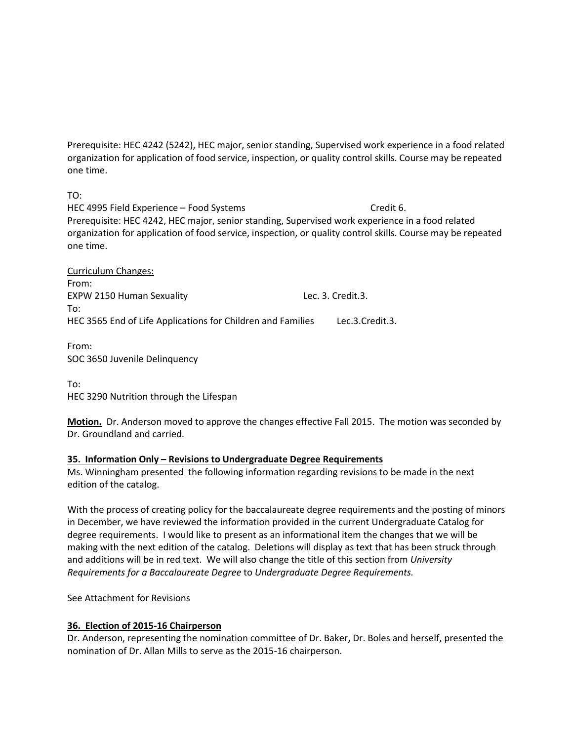Prerequisite: HEC 4242 (5242), HEC major, senior standing, Supervised work experience in a food related organization for application of food service, inspection, or quality control skills. Course may be repeated one time.

TO:
HEC 4995 Field Experience – Food Systems Credit 6.
Prerequisite: HEC 4242, HEC major, senior standing, Supervised work experience in a food related organization for application of food service, inspection, or quality control skills. Course may be repeated one time.

Curriculum Changes:
From:
EXPW 2150 Human Sexuality Lec. 3. Credit.3.
To:
HEC 3565 End of Life Applications for Children and Families Lec.3.Credit.3.

From:
SOC 3650 Juvenile Delinquency

To:
HEC 3290 Nutrition through the Lifespan

**Motion.** Dr. Anderson moved to approve the changes effective Fall 2015. The motion was seconded by Dr. Groundland and carried.

**35. Information Only – Revisions to Undergraduate Degree Requirements**

Ms. Winningham presented the following information regarding revisions to be made in the next edition of the catalog.

With the process of creating policy for the baccalaureate degree requirements and the posting of minors in December, we have reviewed the information provided in the current Undergraduate Catalog for degree requirements. I would like to present as an informational item the changes that we will be making with the next edition of the catalog. Deletions will display as text that has been struck through and additions will be in red text. We will also change the title of this section from *University Requirements for a Baccalaureate Degree* to *Undergraduate Degree Requirements.*

See Attachment for Revisions

**36. Election of 2015-16 Chairperson**

Dr. Anderson, representing the nomination committee of Dr. Baker, Dr. Boles and herself, presented the nomination of Dr. Allan Mills to serve as the 2015-16 chairperson.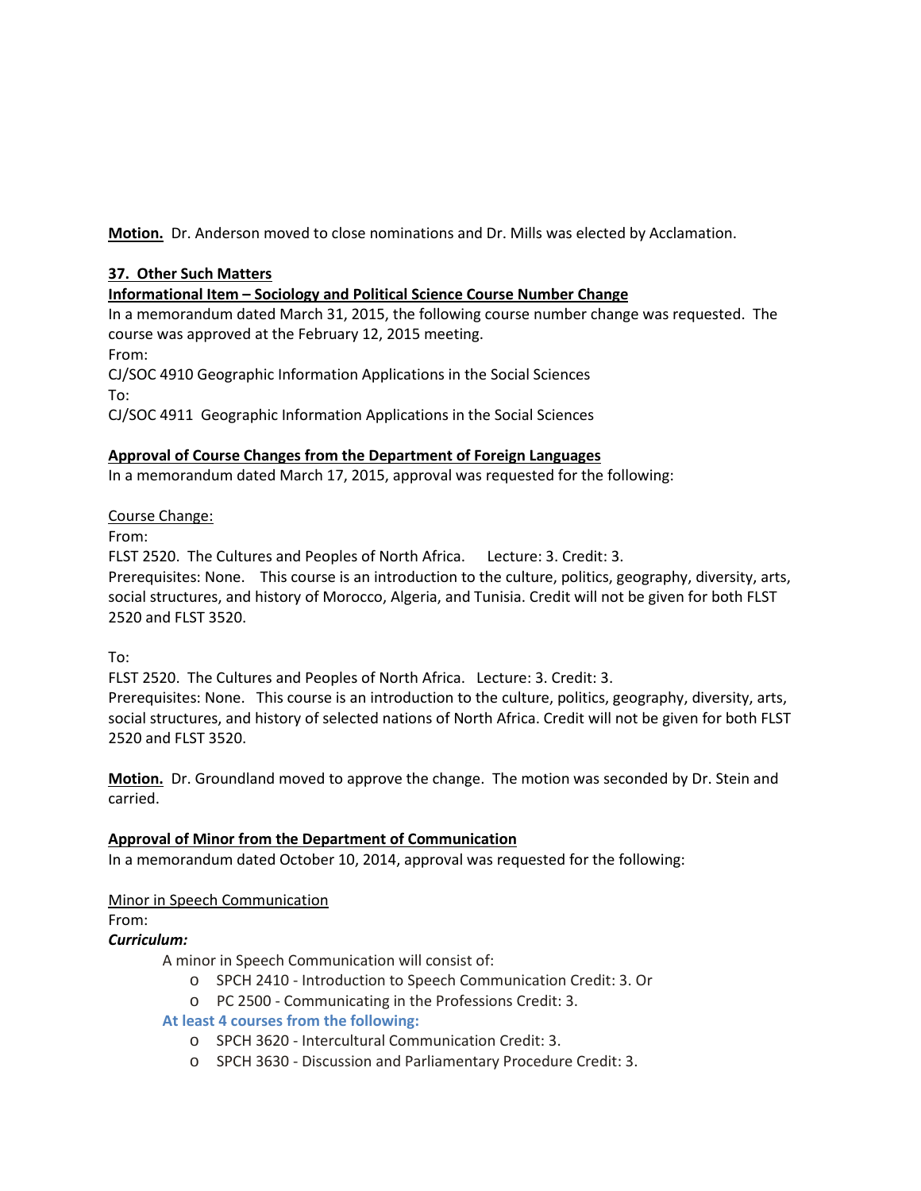**Motion.** Dr. Anderson moved to close nominations and Dr. Mills was elected by Acclamation.

**37. Other Such Matters**

**Informational Item – Sociology and Political Science Course Number Change**

In a memorandum dated March 31, 2015, the following course number change was requested. The course was approved at the February 12, 2015 meeting.

From:

CJ/SOC 4910 Geographic Information Applications in the Social Sciences

To:

CJ/SOC 4911 Geographic Information Applications in the Social Sciences

**Approval of Course Changes from the Department of Foreign Languages**

In a memorandum dated March 17, 2015, approval was requested for the following:

Course Change:

From:

FLST 2520. The Cultures and Peoples of North Africa. Lecture: 3. Credit: 3.
Prerequisites: None. This course is an introduction to the culture, politics, geography, diversity, arts, social structures, and history of Morocco, Algeria, and Tunisia. Credit will not be given for both FLST 2520 and FLST 3520.

To:

FLST 2520. The Cultures and Peoples of North Africa. Lecture: 3. Credit: 3.
Prerequisites: None. This course is an introduction to the culture, politics, geography, diversity, arts, social structures, and history of selected nations of North Africa. Credit will not be given for both FLST 2520 and FLST 3520.

**Motion.** Dr. Groundland moved to approve the change. The motion was seconded by Dr. Stein and carried.

**Approval of Minor from the Department of Communication**

In a memorandum dated October 10, 2014, approval was requested for the following:

Minor in Speech Communication

From:

***Curriculum:***

A minor in Speech Communication will consist of:

- SPCH 2410 - Introduction to Speech Communication Credit: 3. Or
- PC 2500 - Communicating in the Professions Credit: 3.

**At least 4 courses from the following:**

- SPCH 3620 - Intercultural Communication Credit: 3.
- SPCH 3630 - Discussion and Parliamentary Procedure Credit: 3.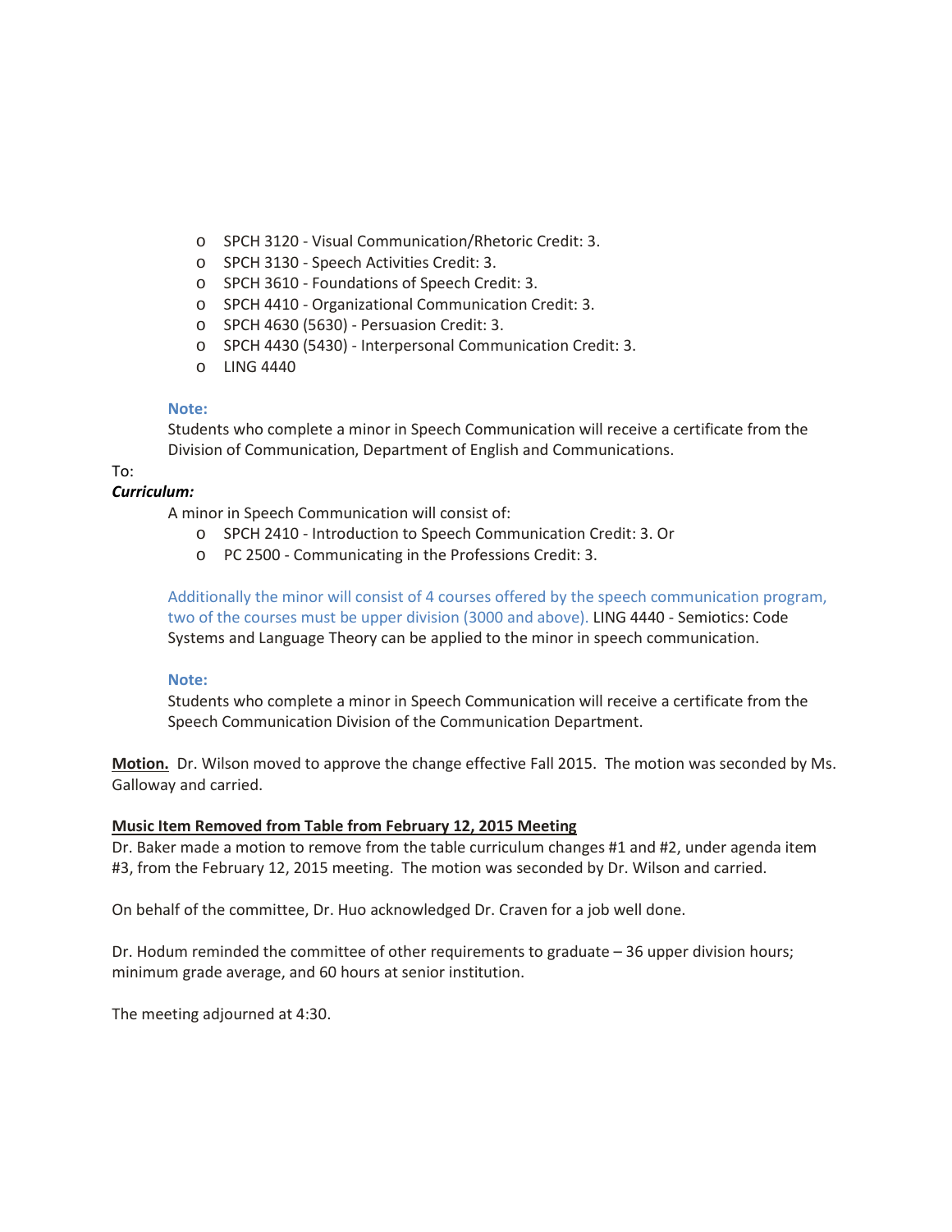- SPCH 3120 - Visual Communication/Rhetoric Credit: 3.
- SPCH 3130 - Speech Activities Credit: 3.
- SPCH 3610 - Foundations of Speech Credit: 3.
- SPCH 4410 - Organizational Communication Credit: 3.
- SPCH 4630 (5630) - Persuasion Credit: 3.
- SPCH 4430 (5430) - Interpersonal Communication Credit: 3.
- LING 4440

**Note:**
Students who complete a minor in Speech Communication will receive a certificate from the Division of Communication, Department of English and Communications.

To:

***Curriculum:***

A minor in Speech Communication will consist of:

- SPCH 2410 - Introduction to Speech Communication Credit: 3. Or
- PC 2500 - Communicating in the Professions Credit: 3.

Additionally the minor will consist of 4 courses offered by the speech communication program, two of the courses must be upper division (3000 and above). LING 4440 - Semiotics: Code Systems and Language Theory can be applied to the minor in speech communication.

**Note:**
Students who complete a minor in Speech Communication will receive a certificate from the Speech Communication Division of the Communication Department.

**Motion.** Dr. Wilson moved to approve the change effective Fall 2015. The motion was seconded by Ms. Galloway and carried.

**Music Item Removed from Table from February 12, 2015 Meeting**

Dr. Baker made a motion to remove from the table curriculum changes #1 and #2, under agenda item #3, from the February 12, 2015 meeting. The motion was seconded by Dr. Wilson and carried.

On behalf of the committee, Dr. Huo acknowledged Dr. Craven for a job well done.

Dr. Hodum reminded the committee of other requirements to graduate – 36 upper division hours; minimum grade average, and 60 hours at senior institution.

The meeting adjourned at 4:30.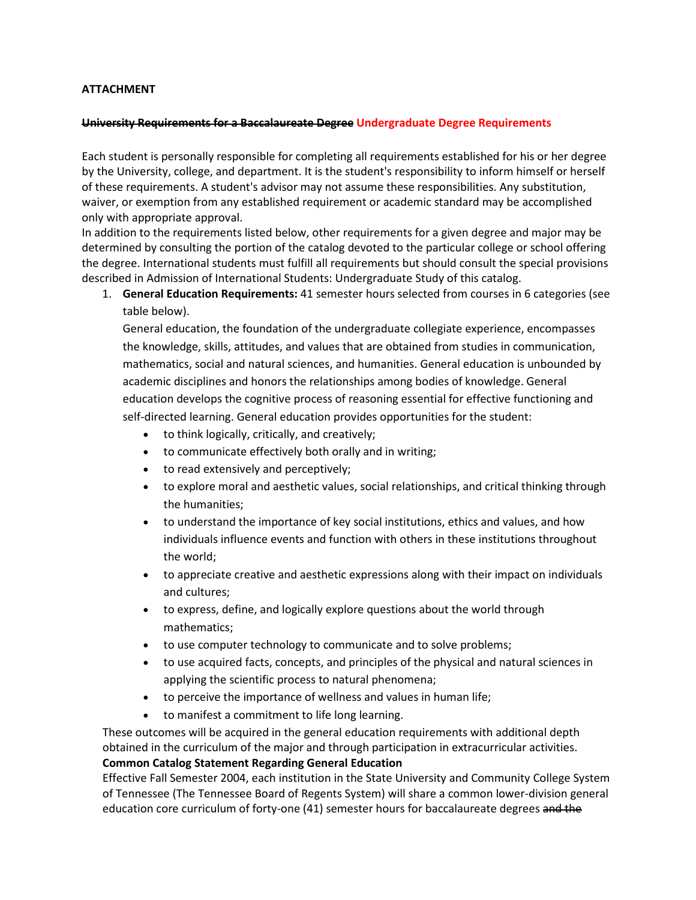**ATTACHMENT**

~~**University Requirements for a Baccalaureate Degree**~~ **Undergraduate Degree Requirements**

Each student is personally responsible for completing all requirements established for his or her degree by the University, college, and department. It is the student's responsibility to inform himself or herself of these requirements. A student's advisor may not assume these responsibilities. Any substitution, waiver, or exemption from any established requirement or academic standard may be accomplished only with appropriate approval.

In addition to the requirements listed below, other requirements for a given degree and major may be determined by consulting the portion of the catalog devoted to the particular college or school offering the degree. International students must fulfill all requirements but should consult the special provisions described in Admission of International Students: Undergraduate Study of this catalog.

1. **General Education Requirements:** 41 semester hours selected from courses in 6 categories (see table below).

   General education, the foundation of the undergraduate collegiate experience, encompasses the knowledge, skills, attitudes, and values that are obtained from studies in communication, mathematics, social and natural sciences, and humanities. General education is unbounded by academic disciplines and honors the relationships among bodies of knowledge. General education develops the cognitive process of reasoning essential for effective functioning and self-directed learning. General education provides opportunities for the student:

   - to think logically, critically, and creatively;
   - to communicate effectively both orally and in writing;
   - to read extensively and perceptively;
   - to explore moral and aesthetic values, social relationships, and critical thinking through the humanities;
   - to understand the importance of key social institutions, ethics and values, and how individuals influence events and function with others in these institutions throughout the world;
   - to appreciate creative and aesthetic expressions along with their impact on individuals and cultures;
   - to express, define, and logically explore questions about the world through mathematics;
   - to use computer technology to communicate and to solve problems;
   - to use acquired facts, concepts, and principles of the physical and natural sciences in applying the scientific process to natural phenomena;
   - to perceive the importance of wellness and values in human life;
   - to manifest a commitment to life long learning.

These outcomes will be acquired in the general education requirements with additional depth obtained in the curriculum of the major and through participation in extracurricular activities.

**Common Catalog Statement Regarding General Education**

Effective Fall Semester 2004, each institution in the State University and Community College System of Tennessee (The Tennessee Board of Regents System) will share a common lower-division general education core curriculum of forty-one (41) semester hours for baccalaureate degrees ~~and the~~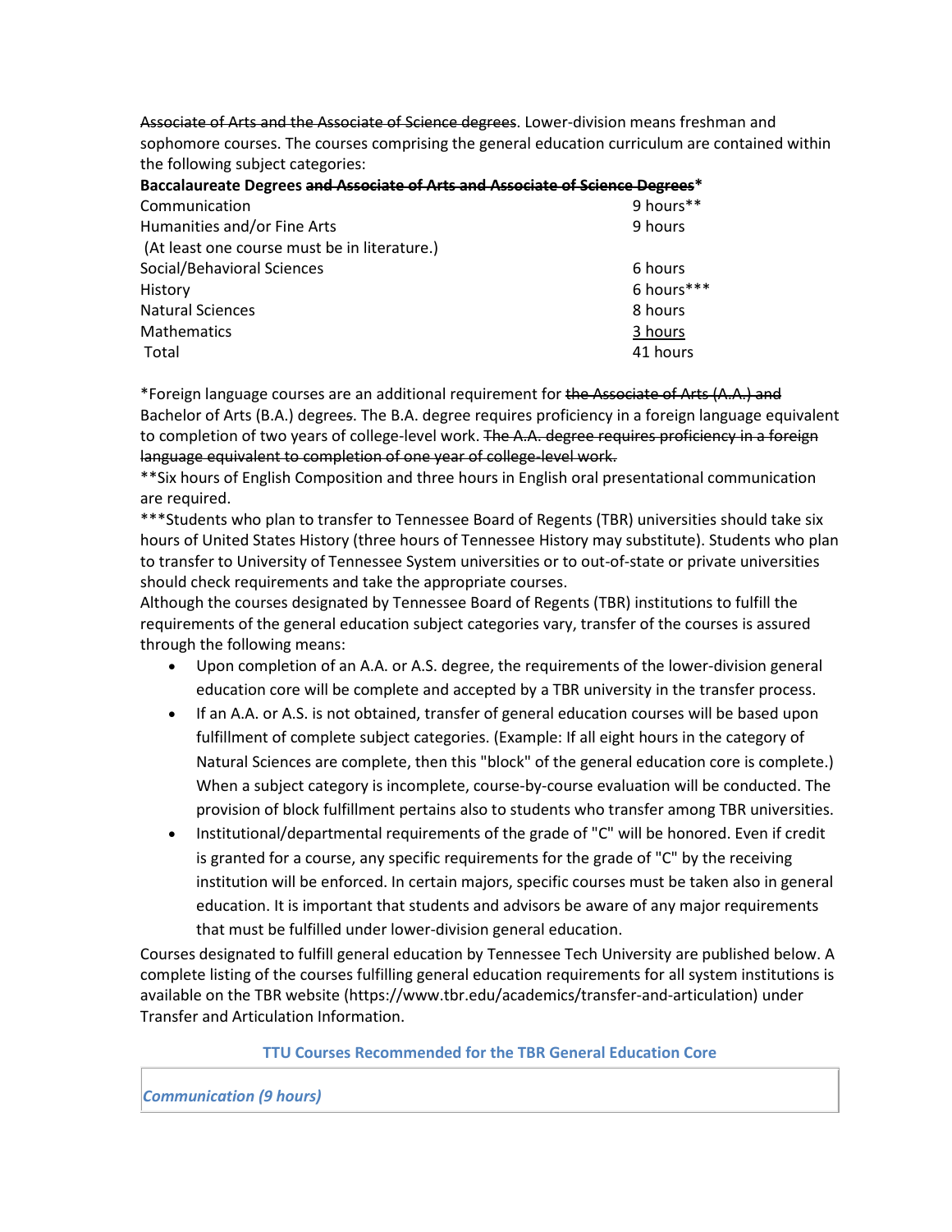~~Associate of Arts and the Associate of Science degrees~~. Lower-division means freshman and sophomore courses. The courses comprising the general education curriculum are contained within the following subject categories:

| **Baccalaureate Degrees ~~and Associate of Arts and Associate of Science Degrees~~*** | |
|---|---|
| Communication | 9 hours** |
| Humanities and/or Fine Arts (At least one course must be in literature.) | 9 hours |
| Social/Behavioral Sciences | 6 hours |
| History | 6 hours*** |
| Natural Sciences | 8 hours |
| Mathematics | <u>3 hours</u> |
| Total | 41 hours |

*Foreign language courses are an additional requirement for ~~the Associate of Arts (A.A.) and~~ Bachelor of Arts (B.A.) degrees. The B.A. degree requires proficiency in a foreign language equivalent to completion of two years of college-level work. ~~The A.A. degree requires proficiency in a foreign language equivalent to completion of one year of college-level work.~~

**Six hours of English Composition and three hours in English oral presentational communication are required.

***Students who plan to transfer to Tennessee Board of Regents (TBR) universities should take six hours of United States History (three hours of Tennessee History may substitute). Students who plan to transfer to University of Tennessee System universities or to out-of-state or private universities should check requirements and take the appropriate courses.

Although the courses designated by Tennessee Board of Regents (TBR) institutions to fulfill the requirements of the general education subject categories vary, transfer of the courses is assured through the following means:

- Upon completion of an A.A. or A.S. degree, the requirements of the lower-division general education core will be complete and accepted by a TBR university in the transfer process.
- If an A.A. or A.S. is not obtained, transfer of general education courses will be based upon fulfillment of complete subject categories. (Example: If all eight hours in the category of Natural Sciences are complete, then this "block" of the general education core is complete.) When a subject category is incomplete, course-by-course evaluation will be conducted. The provision of block fulfillment pertains also to students who transfer among TBR universities.
- Institutional/departmental requirements of the grade of "C" will be honored. Even if credit is granted for a course, any specific requirements for the grade of "C" by the receiving institution will be enforced. In certain majors, specific courses must be taken also in general education. It is important that students and advisors be aware of any major requirements that must be fulfilled under lower-division general education.

Courses designated to fulfill general education by Tennessee Tech University are published below. A complete listing of the courses fulfilling general education requirements for all system institutions is available on the TBR website (https://www.tbr.edu/academics/transfer-and-articulation) under Transfer and Articulation Information.

### TTU Courses Recommended for the TBR General Education Core

| *Communication (9 hours)* |
|---|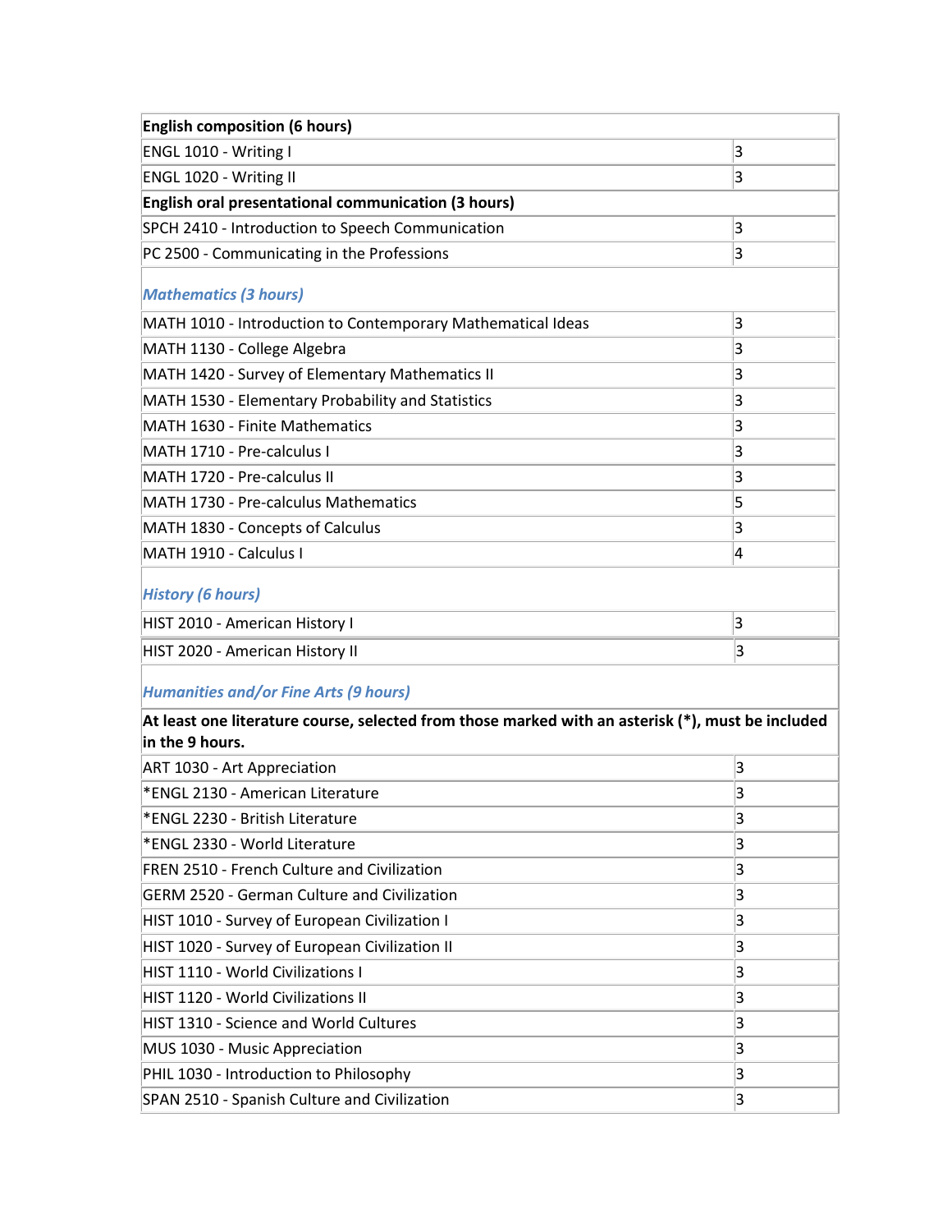| English composition (6 hours) | |
|---|---|
| ENGL 1010 - Writing I | 3 |
| ENGL 1020 - Writing II | 3 |
| **English oral presentational communication (3 hours)** | |
| SPCH 2410 - Introduction to Speech Communication | 3 |
| PC 2500 - Communicating in the Professions | 3 |

### *Mathematics (3 hours)*

| Course | Hours |
|---|---|
| MATH 1010 - Introduction to Contemporary Mathematical Ideas | 3 |
| MATH 1130 - College Algebra | 3 |
| MATH 1420 - Survey of Elementary Mathematics II | 3 |
| MATH 1530 - Elementary Probability and Statistics | 3 |
| MATH 1630 - Finite Mathematics | 3 |
| MATH 1710 - Pre-calculus I | 3 |
| MATH 1720 - Pre-calculus II | 3 |
| MATH 1730 - Pre-calculus Mathematics | 5 |
| MATH 1830 - Concepts of Calculus | 3 |
| MATH 1910 - Calculus I | 4 |

### *History (6 hours)*

| Course | Hours |
|---|---|
| HIST 2010 - American History I | 3 |
| HIST 2020 - American History II | 3 |

### *Humanities and/or Fine Arts (9 hours)*

| At least one literature course, selected from those marked with an asterisk (*), must be included in the 9 hours. | |
|---|---|
| ART 1030 - Art Appreciation | 3 |
| *ENGL 2130 - American Literature | 3 |
| *ENGL 2230 - British Literature | 3 |
| *ENGL 2330 - World Literature | 3 |
| FREN 2510 - French Culture and Civilization | 3 |
| GERM 2520 - German Culture and Civilization | 3 |
| HIST 1010 - Survey of European Civilization I | 3 |
| HIST 1020 - Survey of European Civilization II | 3 |
| HIST 1110 - World Civilizations I | 3 |
| HIST 1120 - World Civilizations II | 3 |
| HIST 1310 - Science and World Cultures | 3 |
| MUS 1030 - Music Appreciation | 3 |
| PHIL 1030 - Introduction to Philosophy | 3 |
| SPAN 2510 - Spanish Culture and Civilization | 3 |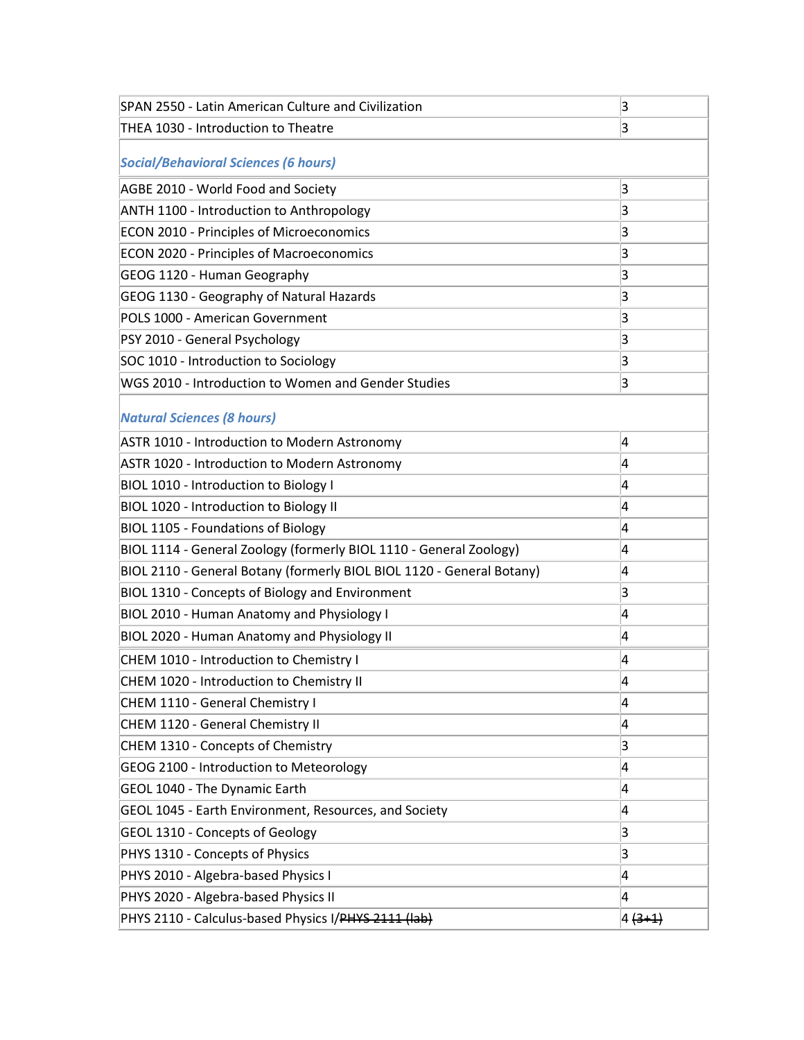| | |
|---|---|
| SPAN 2550 - Latin American Culture and Civilization | 3 |
| THEA 1030 - Introduction to Theatre | 3 |
| ***Social/Behavioral Sciences (6 hours)*** | |
| AGBE 2010 - World Food and Society | 3 |
| ANTH 1100 - Introduction to Anthropology | 3 |
| ECON 2010 - Principles of Microeconomics | 3 |
| ECON 2020 - Principles of Macroeconomics | 3 |
| GEOG 1120 - Human Geography | 3 |
| GEOG 1130 - Geography of Natural Hazards | 3 |
| POLS 1000 - American Government | 3 |
| PSY 2010 - General Psychology | 3 |
| SOC 1010 - Introduction to Sociology | 3 |
| WGS 2010 - Introduction to Women and Gender Studies | 3 |
| ***Natural Sciences (8 hours)*** | |
| ASTR 1010 - Introduction to Modern Astronomy | 4 |
| ASTR 1020 - Introduction to Modern Astronomy | 4 |
| BIOL 1010 - Introduction to Biology I | 4 |
| BIOL 1020 - Introduction to Biology II | 4 |
| BIOL 1105 - Foundations of Biology | 4 |
| BIOL 1114 - General Zoology (formerly BIOL 1110 - General Zoology) | 4 |
| BIOL 2110 - General Botany (formerly BIOL BIOL 1120 - General Botany) | 4 |
| BIOL 1310 - Concepts of Biology and Environment | 3 |
| BIOL 2010 - Human Anatomy and Physiology I | 4 |
| BIOL 2020 - Human Anatomy and Physiology II | 4 |
| CHEM 1010 - Introduction to Chemistry I | 4 |
| CHEM 1020 - Introduction to Chemistry II | 4 |
| CHEM 1110 - General Chemistry I | 4 |
| CHEM 1120 - General Chemistry II | 4 |
| CHEM 1310 - Concepts of Chemistry | 3 |
| GEOG 2100 - Introduction to Meteorology | 4 |
| GEOL 1040 - The Dynamic Earth | 4 |
| GEOL 1045 - Earth Environment, Resources, and Society | 4 |
| GEOL 1310 - Concepts of Geology | 3 |
| PHYS 1310 - Concepts of Physics | 3 |
| PHYS 2010 - Algebra-based Physics I | 4 |
| PHYS 2020 - Algebra-based Physics II | 4 |
| PHYS 2110 - Calculus-based Physics I/~~PHYS 2111 (lab)~~ | 4 ~~(3+1)~~ |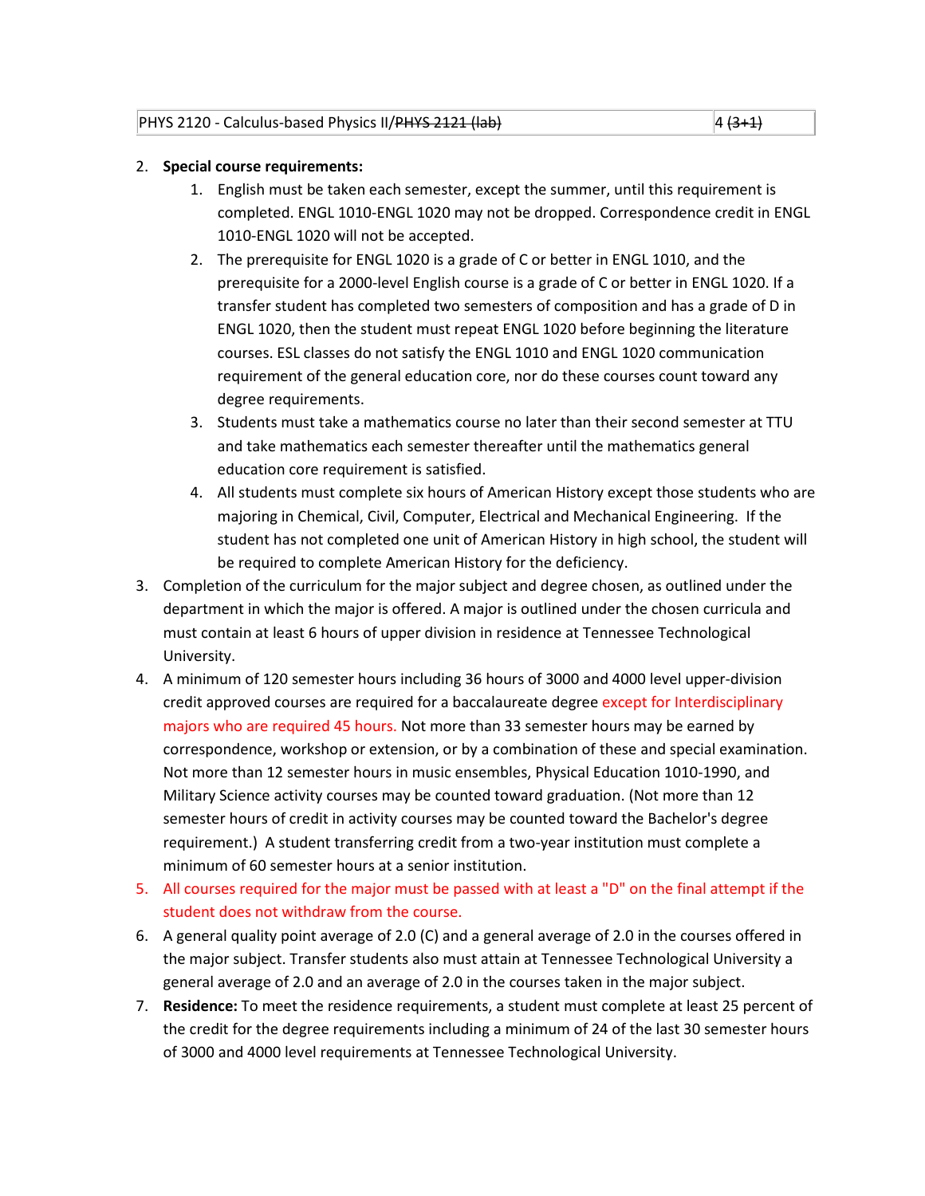| PHYS 2120 - Calculus-based Physics II/~~PHYS 2121 (lab)~~ | 4 ~~(3+1)~~ |
|---|---|

2. **Special course requirements:**
    1. English must be taken each semester, except the summer, until this requirement is completed. ENGL 1010-ENGL 1020 may not be dropped. Correspondence credit in ENGL 1010-ENGL 1020 will not be accepted.
    2. The prerequisite for ENGL 1020 is a grade of C or better in ENGL 1010, and the prerequisite for a 2000-level English course is a grade of C or better in ENGL 1020. If a transfer student has completed two semesters of composition and has a grade of D in ENGL 1020, then the student must repeat ENGL 1020 before beginning the literature courses. ESL classes do not satisfy the ENGL 1010 and ENGL 1020 communication requirement of the general education core, nor do these courses count toward any degree requirements.
    3. Students must take a mathematics course no later than their second semester at TTU and take mathematics each semester thereafter until the mathematics general education core requirement is satisfied.
    4. All students must complete six hours of American History except those students who are majoring in Chemical, Civil, Computer, Electrical and Mechanical Engineering. If the student has not completed one unit of American History in high school, the student will be required to complete American History for the deficiency.
3. Completion of the curriculum for the major subject and degree chosen, as outlined under the department in which the major is offered. A major is outlined under the chosen curricula and must contain at least 6 hours of upper division in residence at Tennessee Technological University.
4. A minimum of 120 semester hours including 36 hours of 3000 and 4000 level upper-division credit approved courses are required for a baccalaureate degree except for Interdisciplinary majors who are required 45 hours. Not more than 33 semester hours may be earned by correspondence, workshop or extension, or by a combination of these and special examination. Not more than 12 semester hours in music ensembles, Physical Education 1010-1990, and Military Science activity courses may be counted toward graduation. (Not more than 12 semester hours of credit in activity courses may be counted toward the Bachelor's degree requirement.) A student transferring credit from a two-year institution must complete a minimum of 60 semester hours at a senior institution.
5. All courses required for the major must be passed with at least a "D" on the final attempt if the student does not withdraw from the course.
6. A general quality point average of 2.0 (C) and a general average of 2.0 in the courses offered in the major subject. Transfer students also must attain at Tennessee Technological University a general average of 2.0 and an average of 2.0 in the courses taken in the major subject.
7. **Residence:** To meet the residence requirements, a student must complete at least 25 percent of the credit for the degree requirements including a minimum of 24 of the last 30 semester hours of 3000 and 4000 level requirements at Tennessee Technological University.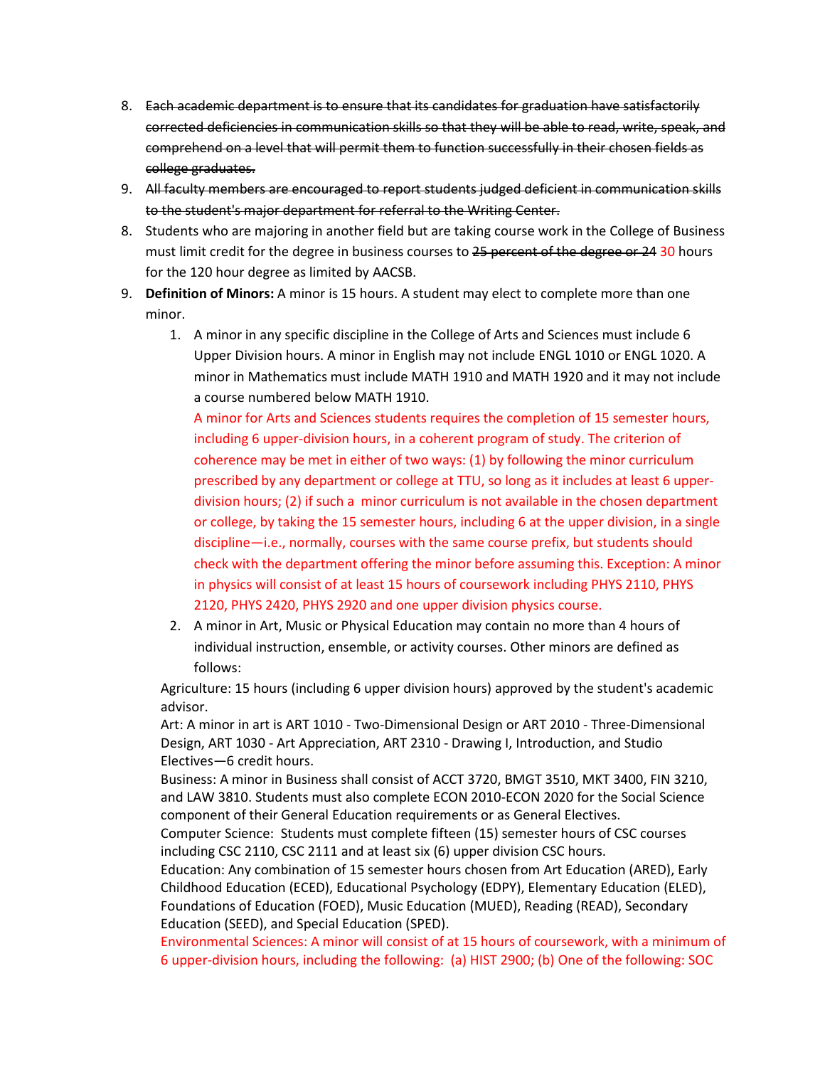8. ~~Each academic department is to ensure that its candidates for graduation have satisfactorily corrected deficiencies in communication skills so that they will be able to read, write, speak, and comprehend on a level that will permit them to function successfully in their chosen fields as college graduates.~~
9. ~~All faculty members are encouraged to report students judged deficient in communication skills to the student's major department for referral to the Writing Center.~~
8. Students who are majoring in another field but are taking course work in the College of Business must limit credit for the degree in business courses to ~~25 percent of the degree or 24~~ 30 hours for the 120 hour degree as limited by AACSB.
9. **Definition of Minors:** A minor is 15 hours. A student may elect to complete more than one minor.
    1. A minor in any specific discipline in the College of Arts and Sciences must include 6 Upper Division hours. A minor in English may not include ENGL 1010 or ENGL 1020. A minor in Mathematics must include MATH 1910 and MATH 1920 and it may not include a course numbered below MATH 1910.

       A minor for Arts and Sciences students requires the completion of 15 semester hours, including 6 upper-division hours, in a coherent program of study. The criterion of coherence may be met in either of two ways: (1) by following the minor curriculum prescribed by any department or college at TTU, so long as it includes at least 6 upper-division hours; (2) if such a minor curriculum is not available in the chosen department or college, by taking the 15 semester hours, including 6 at the upper division, in a single discipline—i.e., normally, courses with the same course prefix, but students should check with the department offering the minor before assuming this. Exception: A minor in physics will consist of at least 15 hours of coursework including PHYS 2110, PHYS 2120, PHYS 2420, PHYS 2920 and one upper division physics course.
    2. A minor in Art, Music or Physical Education may contain no more than 4 hours of individual instruction, ensemble, or activity courses. Other minors are defined as follows:

Agriculture: 15 hours (including 6 upper division hours) approved by the student's academic advisor.
Art: A minor in art is ART 1010 - Two-Dimensional Design or ART 2010 - Three-Dimensional Design, ART 1030 - Art Appreciation, ART 2310 - Drawing I, Introduction, and Studio Electives—6 credit hours.
Business: A minor in Business shall consist of ACCT 3720, BMGT 3510, MKT 3400, FIN 3210, and LAW 3810. Students must also complete ECON 2010-ECON 2020 for the Social Science component of their General Education requirements or as General Electives.
Computer Science: Students must complete fifteen (15) semester hours of CSC courses including CSC 2110, CSC 2111 and at least six (6) upper division CSC hours.
Education: Any combination of 15 semester hours chosen from Art Education (ARED), Early Childhood Education (ECED), Educational Psychology (EDPY), Elementary Education (ELED), Foundations of Education (FOED), Music Education (MUED), Reading (READ), Secondary Education (SEED), and Special Education (SPED).
Environmental Sciences: A minor will consist of at 15 hours of coursework, with a minimum of 6 upper-division hours, including the following: (a) HIST 2900; (b) One of the following: SOC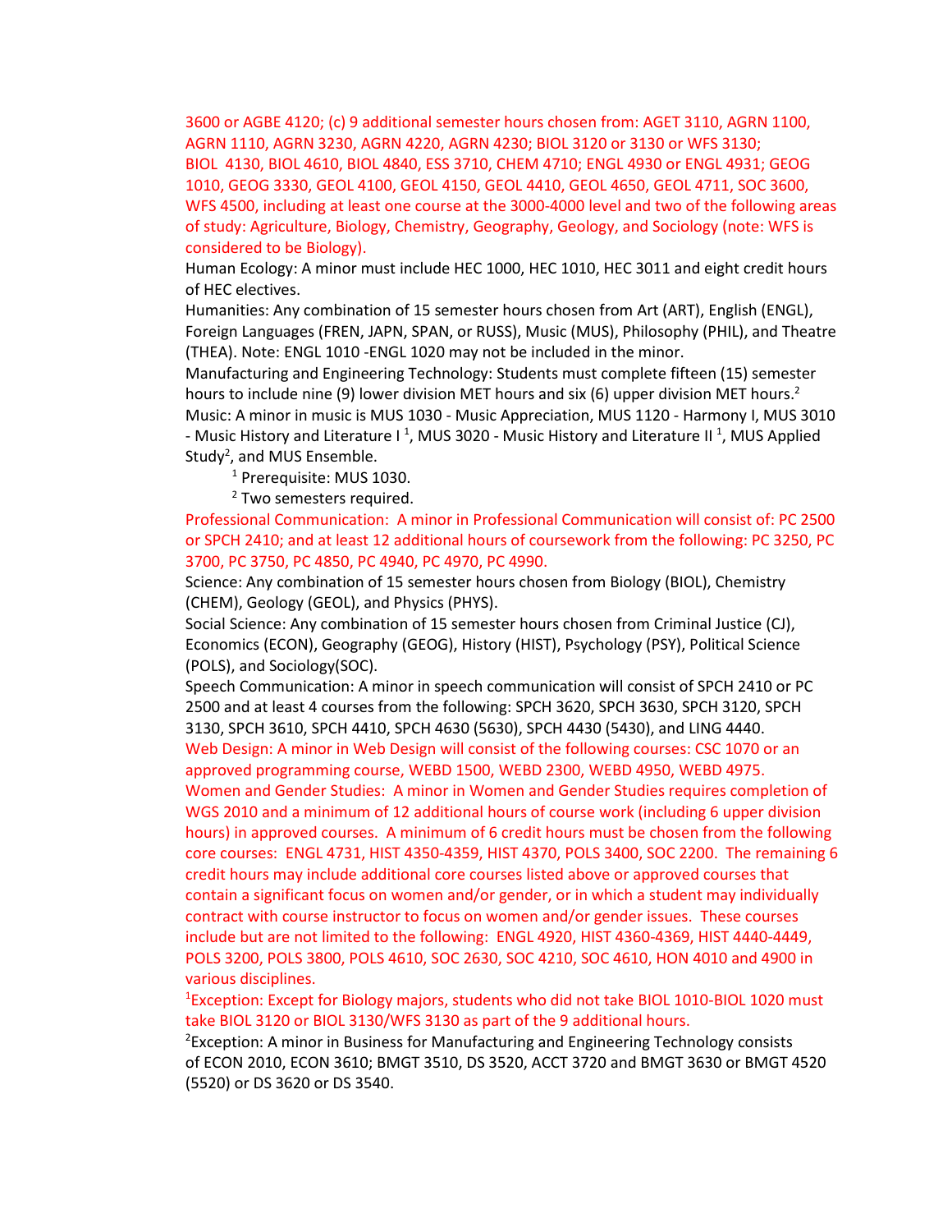3600 or AGBE 4120; (c) 9 additional semester hours chosen from: AGET 3110, AGRN 1100, AGRN 1110, AGRN 3230, AGRN 4220, AGRN 4230; BIOL 3120 or 3130 or WFS 3130; BIOL 4130, BIOL 4610, BIOL 4840, ESS 3710, CHEM 4710; ENGL 4930 or ENGL 4931; GEOG 1010, GEOG 3330, GEOL 4100, GEOL 4150, GEOL 4410, GEOL 4650, GEOL 4711, SOC 3600, WFS 4500, including at least one course at the 3000-4000 level and two of the following areas of study: Agriculture, Biology, Chemistry, Geography, Geology, and Sociology (note: WFS is considered to be Biology).

Human Ecology: A minor must include HEC 1000, HEC 1010, HEC 3011 and eight credit hours of HEC electives.

Humanities: Any combination of 15 semester hours chosen from Art (ART), English (ENGL), Foreign Languages (FREN, JAPN, SPAN, or RUSS), Music (MUS), Philosophy (PHIL), and Theatre (THEA). Note: ENGL 1010 -ENGL 1020 may not be included in the minor.

Manufacturing and Engineering Technology: Students must complete fifteen (15) semester hours to include nine (9) lower division MET hours and six (6) upper division MET hours.[2]

Music: A minor in music is MUS 1030 - Music Appreciation, MUS 1120 - Harmony I, MUS 3010 - Music History and Literature I [1], MUS 3020 - Music History and Literature II [1], MUS Applied Study[2], and MUS Ensemble.

[1] Prerequisite: MUS 1030.

[2] Two semesters required.

Professional Communication: A minor in Professional Communication will consist of: PC 2500 or SPCH 2410; and at least 12 additional hours of coursework from the following: PC 3250, PC 3700, PC 3750, PC 4850, PC 4940, PC 4970, PC 4990.

Science: Any combination of 15 semester hours chosen from Biology (BIOL), Chemistry (CHEM), Geology (GEOL), and Physics (PHYS).

Social Science: Any combination of 15 semester hours chosen from Criminal Justice (CJ), Economics (ECON), Geography (GEOG), History (HIST), Psychology (PSY), Political Science (POLS), and Sociology(SOC).

Speech Communication: A minor in speech communication will consist of SPCH 2410 or PC 2500 and at least 4 courses from the following: SPCH 3620, SPCH 3630, SPCH 3120, SPCH 3130, SPCH 3610, SPCH 4410, SPCH 4630 (5630), SPCH 4430 (5430), and LING 4440.

Web Design: A minor in Web Design will consist of the following courses: CSC 1070 or an approved programming course, WEBD 1500, WEBD 2300, WEBD 4950, WEBD 4975.

Women and Gender Studies: A minor in Women and Gender Studies requires completion of WGS 2010 and a minimum of 12 additional hours of course work (including 6 upper division hours) in approved courses. A minimum of 6 credit hours must be chosen from the following core courses: ENGL 4731, HIST 4350-4359, HIST 4370, POLS 3400, SOC 2200. The remaining 6 credit hours may include additional core courses listed above or approved courses that contain a significant focus on women and/or gender, or in which a student may individually contract with course instructor to focus on women and/or gender issues. These courses include but are not limited to the following: ENGL 4920, HIST 4360-4369, HIST 4440-4449, POLS 3200, POLS 3800, POLS 4610, SOC 2630, SOC 4210, SOC 4610, HON 4010 and 4900 in various disciplines.

[1]Exception: Except for Biology majors, students who did not take BIOL 1010-BIOL 1020 must take BIOL 3120 or BIOL 3130/WFS 3130 as part of the 9 additional hours.

[2]Exception: A minor in Business for Manufacturing and Engineering Technology consists of ECON 2010, ECON 3610; BMGT 3510, DS 3520, ACCT 3720 and BMGT 3630 or BMGT 4520 (5520) or DS 3620 or DS 3540.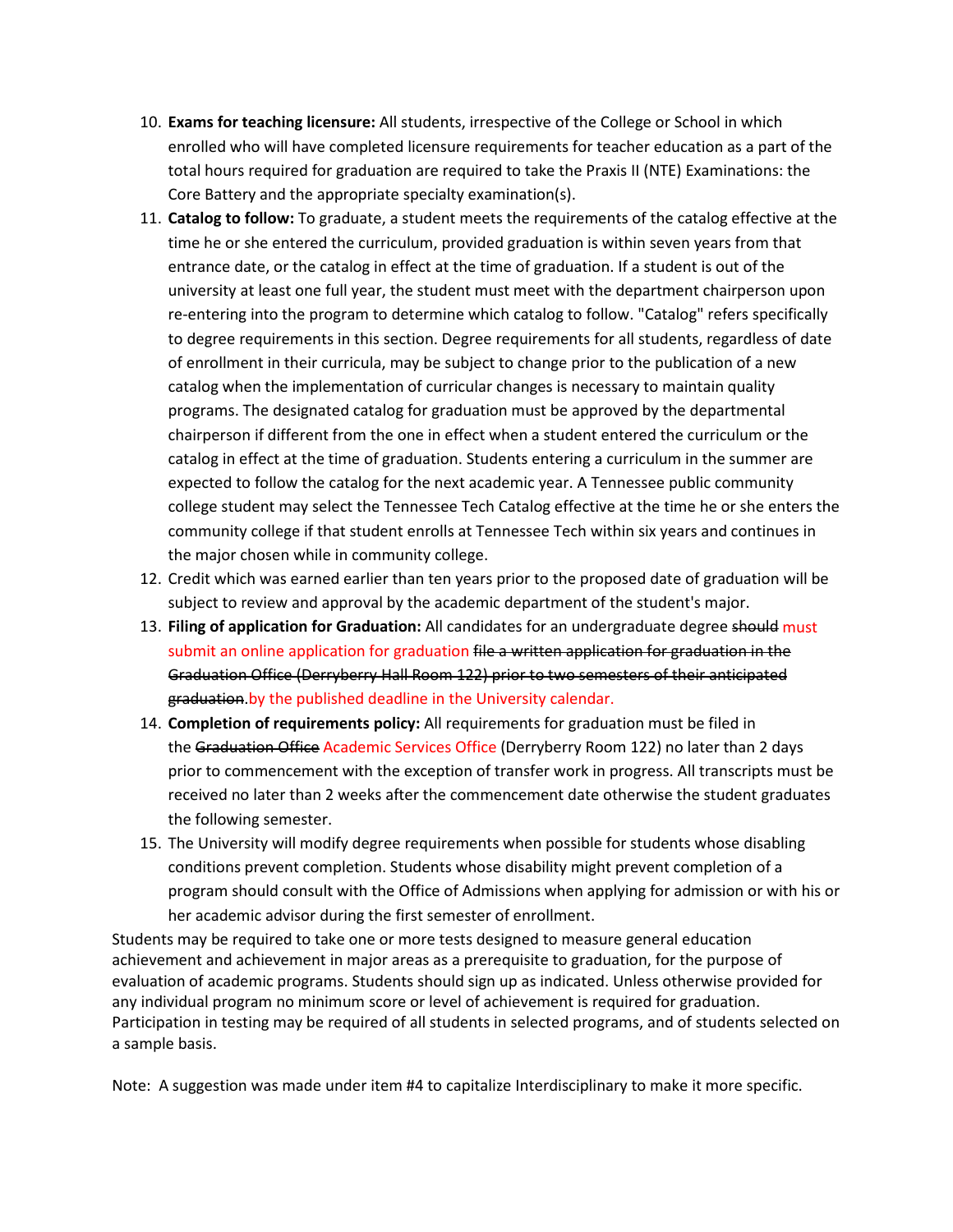10. **Exams for teaching licensure:** All students, irrespective of the College or School in which enrolled who will have completed licensure requirements for teacher education as a part of the total hours required for graduation are required to take the Praxis II (NTE) Examinations: the Core Battery and the appropriate specialty examination(s).
11. **Catalog to follow:** To graduate, a student meets the requirements of the catalog effective at the time he or she entered the curriculum, provided graduation is within seven years from that entrance date, or the catalog in effect at the time of graduation. If a student is out of the university at least one full year, the student must meet with the department chairperson upon re-entering into the program to determine which catalog to follow. "Catalog" refers specifically to degree requirements in this section. Degree requirements for all students, regardless of date of enrollment in their curricula, may be subject to change prior to the publication of a new catalog when the implementation of curricular changes is necessary to maintain quality programs. The designated catalog for graduation must be approved by the departmental chairperson if different from the one in effect when a student entered the curriculum or the catalog in effect at the time of graduation. Students entering a curriculum in the summer are expected to follow the catalog for the next academic year. A Tennessee public community college student may select the Tennessee Tech Catalog effective at the time he or she enters the community college if that student enrolls at Tennessee Tech within six years and continues in the major chosen while in community college.
12. Credit which was earned earlier than ten years prior to the proposed date of graduation will be subject to review and approval by the academic department of the student's major.
13. **Filing of application for Graduation:** All candidates for an undergraduate degree ~~should~~ must submit an online application for graduation ~~file a written application for graduation in the Graduation Office (Derryberry Hall Room 122) prior to two semesters of their anticipated graduation.~~ by the published deadline in the University calendar.
14. **Completion of requirements policy:** All requirements for graduation must be filed in the ~~Graduation Office~~ Academic Services Office (Derryberry Room 122) no later than 2 days prior to commencement with the exception of transfer work in progress. All transcripts must be received no later than 2 weeks after the commencement date otherwise the student graduates the following semester.
15. The University will modify degree requirements when possible for students whose disabling conditions prevent completion. Students whose disability might prevent completion of a program should consult with the Office of Admissions when applying for admission or with his or her academic advisor during the first semester of enrollment.

Students may be required to take one or more tests designed to measure general education achievement and achievement in major areas as a prerequisite to graduation, for the purpose of evaluation of academic programs. Students should sign up as indicated. Unless otherwise provided for any individual program no minimum score or level of achievement is required for graduation. Participation in testing may be required of all students in selected programs, and of students selected on a sample basis.

Note: A suggestion was made under item #4 to capitalize Interdisciplinary to make it more specific.